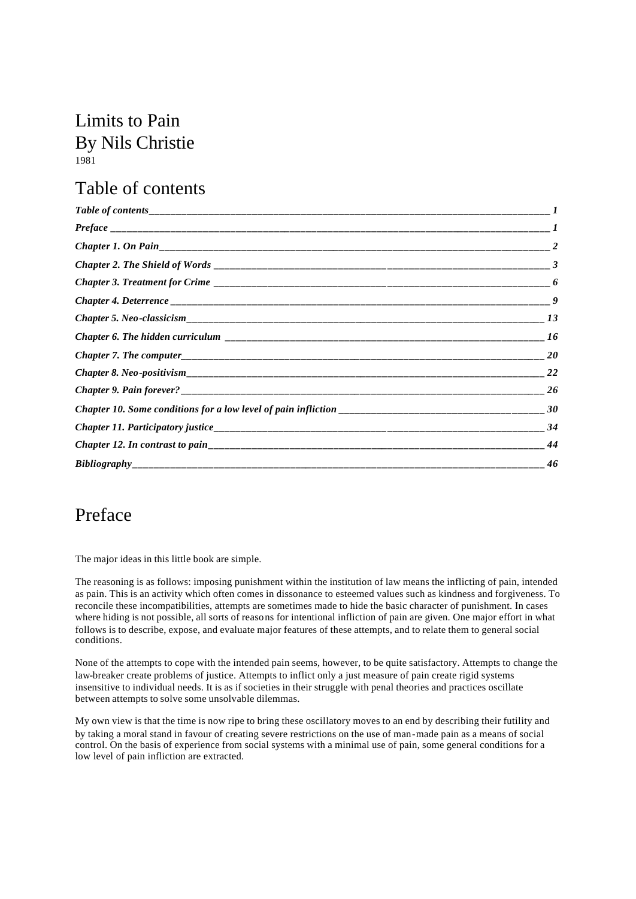# Limits to Pain
# By Nils Christie

1981

## Table of contents

| | |
|---|---|
| *Table of contents* | *1* |
| *Preface* | *1* |
| *Chapter 1. On Pain* | *2* |
| *Chapter 2. The Shield of Words* | *3* |
| *Chapter 3. Treatment for Crime* | *6* |
| *Chapter 4. Deterrence* | *9* |
| *Chapter 5. Neo-classicism* | *13* |
| *Chapter 6. The hidden curriculum* | *16* |
| *Chapter 7. The computer* | *20* |
| *Chapter 8. Neo-positivism* | *22* |
| *Chapter 9. Pain forever?* | *26* |
| *Chapter 10. Some conditions for a low level of pain infliction* | *30* |
| *Chapter 11. Participatory justice* | *34* |
| *Chapter 12. In contrast to pain* | *44* |
| *Bibliography* | *46* |

## Preface

The major ideas in this little book are simple.

The reasoning is as follows: imposing punishment within the institution of law means the inflicting of pain, intended as pain. This is an activity which often comes in dissonance to esteemed values such as kindness and forgiveness. To reconcile these incompatibilities, attempts are sometimes made to hide the basic character of punishment. In cases where hiding is not possible, all sorts of reasons for intentional infliction of pain are given. One major effort in what follows is to describe, expose, and evaluate major features of these attempts, and to relate them to general social conditions.

None of the attempts to cope with the intended pain seems, however, to be quite satisfactory. Attempts to change the law-breaker create problems of justice. Attempts to inflict only a just measure of pain create rigid systems insensitive to individual needs. It is as if societies in their struggle with penal theories and practices oscillate between attempts to solve some unsolvable dilemmas.

My own view is that the time is now ripe to bring these oscillatory moves to an end by describing their futility and by taking a moral stand in favour of creating severe restrictions on the use of man-made pain as a means of social control. On the basis of experience from social systems with a minimal use of pain, some general conditions for a low level of pain infliction are extracted.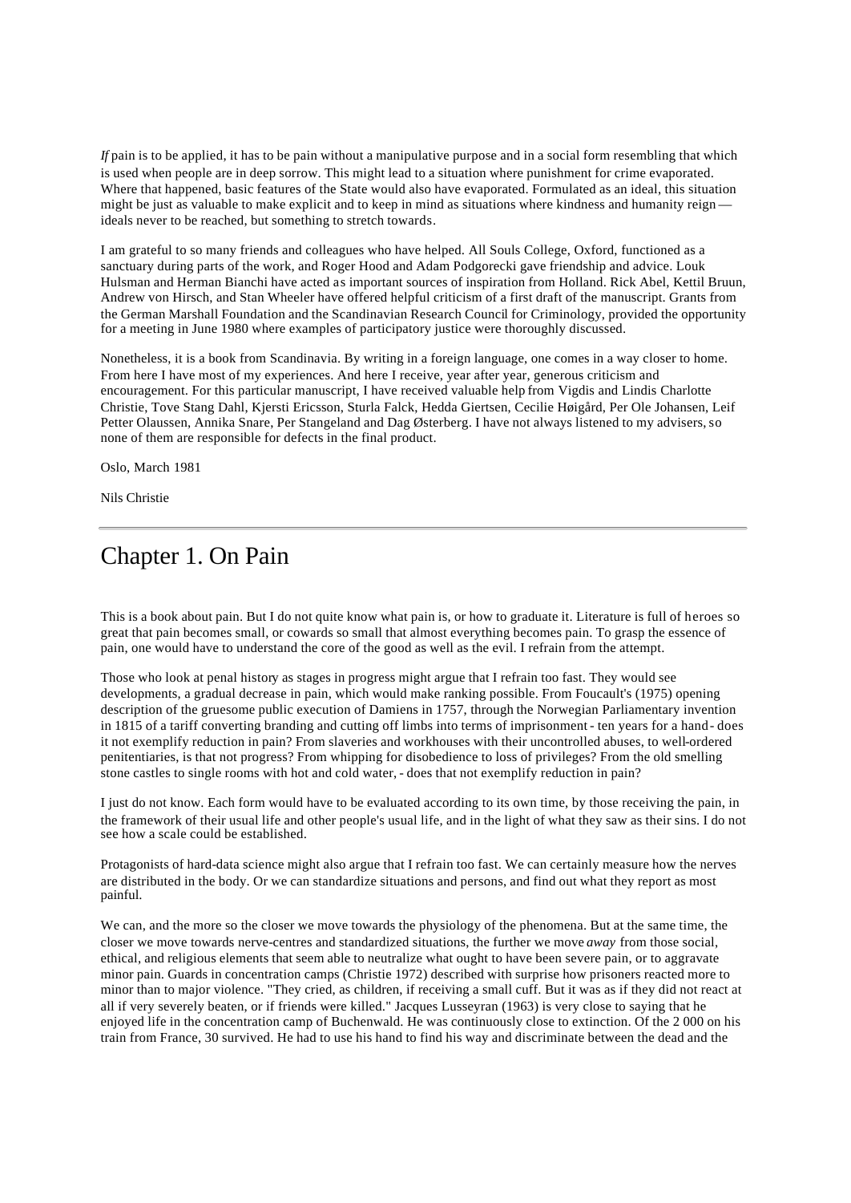*If* pain is to be applied, it has to be pain without a manipulative purpose and in a social form resembling that which is used when people are in deep sorrow. This might lead to a situation where punishment for crime evaporated. Where that happened, basic features of the State would also have evaporated. Formulated as an ideal, this situation might be just as valuable to make explicit and to keep in mind as situations where kindness and humanity reign — ideals never to be reached, but something to stretch towards.

I am grateful to so many friends and colleagues who have helped. All Souls College, Oxford, functioned as a sanctuary during parts of the work, and Roger Hood and Adam Podgorecki gave friendship and advice. Louk Hulsman and Herman Bianchi have acted as important sources of inspiration from Holland. Rick Abel, Kettil Bruun, Andrew von Hirsch, and Stan Wheeler have offered helpful criticism of a first draft of the manuscript. Grants from the German Marshall Foundation and the Scandinavian Research Council for Criminology, provided the opportunity for a meeting in June 1980 where examples of participatory justice were thoroughly discussed.

Nonetheless, it is a book from Scandinavia. By writing in a foreign language, one comes in a way closer to home. From here I have most of my experiences. And here I receive, year after year, generous criticism and encouragement. For this particular manuscript, I have received valuable help from Vigdis and Lindis Charlotte Christie, Tove Stang Dahl, Kjersti Ericsson, Sturla Falck, Hedda Giertsen, Cecilie Høigård, Per Ole Johansen, Leif Petter Olaussen, Annika Snare, Per Stangeland and Dag Østerberg. I have not always listened to my advisers, so none of them are responsible for defects in the final product.

Oslo, March 1981

Nils Christie

---

# Chapter 1. On Pain

This is a book about pain. But I do not quite know what pain is, or how to graduate it. Literature is full of heroes so great that pain becomes small, or cowards so small that almost everything becomes pain. To grasp the essence of pain, one would have to understand the core of the good as well as the evil. I refrain from the attempt.

Those who look at penal history as stages in progress might argue that I refrain too fast. They would see developments, a gradual decrease in pain, which would make ranking possible. From Foucault's (1975) opening description of the gruesome public execution of Damiens in 1757, through the Norwegian Parliamentary invention in 1815 of a tariff converting branding and cutting off limbs into terms of imprisonment - ten years for a hand - does it not exemplify reduction in pain? From slaveries and workhouses with their uncontrolled abuses, to well-ordered penitentiaries, is that not progress? From whipping for disobedience to loss of privileges? From the old smelling stone castles to single rooms with hot and cold water, - does that not exemplify reduction in pain?

I just do not know. Each form would have to be evaluated according to its own time, by those receiving the pain, in the framework of their usual life and other people's usual life, and in the light of what they saw as their sins. I do not see how a scale could be established.

Protagonists of hard-data science might also argue that I refrain too fast. We can certainly measure how the nerves are distributed in the body. Or we can standardize situations and persons, and find out what they report as most painful.

We can, and the more so the closer we move towards the physiology of the phenomena. But at the same time, the closer we move towards nerve-centres and standardized situations, the further we move *away* from those social, ethical, and religious elements that seem able to neutralize what ought to have been severe pain, or to aggravate minor pain. Guards in concentration camps (Christie 1972) described with surprise how prisoners reacted more to minor than to major violence. "They cried, as children, if receiving a small cuff. But it was as if they did not react at all if very severely beaten, or if friends were killed." Jacques Lusseyran (1963) is very close to saying that he enjoyed life in the concentration camp of Buchenwald. He was continuously close to extinction. Of the 2 000 on his train from France, 30 survived. He had to use his hand to find his way and discriminate between the dead and the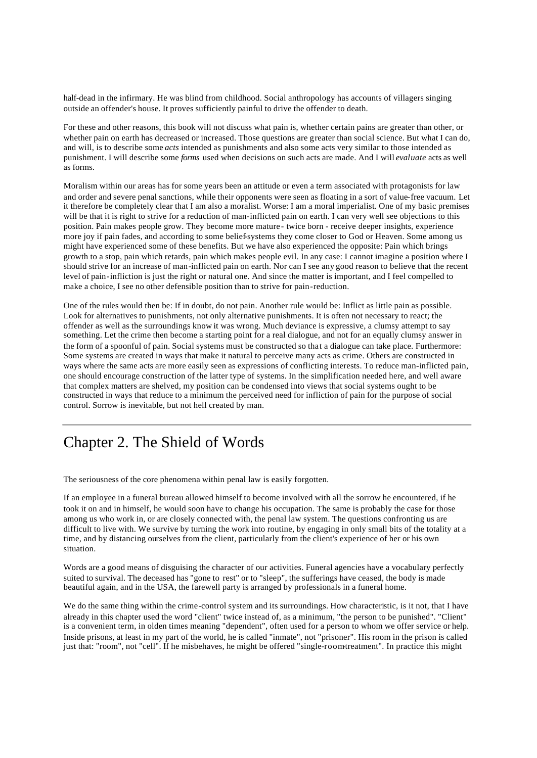half-dead in the infirmary. He was blind from childhood. Social anthropology has accounts of villagers singing outside an offender's house. It proves sufficiently painful to drive the offender to death.

For these and other reasons, this book will not discuss what pain is, whether certain pains are greater than other, or whether pain on earth has decreased or increased. Those questions are greater than social science. But what I can do, and will, is to describe some *acts* intended as punishments and also some acts very similar to those intended as punishment. I will describe some *forms* used when decisions on such acts are made. And I will *evaluate* acts as well as forms.

Moralism within our areas has for some years been an attitude or even a term associated with protagonists for law and order and severe penal sanctions, while their opponents were seen as floating in a sort of value-free vacuum. Let it therefore be completely clear that I am also a moralist. Worse: I am a moral imperialist. One of my basic premises will be that it is right to strive for a reduction of man-inflicted pain on earth. I can very well see objections to this position. Pain makes people grow. They become more mature - twice born - receive deeper insights, experience more joy if pain fades, and according to some belief-systems they come closer to God or Heaven. Some among us might have experienced some of these benefits. But we have also experienced the opposite: Pain which brings growth to a stop, pain which retards, pain which makes people evil. In any case: I cannot imagine a position where I should strive for an increase of man-inflicted pain on earth. Nor can I see any good reason to believe that the recent level of pain-infliction is just the right or natural one. And since the matter is important, and I feel compelled to make a choice, I see no other defensible position than to strive for pain-reduction.

One of the rules would then be: If in doubt, do not pain. Another rule would be: Inflict as little pain as possible. Look for alternatives to punishments, not only alternative punishments. It is often not necessary to react; the offender as well as the surroundings know it was wrong. Much deviance is expressive, a clumsy attempt to say something. Let the crime then become a starting point for a real dialogue, and not for an equally clumsy answer in the form of a spoonful of pain. Social systems must be constructed so that a dialogue can take place. Furthermore: Some systems are created in ways that make it natural to perceive many acts as crime. Others are constructed in ways where the same acts are more easily seen as expressions of conflicting interests. To reduce man-inflicted pain, one should encourage construction of the latter type of systems. In the simplification needed here, and well aware that complex matters are shelved, my position can be condensed into views that social systems ought to be constructed in ways that reduce to a minimum the perceived need for infliction of pain for the purpose of social control. Sorrow is inevitable, but not hell created by man.

---

# Chapter 2. The Shield of Words

The seriousness of the core phenomena within penal law is easily forgotten.

If an employee in a funeral bureau allowed himself to become involved with all the sorrow he encountered, if he took it on and in himself, he would soon have to change his occupation. The same is probably the case for those among us who work in, or are closely connected with, the penal law system. The questions confronting us are difficult to live with. We survive by turning the work into routine, by engaging in only small bits of the totality at a time, and by distancing ourselves from the client, particularly from the client's experience of her or his own situation.

Words are a good means of disguising the character of our activities. Funeral agencies have a vocabulary perfectly suited to survival. The deceased has "gone to rest" or to "sleep", the sufferings have ceased, the body is made beautiful again, and in the USA, the farewell party is arranged by professionals in a funeral home.

We do the same thing within the crime-control system and its surroundings. How characteristic, is it not, that I have already in this chapter used the word "client" twice instead of, as a minimum, "the person to be punished". "Client" is a convenient term, in olden times meaning "dependent", often used for a person to whom we offer service or help. Inside prisons, at least in my part of the world, he is called "inmate", not "prisoner". His room in the prison is called just that: "room", not "cell". If he misbehaves, he might be offered "single-room-treatment". In practice this might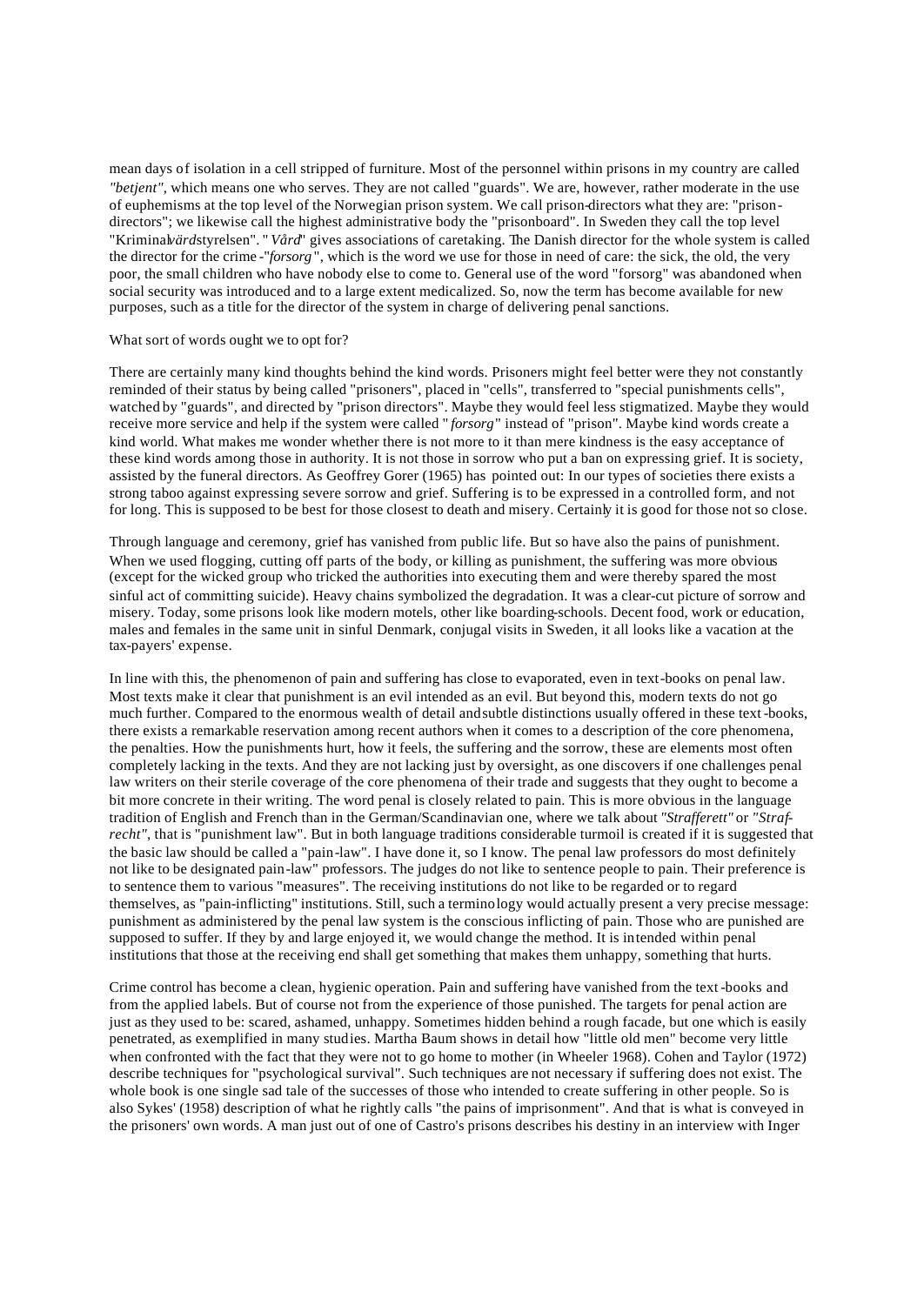mean days of isolation in a cell stripped of furniture. Most of the personnel within prisons in my country are called *"betjent"*, which means one who serves. They are not called "guards". We are, however, rather moderate in the use of euphemisms at the top level of the Norwegian prison system. We call prison-directors what they are: "prison-directors"; we likewise call the highest administrative body the "prisonboard". In Sweden they call the top level "Kriminal*värd*styrelsen". "*Vård*" gives associations of caretaking. The Danish director for the whole system is called the director for the crime-"*forsorg*", which is the word we use for those in need of care: the sick, the old, the very poor, the small children who have nobody else to come to. General use of the word "forsorg" was abandoned when social security was introduced and to a large extent medicalized. So, now the term has become available for new purposes, such as a title for the director of the system in charge of delivering penal sanctions.

What sort of words ought we to opt for?

There are certainly many kind thoughts behind the kind words. Prisoners might feel better were they not constantly reminded of their status by being called "prisoners", placed in "cells", transferred to "special punishments cells", watched by "guards", and directed by "prison directors". Maybe they would feel less stigmatized. Maybe they would receive more service and help if the system were called "*forsorg*" instead of "prison". Maybe kind words create a kind world. What makes me wonder whether there is not more to it than mere kindness is the easy acceptance of these kind words among those in authority. It is not those in sorrow who put a ban on expressing grief. It is society, assisted by the funeral directors. As Geoffrey Gorer (1965) has pointed out: In our types of societies there exists a strong taboo against expressing severe sorrow and grief. Suffering is to be expressed in a controlled form, and not for long. This is supposed to be best for those closest to death and misery. Certainly it is good for those not so close.

Through language and ceremony, grief has vanished from public life. But so have also the pains of punishment. When we used flogging, cutting off parts of the body, or killing as punishment, the suffering was more obvious (except for the wicked group who tricked the authorities into executing them and were thereby spared the most sinful act of committing suicide). Heavy chains symbolized the degradation. It was a clear-cut picture of sorrow and misery. Today, some prisons look like modern motels, other like boarding-schools. Decent food, work or education, males and females in the same unit in sinful Denmark, conjugal visits in Sweden, it all looks like a vacation at the tax-payers' expense.

In line with this, the phenomenon of pain and suffering has close to evaporated, even in text-books on penal law. Most texts make it clear that punishment is an evil intended as an evil. But beyond this, modern texts do not go much further. Compared to the enormous wealth of detail and subtle distinctions usually offered in these text-books, there exists a remarkable reservation among recent authors when it comes to a description of the core phenomena, the penalties. How the punishments hurt, how it feels, the suffering and the sorrow, these are elements most often completely lacking in the texts. And they are not lacking just by oversight, as one discovers if one challenges penal law writers on their sterile coverage of the core phenomena of their trade and suggests that they ought to become a bit more concrete in their writing. The word penal is closely related to pain. This is more obvious in the language tradition of English and French than in the German/Scandinavian one, where we talk about *"Strafferett"* or *"Straf-recht"*, that is "punishment law". But in both language traditions considerable turmoil is created if it is suggested that the basic law should be called a "pain-law". I have done it, so I know. The penal law professors do most definitely not like to be designated pain-law" professors. The judges do not like to sentence people to pain. Their preference is to sentence them to various "measures". The receiving institutions do not like to be regarded or to regard themselves, as "pain-inflicting" institutions. Still, such a terminology would actually present a very precise message: punishment as administered by the penal law system is the conscious inflicting of pain. Those who are punished are supposed to suffer. If they by and large enjoyed it, we would change the method. It is intended within penal institutions that those at the receiving end shall get something that makes them unhappy, something that hurts.

Crime control has become a clean, hygienic operation. Pain and suffering have vanished from the text-books and from the applied labels. But of course not from the experience of those punished. The targets for penal action are just as they used to be: scared, ashamed, unhappy. Sometimes hidden behind a rough facade, but one which is easily penetrated, as exemplified in many studies. Martha Baum shows in detail how "little old men" become very little when confronted with the fact that they were not to go home to mother (in Wheeler 1968). Cohen and Taylor (1972) describe techniques for "psychological survival". Such techniques are not necessary if suffering does not exist. The whole book is one single sad tale of the successes of those who intended to create suffering in other people. So is also Sykes' (1958) description of what he rightly calls "the pains of imprisonment". And that is what is conveyed in the prisoners' own words. A man just out of one of Castro's prisons describes his destiny in an interview with Inger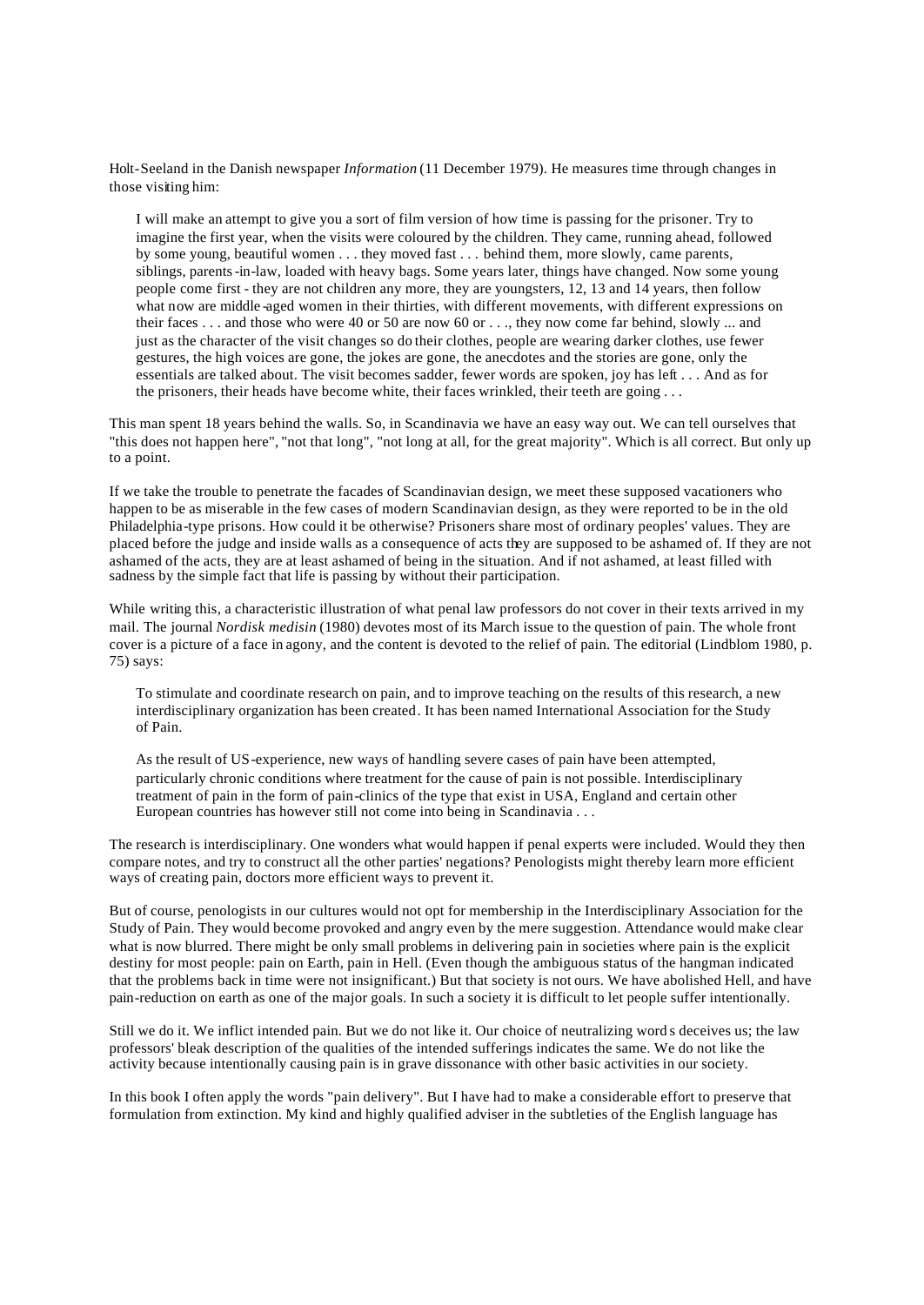Holt-Seeland in the Danish newspaper *Information* (11 December 1979). He measures time through changes in those visiting him:

> I will make an attempt to give you a sort of film version of how time is passing for the prisoner. Try to imagine the first year, when the visits were coloured by the children. They came, running ahead, followed by some young, beautiful women . . . they moved fast . . . behind them, more slowly, came parents, siblings, parents-in-law, loaded with heavy bags. Some years later, things have changed. Now some young people come first - they are not children any more, they are youngsters, 12, 13 and 14 years, then follow what now are middle-aged women in their thirties, with different movements, with different expressions on their faces . . . and those who were 40 or 50 are now 60 or . . ., they now come far behind, slowly ... and just as the character of the visit changes so do their clothes, people are wearing darker clothes, use fewer gestures, the high voices are gone, the jokes are gone, the anecdotes and the stories are gone, only the essentials are talked about. The visit becomes sadder, fewer words are spoken, joy has left . . . And as for the prisoners, their heads have become white, their faces wrinkled, their teeth are going . . .

This man spent 18 years behind the walls. So, in Scandinavia we have an easy way out. We can tell ourselves that "this does not happen here", "not that long", "not long at all, for the great majority". Which is all correct. But only up to a point.

If we take the trouble to penetrate the facades of Scandinavian design, we meet these supposed vacationers who happen to be as miserable in the few cases of modern Scandinavian design, as they were reported to be in the old Philadelphia-type prisons. How could it be otherwise? Prisoners share most of ordinary peoples' values. They are placed before the judge and inside walls as a consequence of acts they are supposed to be ashamed of. If they are not ashamed of the acts, they are at least ashamed of being in the situation. And if not ashamed, at least filled with sadness by the simple fact that life is passing by without their participation.

While writing this, a characteristic illustration of what penal law professors do not cover in their texts arrived in my mail. The journal *Nordisk medisin* (1980) devotes most of its March issue to the question of pain. The whole front cover is a picture of a face in agony, and the content is devoted to the relief of pain. The editorial (Lindblom 1980, p. 75) says:

> To stimulate and coordinate research on pain, and to improve teaching on the results of this research, a new interdisciplinary organization has been created. It has been named International Association for the Study of Pain.
>
> As the result of US-experience, new ways of handling severe cases of pain have been attempted, particularly chronic conditions where treatment for the cause of pain is not possible. Interdisciplinary treatment of pain in the form of pain-clinics of the type that exist in USA, England and certain other European countries has however still not come into being in Scandinavia . . .

The research is interdisciplinary. One wonders what would happen if penal experts were included. Would they then compare notes, and try to construct all the other parties' negations? Penologists might thereby learn more efficient ways of creating pain, doctors more efficient ways to prevent it.

But of course, penologists in our cultures would not opt for membership in the Interdisciplinary Association for the Study of Pain. They would become provoked and angry even by the mere suggestion. Attendance would make clear what is now blurred. There might be only small problems in delivering pain in societies where pain is the explicit destiny for most people: pain on Earth, pain in Hell. (Even though the ambiguous status of the hangman indicated that the problems back in time were not insignificant.) But that society is not ours. We have abolished Hell, and have pain-reduction on earth as one of the major goals. In such a society it is difficult to let people suffer intentionally.

Still we do it. We inflict intended pain. But we do not like it. Our choice of neutralizing words deceives us; the law professors' bleak description of the qualities of the intended sufferings indicates the same. We do not like the activity because intentionally causing pain is in grave dissonance with other basic activities in our society.

In this book I often apply the words "pain delivery". But I have had to make a considerable effort to preserve that formulation from extinction. My kind and highly qualified adviser in the subtleties of the English language has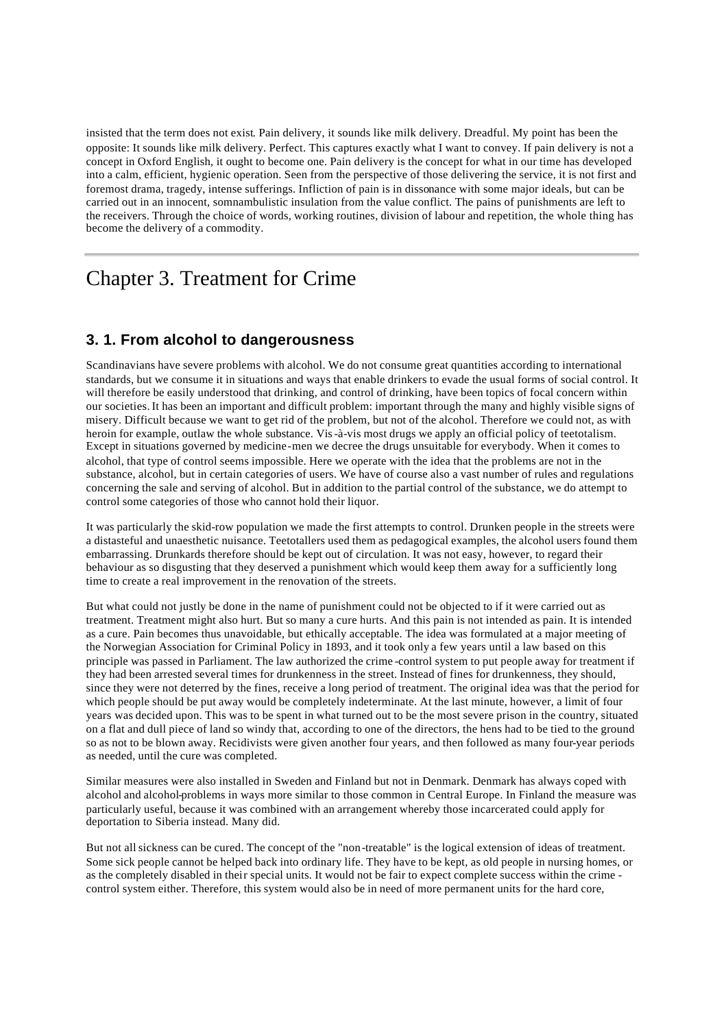insisted that the term does not exist. Pain delivery, it sounds like milk delivery. Dreadful. My point has been the opposite: It sounds like milk delivery. Perfect. This captures exactly what I want to convey. If pain delivery is not a concept in Oxford English, it ought to become one. Pain delivery is the concept for what in our time has developed into a calm, efficient, hygienic operation. Seen from the perspective of those delivering the service, it is not first and foremost drama, tragedy, intense sufferings. Infliction of pain is in dissonance with some major ideals, but can be carried out in an innocent, somnambulistic insulation from the value conflict. The pains of punishments are left to the receivers. Through the choice of words, working routines, division of labour and repetition, the whole thing has become the delivery of a commodity.

# Chapter 3. Treatment for Crime

## 3. 1. From alcohol to dangerousness

Scandinavians have severe problems with alcohol. We do not consume great quantities according to international standards, but we consume it in situations and ways that enable drinkers to evade the usual forms of social control. It will therefore be easily understood that drinking, and control of drinking, have been topics of focal concern within our societies. It has been an important and difficult problem: important through the many and highly visible signs of misery. Difficult because we want to get rid of the problem, but not of the alcohol. Therefore we could not, as with heroin for example, outlaw the whole substance. Vis-à-vis most drugs we apply an official policy of teetotalism. Except in situations governed by medicine-men we decree the drugs unsuitable for everybody. When it comes to alcohol, that type of control seems impossible. Here we operate with the idea that the problems are not in the substance, alcohol, but in certain categories of users. We have of course also a vast number of rules and regulations concerning the sale and serving of alcohol. But in addition to the partial control of the substance, we do attempt to control some categories of those who cannot hold their liquor.

It was particularly the skid-row population we made the first attempts to control. Drunken people in the streets were a distasteful and unaesthetic nuisance. Teetotallers used them as pedagogical examples, the alcohol users found them embarrassing. Drunkards therefore should be kept out of circulation. It was not easy, however, to regard their behaviour as so disgusting that they deserved a punishment which would keep them away for a sufficiently long time to create a real improvement in the renovation of the streets.

But what could not justly be done in the name of punishment could not be objected to if it were carried out as treatment. Treatment might also hurt. But so many a cure hurts. And this pain is not intended as pain. It is intended as a cure. Pain becomes thus unavoidable, but ethically acceptable. The idea was formulated at a major meeting of the Norwegian Association for Criminal Policy in 1893, and it took only a few years until a law based on this principle was passed in Parliament. The law authorized the crime-control system to put people away for treatment if they had been arrested several times for drunkenness in the street. Instead of fines for drunkenness, they should, since they were not deterred by the fines, receive a long period of treatment. The original idea was that the period for which people should be put away would be completely indeterminate. At the last minute, however, a limit of four years was decided upon. This was to be spent in what turned out to be the most severe prison in the country, situated on a flat and dull piece of land so windy that, according to one of the directors, the hens had to be tied to the ground so as not to be blown away. Recidivists were given another four years, and then followed as many four-year periods as needed, until the cure was completed.

Similar measures were also installed in Sweden and Finland but not in Denmark. Denmark has always coped with alcohol and alcohol-problems in ways more similar to those common in Central Europe. In Finland the measure was particularly useful, because it was combined with an arrangement whereby those incarcerated could apply for deportation to Siberia instead. Many did.

But not all sickness can be cured. The concept of the "non-treatable" is the logical extension of ideas of treatment. Some sick people cannot be helped back into ordinary life. They have to be kept, as old people in nursing homes, or as the completely disabled in their special units. It would not be fair to expect complete success within the crime-control system either. Therefore, this system would also be in need of more permanent units for the hard core,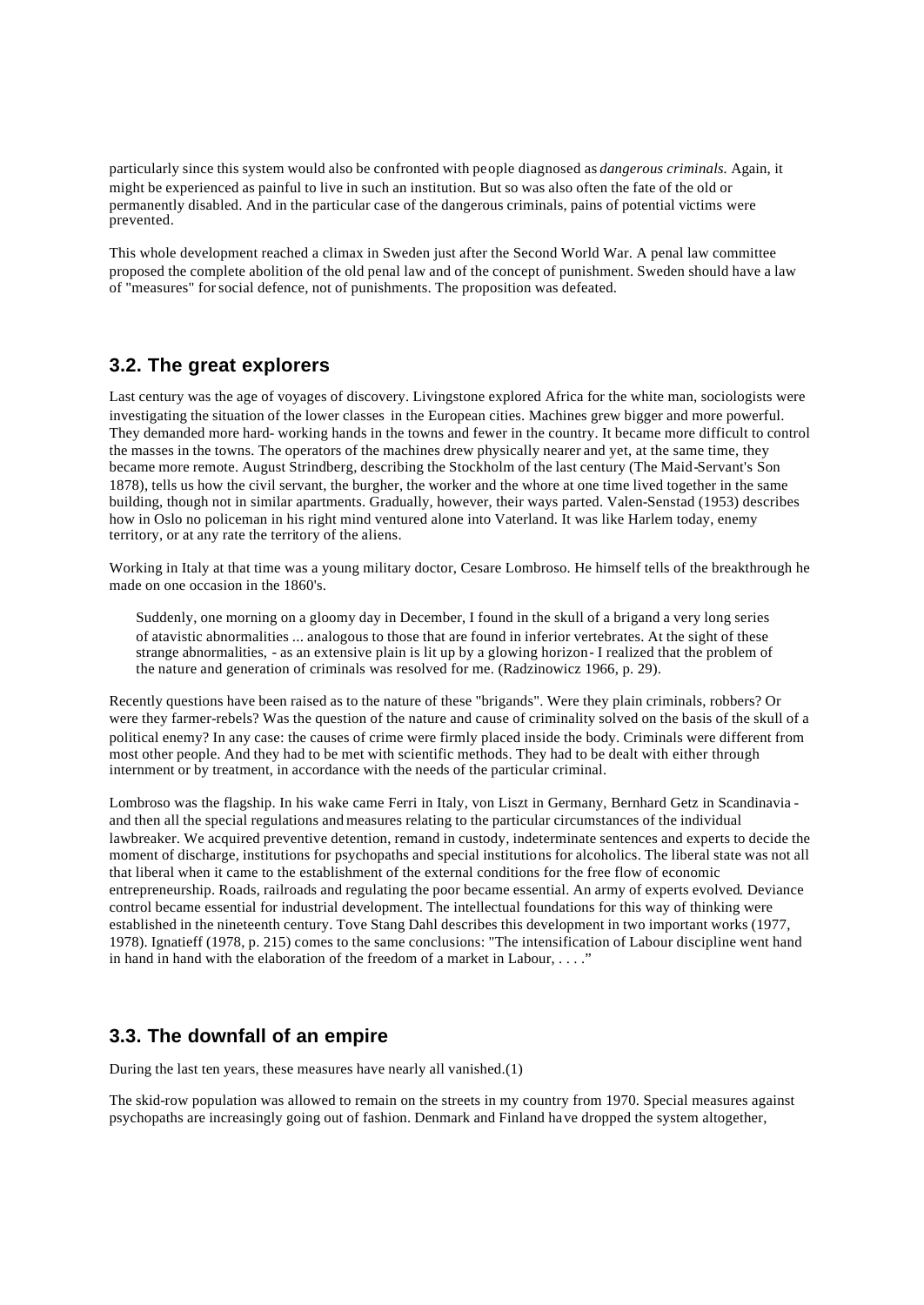particularly since this system would also be confronted with people diagnosed as *dangerous criminals.* Again, it might be experienced as painful to live in such an institution. But so was also often the fate of the old or permanently disabled. And in the particular case of the dangerous criminals, pains of potential victims were prevented.

This whole development reached a climax in Sweden just after the Second World War. A penal law committee proposed the complete abolition of the old penal law and of the concept of punishment. Sweden should have a law of "measures" for social defence, not of punishments. The proposition was defeated.

## 3.2. The great explorers

Last century was the age of voyages of discovery. Livingstone explored Africa for the white man, sociologists were investigating the situation of the lower classes in the European cities. Machines grew bigger and more powerful. They demanded more hard- working hands in the towns and fewer in the country. It became more difficult to control the masses in the towns. The operators of the machines drew physically nearer and yet, at the same time, they became more remote. August Strindberg, describing the Stockholm of the last century (The Maid-Servant's Son 1878), tells us how the civil servant, the burgher, the worker and the whore at one time lived together in the same building, though not in similar apartments. Gradually, however, their ways parted. Valen-Senstad (1953) describes how in Oslo no policeman in his right mind ventured alone into Vaterland. It was like Harlem today, enemy territory, or at any rate the territory of the aliens.

Working in Italy at that time was a young military doctor, Cesare Lombroso. He himself tells of the breakthrough he made on one occasion in the 1860's.

> Suddenly, one morning on a gloomy day in December, I found in the skull of a brigand a very long series of atavistic abnormalities ... analogous to those that are found in inferior vertebrates. At the sight of these strange abnormalities, - as an extensive plain is lit up by a glowing horizon- I realized that the problem of the nature and generation of criminals was resolved for me. (Radzinowicz 1966, p. 29).

Recently questions have been raised as to the nature of these "brigands". Were they plain criminals, robbers? Or were they farmer-rebels? Was the question of the nature and cause of criminality solved on the basis of the skull of a political enemy? In any case: the causes of crime were firmly placed inside the body. Criminals were different from most other people. And they had to be met with scientific methods. They had to be dealt with either through internment or by treatment, in accordance with the needs of the particular criminal.

Lombroso was the flagship. In his wake came Ferri in Italy, von Liszt in Germany, Bernhard Getz in Scandinavia - and then all the special regulations and measures relating to the particular circumstances of the individual lawbreaker. We acquired preventive detention, remand in custody, indeterminate sentences and experts to decide the moment of discharge, institutions for psychopaths and special institutions for alcoholics. The liberal state was not all that liberal when it came to the establishment of the external conditions for the free flow of economic entrepreneurship. Roads, railroads and regulating the poor became essential. An army of experts evolved. Deviance control became essential for industrial development. The intellectual foundations for this way of thinking were established in the nineteenth century. Tove Stang Dahl describes this development in two important works (1977, 1978). Ignatieff (1978, p. 215) comes to the same conclusions: "The intensification of Labour discipline went hand in hand with the elaboration of the freedom of a market in Labour, . . . ."

## 3.3. The downfall of an empire

During the last ten years, these measures have nearly all vanished.(1)

The skid-row population was allowed to remain on the streets in my country from 1970. Special measures against psychopaths are increasingly going out of fashion. Denmark and Finland have dropped the system altogether,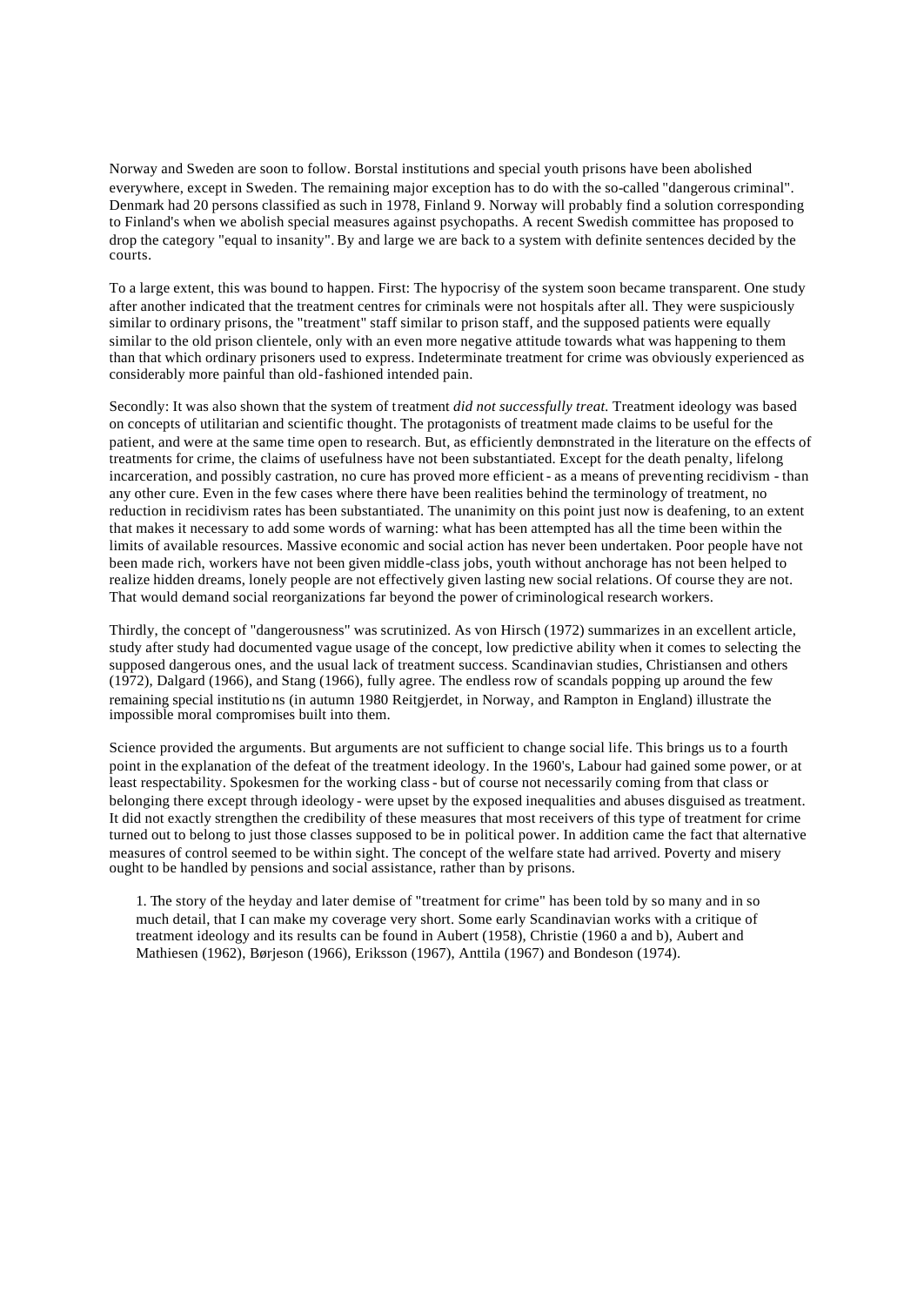Norway and Sweden are soon to follow. Borstal institutions and special youth prisons have been abolished everywhere, except in Sweden. The remaining major exception has to do with the so-called "dangerous criminal". Denmark had 20 persons classified as such in 1978, Finland 9. Norway will probably find a solution corresponding to Finland's when we abolish special measures against psychopaths. A recent Swedish committee has proposed to drop the category "equal to insanity". By and large we are back to a system with definite sentences decided by the courts.

To a large extent, this was bound to happen. First: The hypocrisy of the system soon became transparent. One study after another indicated that the treatment centres for criminals were not hospitals after all. They were suspiciously similar to ordinary prisons, the "treatment" staff similar to prison staff, and the supposed patients were equally similar to the old prison clientele, only with an even more negative attitude towards what was happening to them than that which ordinary prisoners used to express. Indeterminate treatment for crime was obviously experienced as considerably more painful than old-fashioned intended pain.

Secondly: It was also shown that the system of treatment *did not successfully treat.* Treatment ideology was based on concepts of utilitarian and scientific thought. The protagonists of treatment made claims to be useful for the patient, and were at the same time open to research. But, as efficiently demonstrated in the literature on the effects of treatments for crime, the claims of usefulness have not been substantiated. Except for the death penalty, lifelong incarceration, and possibly castration, no cure has proved more efficient - as a means of preventing recidivism - than any other cure. Even in the few cases where there have been realities behind the terminology of treatment, no reduction in recidivism rates has been substantiated. The unanimity on this point just now is deafening, to an extent that makes it necessary to add some words of warning: what has been attempted has all the time been within the limits of available resources. Massive economic and social action has never been undertaken. Poor people have not been made rich, workers have not been given middle-class jobs, youth without anchorage has not been helped to realize hidden dreams, lonely people are not effectively given lasting new social relations. Of course they are not. That would demand social reorganizations far beyond the power of criminological research workers.

Thirdly, the concept of "dangerousness" was scrutinized. As von Hirsch (1972) summarizes in an excellent article, study after study had documented vague usage of the concept, low predictive ability when it comes to selecting the supposed dangerous ones, and the usual lack of treatment success. Scandinavian studies, Christiansen and others (1972), Dalgard (1966), and Stang (1966), fully agree. The endless row of scandals popping up around the few remaining special institutions (in autumn 1980 Reitgjerdet, in Norway, and Rampton in England) illustrate the impossible moral compromises built into them.

Science provided the arguments. But arguments are not sufficient to change social life. This brings us to a fourth point in the explanation of the defeat of the treatment ideology. In the 1960's, Labour had gained some power, or at least respectability. Spokesmen for the working class - but of course not necessarily coming from that class or belonging there except through ideology - were upset by the exposed inequalities and abuses disguised as treatment. It did not exactly strengthen the credibility of these measures that most receivers of this type of treatment for crime turned out to belong to just those classes supposed to be in political power. In addition came the fact that alternative measures of control seemed to be within sight. The concept of the welfare state had arrived. Poverty and misery ought to be handled by pensions and social assistance, rather than by prisons.

1. The story of the heyday and later demise of "treatment for crime" has been told by so many and in so much detail, that I can make my coverage very short. Some early Scandinavian works with a critique of treatment ideology and its results can be found in Aubert (1958), Christie (1960 a and b), Aubert and Mathiesen (1962), Børjeson (1966), Eriksson (1967), Anttila (1967) and Bondeson (1974).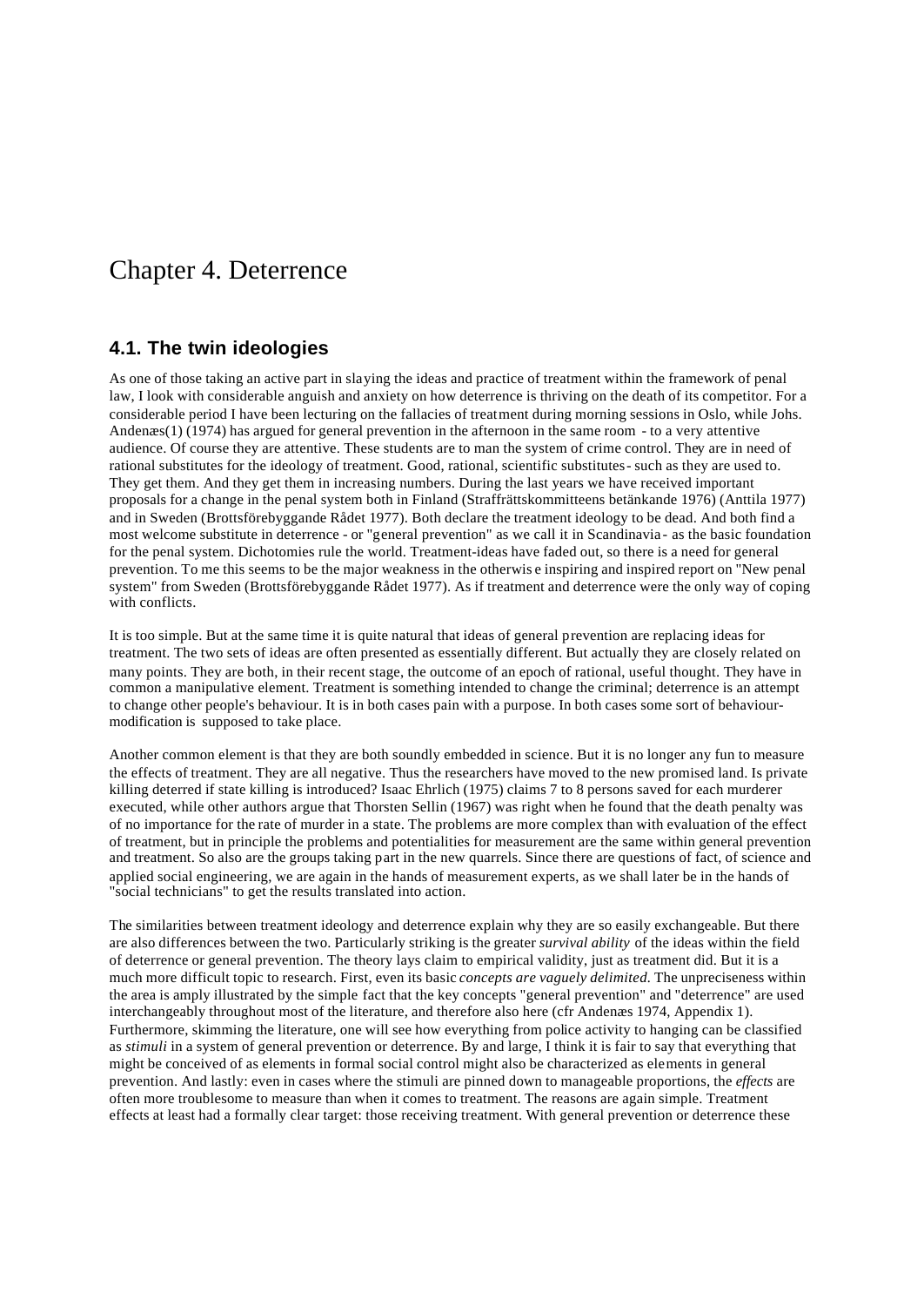# Chapter 4. Deterrence

## 4.1. The twin ideologies

As one of those taking an active part in slaying the ideas and practice of treatment within the framework of penal law, I look with considerable anguish and anxiety on how deterrence is thriving on the death of its competitor. For a considerable period I have been lecturing on the fallacies of treatment during morning sessions in Oslo, while Johs. Andenæs(1) (1974) has argued for general prevention in the afternoon in the same room - to a very attentive audience. Of course they are attentive. These students are to man the system of crime control. They are in need of rational substitutes for the ideology of treatment. Good, rational, scientific substitutes- such as they are used to. They get them. And they get them in increasing numbers. During the last years we have received important proposals for a change in the penal system both in Finland (Straffrättskommitteens betänkande 1976) (Anttila 1977) and in Sweden (Brottsförebyggande Rådet 1977). Both declare the treatment ideology to be dead. And both find a most welcome substitute in deterrence - or "general prevention" as we call it in Scandinavia- as the basic foundation for the penal system. Dichotomies rule the world. Treatment-ideas have faded out, so there is a need for general prevention. To me this seems to be the major weakness in the otherwise inspiring and inspired report on "New penal system" from Sweden (Brottsförebyggande Rådet 1977). As if treatment and deterrence were the only way of coping with conflicts.

It is too simple. But at the same time it is quite natural that ideas of general prevention are replacing ideas for treatment. The two sets of ideas are often presented as essentially different. But actually they are closely related on many points. They are both, in their recent stage, the outcome of an epoch of rational, useful thought. They have in common a manipulative element. Treatment is something intended to change the criminal; deterrence is an attempt to change other people's behaviour. It is in both cases pain with a purpose. In both cases some sort of behaviour-modification is supposed to take place.

Another common element is that they are both soundly embedded in science. But it is no longer any fun to measure the effects of treatment. They are all negative. Thus the researchers have moved to the new promised land. Is private killing deterred if state killing is introduced? Isaac Ehrlich (1975) claims 7 to 8 persons saved for each murderer executed, while other authors argue that Thorsten Sellin (1967) was right when he found that the death penalty was of no importance for the rate of murder in a state. The problems are more complex than with evaluation of the effect of treatment, but in principle the problems and potentialities for measurement are the same within general prevention and treatment. So also are the groups taking part in the new quarrels. Since there are questions of fact, of science and applied social engineering, we are again in the hands of measurement experts, as we shall later be in the hands of "social technicians" to get the results translated into action.

The similarities between treatment ideology and deterrence explain why they are so easily exchangeable. But there are also differences between the two. Particularly striking is the greater *survival ability* of the ideas within the field of deterrence or general prevention. The theory lays claim to empirical validity, just as treatment did. But it is a much more difficult topic to research. First, even its basic *concepts are vaguely delimited*. The unpreciseness within the area is amply illustrated by the simple fact that the key concepts "general prevention" and "deterrence" are used interchangeably throughout most of the literature, and therefore also here (cfr Andenæs 1974, Appendix 1). Furthermore, skimming the literature, one will see how everything from police activity to hanging can be classified as *stimuli* in a system of general prevention or deterrence. By and large, I think it is fair to say that everything that might be conceived of as elements in formal social control might also be characterized as elements in general prevention. And lastly: even in cases where the stimuli are pinned down to manageable proportions, the *effects* are often more troublesome to measure than when it comes to treatment. The reasons are again simple. Treatment effects at least had a formally clear target: those receiving treatment. With general prevention or deterrence these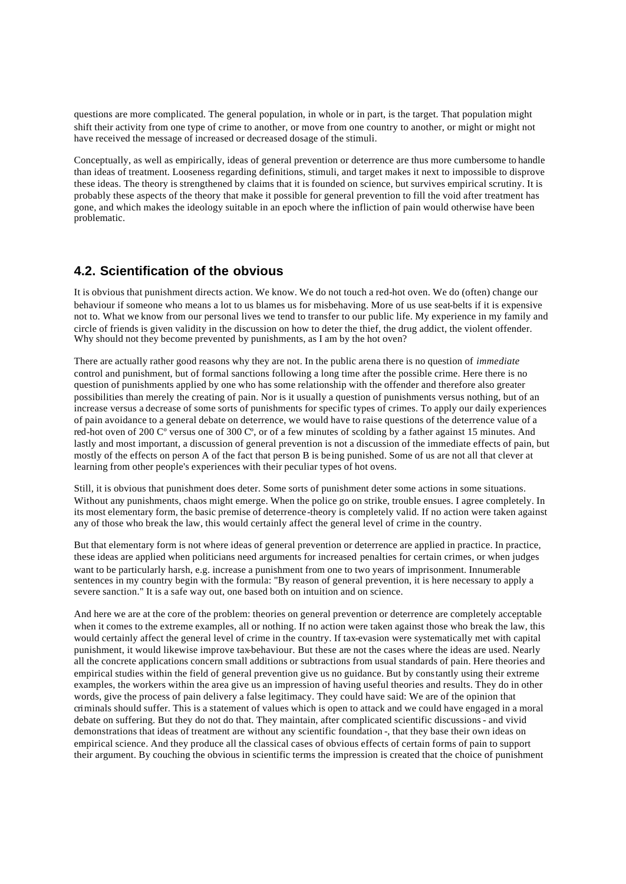questions are more complicated. The general population, in whole or in part, is the target. That population might shift their activity from one type of crime to another, or move from one country to another, or might or might not have received the message of increased or decreased dosage of the stimuli.

Conceptually, as well as empirically, ideas of general prevention or deterrence are thus more cumbersome to handle than ideas of treatment. Looseness regarding definitions, stimuli, and target makes it next to impossible to disprove these ideas. The theory is strengthened by claims that it is founded on science, but survives empirical scrutiny. It is probably these aspects of the theory that make it possible for general prevention to fill the void after treatment has gone, and which makes the ideology suitable in an epoch where the infliction of pain would otherwise have been problematic.

## 4.2. Scientification of the obvious

It is obvious that punishment directs action. We know. We do not touch a red-hot oven. We do (often) change our behaviour if someone who means a lot to us blames us for misbehaving. More of us use seat-belts if it is expensive not to. What we know from our personal lives we tend to transfer to our public life. My experience in my family and circle of friends is given validity in the discussion on how to deter the thief, the drug addict, the violent offender. Why should not they become prevented by punishments, as I am by the hot oven?

There are actually rather good reasons why they are not. In the public arena there is no question of *immediate* control and punishment, but of formal sanctions following a long time after the possible crime. Here there is no question of punishments applied by one who has some relationship with the offender and therefore also greater possibilities than merely the creating of pain. Nor is it usually a question of punishments versus nothing, but of an increase versus a decrease of some sorts of punishments for specific types of crimes. To apply our daily experiences of pain avoidance to a general debate on deterrence, we would have to raise questions of the deterrence value of a red-hot oven of 200 Cº versus one of 300 Cº, or of a few minutes of scolding by a father against 15 minutes. And lastly and most important, a discussion of general prevention is not a discussion of the immediate effects of pain, but mostly of the effects on person A of the fact that person B is being punished. Some of us are not all that clever at learning from other people's experiences with their peculiar types of hot ovens.

Still, it is obvious that punishment does deter. Some sorts of punishment deter some actions in some situations. Without any punishments, chaos might emerge. When the police go on strike, trouble ensues. I agree completely. In its most elementary form, the basic premise of deterrence-theory is completely valid. If no action were taken against any of those who break the law, this would certainly affect the general level of crime in the country.

But that elementary form is not where ideas of general prevention or deterrence are applied in practice. In practice, these ideas are applied when politicians need arguments for increased penalties for certain crimes, or when judges want to be particularly harsh, e.g. increase a punishment from one to two years of imprisonment. Innumerable sentences in my country begin with the formula: "By reason of general prevention, it is here necessary to apply a severe sanction." It is a safe way out, one based both on intuition and on science.

And here we are at the core of the problem: theories on general prevention or deterrence are completely acceptable when it comes to the extreme examples, all or nothing. If no action were taken against those who break the law, this would certainly affect the general level of crime in the country. If tax-evasion were systematically met with capital punishment, it would likewise improve tax-behaviour. But these are not the cases where the ideas are used. Nearly all the concrete applications concern small additions or subtractions from usual standards of pain. Here theories and empirical studies within the field of general prevention give us no guidance. But by constantly using their extreme examples, the workers within the area give us an impression of having useful theories and results. They do in other words, give the process of pain delivery a false legitimacy. They could have said: We are of the opinion that criminals should suffer. This is a statement of values which is open to attack and we could have engaged in a moral debate on suffering. But they do not do that. They maintain, after complicated scientific discussions - and vivid demonstrations that ideas of treatment are without any scientific foundation -, that they base their own ideas on empirical science. And they produce all the classical cases of obvious effects of certain forms of pain to support their argument. By couching the obvious in scientific terms the impression is created that the choice of punishment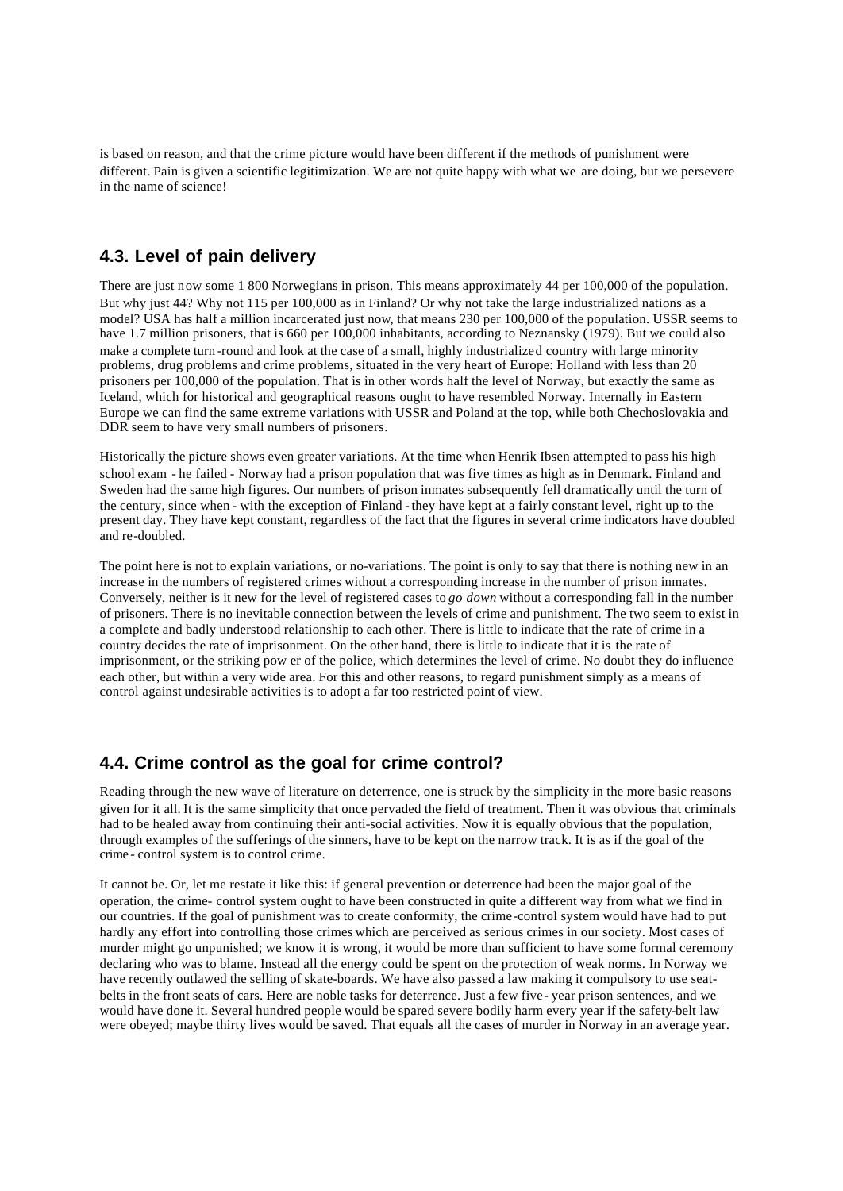is based on reason, and that the crime picture would have been different if the methods of punishment were different. Pain is given a scientific legitimization. We are not quite happy with what we are doing, but we persevere in the name of science!

## 4.3. Level of pain delivery

There are just now some 1 800 Norwegians in prison. This means approximately 44 per 100,000 of the population. But why just 44? Why not 115 per 100,000 as in Finland? Or why not take the large industrialized nations as a model? USA has half a million incarcerated just now, that means 230 per 100,000 of the population. USSR seems to have 1.7 million prisoners, that is 660 per 100,000 inhabitants, according to Neznansky (1979). But we could also make a complete turn-round and look at the case of a small, highly industrialized country with large minority problems, drug problems and crime problems, situated in the very heart of Europe: Holland with less than 20 prisoners per 100,000 of the population. That is in other words half the level of Norway, but exactly the same as Iceland, which for historical and geographical reasons ought to have resembled Norway. Internally in Eastern Europe we can find the same extreme variations with USSR and Poland at the top, while both Chechoslovakia and DDR seem to have very small numbers of prisoners.

Historically the picture shows even greater variations. At the time when Henrik Ibsen attempted to pass his high school exam - he failed - Norway had a prison population that was five times as high as in Denmark. Finland and Sweden had the same high figures. Our numbers of prison inmates subsequently fell dramatically until the turn of the century, since when - with the exception of Finland - they have kept at a fairly constant level, right up to the present day. They have kept constant, regardless of the fact that the figures in several crime indicators have doubled and re-doubled.

The point here is not to explain variations, or no-variations. The point is only to say that there is nothing new in an increase in the numbers of registered crimes without a corresponding increase in the number of prison inmates. Conversely, neither is it new for the level of registered cases to *go down* without a corresponding fall in the number of prisoners. There is no inevitable connection between the levels of crime and punishment. The two seem to exist in a complete and badly understood relationship to each other. There is little to indicate that the rate of crime in a country decides the rate of imprisonment. On the other hand, there is little to indicate that it is the rate of imprisonment, or the striking power of the police, which determines the level of crime. No doubt they do influence each other, but within a very wide area. For this and other reasons, to regard punishment simply as a means of control against undesirable activities is to adopt a far too restricted point of view.

## 4.4. Crime control as the goal for crime control?

Reading through the new wave of literature on deterrence, one is struck by the simplicity in the more basic reasons given for it all. It is the same simplicity that once pervaded the field of treatment. Then it was obvious that criminals had to be healed away from continuing their anti-social activities. Now it is equally obvious that the population, through examples of the sufferings of the sinners, have to be kept on the narrow track. It is as if the goal of the crime-control system is to control crime.

It cannot be. Or, let me restate it like this: if general prevention or deterrence had been the major goal of the operation, the crime-control system ought to have been constructed in quite a different way from what we find in our countries. If the goal of punishment was to create conformity, the crime-control system would have had to put hardly any effort into controlling those crimes which are perceived as serious crimes in our society. Most cases of murder might go unpunished; we know it is wrong, it would be more than sufficient to have some formal ceremony declaring who was to blame. Instead all the energy could be spent on the protection of weak norms. In Norway we have recently outlawed the selling of skate-boards. We have also passed a law making it compulsory to use seat-belts in the front seats of cars. Here are noble tasks for deterrence. Just a few five-year prison sentences, and we would have done it. Several hundred people would be spared severe bodily harm every year if the safety-belt law were obeyed; maybe thirty lives would be saved. That equals all the cases of murder in Norway in an average year.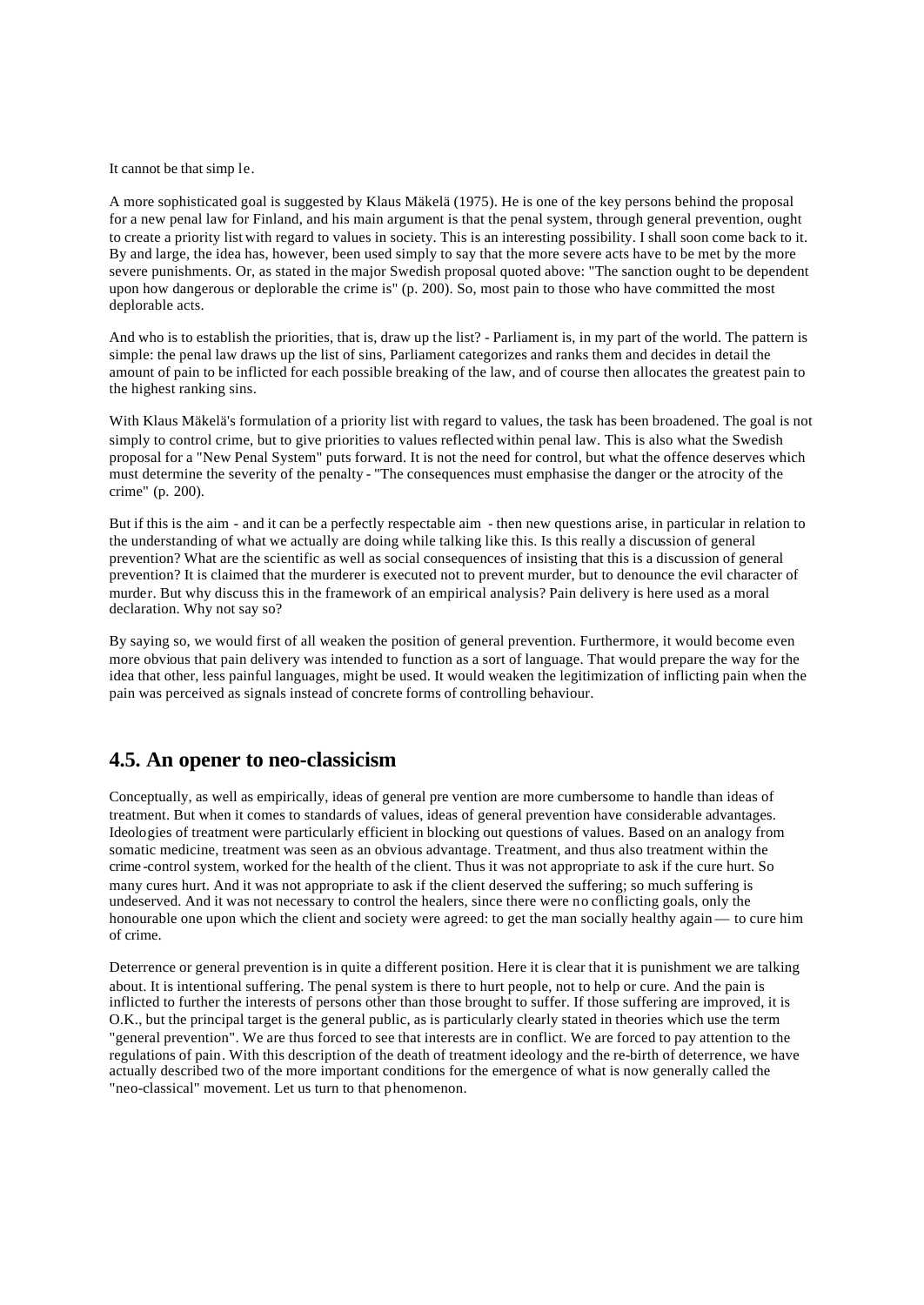It cannot be that simple.

A more sophisticated goal is suggested by Klaus Mäkelä (1975). He is one of the key persons behind the proposal for a new penal law for Finland, and his main argument is that the penal system, through general prevention, ought to create a priority list with regard to values in society. This is an interesting possibility. I shall soon come back to it. By and large, the idea has, however, been used simply to say that the more severe acts have to be met by the more severe punishments. Or, as stated in the major Swedish proposal quoted above: "The sanction ought to be dependent upon how dangerous or deplorable the crime is" (p. 200). So, most pain to those who have committed the most deplorable acts.

And who is to establish the priorities, that is, draw up the list? - Parliament is, in my part of the world. The pattern is simple: the penal law draws up the list of sins, Parliament categorizes and ranks them and decides in detail the amount of pain to be inflicted for each possible breaking of the law, and of course then allocates the greatest pain to the highest ranking sins.

With Klaus Mäkelä's formulation of a priority list with regard to values, the task has been broadened. The goal is not simply to control crime, but to give priorities to values reflected within penal law. This is also what the Swedish proposal for a "New Penal System" puts forward. It is not the need for control, but what the offence deserves which must determine the severity of the penalty - "The consequences must emphasise the danger or the atrocity of the crime" (p. 200).

But if this is the aim - and it can be a perfectly respectable aim - then new questions arise, in particular in relation to the understanding of what we actually are doing while talking like this. Is this really a discussion of general prevention? What are the scientific as well as social consequences of insisting that this is a discussion of general prevention? It is claimed that the murderer is executed not to prevent murder, but to denounce the evil character of murder. But why discuss this in the framework of an empirical analysis? Pain delivery is here used as a moral declaration. Why not say so?

By saying so, we would first of all weaken the position of general prevention. Furthermore, it would become even more obvious that pain delivery was intended to function as a sort of language. That would prepare the way for the idea that other, less painful languages, might be used. It would weaken the legitimization of inflicting pain when the pain was perceived as signals instead of concrete forms of controlling behaviour.

## 4.5. An opener to neo-classicism

Conceptually, as well as empirically, ideas of general prevention are more cumbersome to handle than ideas of treatment. But when it comes to standards of values, ideas of general prevention have considerable advantages. Ideologies of treatment were particularly efficient in blocking out questions of values. Based on an analogy from somatic medicine, treatment was seen as an obvious advantage. Treatment, and thus also treatment within the crime-control system, worked for the health of the client. Thus it was not appropriate to ask if the cure hurt. So many cures hurt. And it was not appropriate to ask if the client deserved the suffering; so much suffering is undeserved. And it was not necessary to control the healers, since there were no conflicting goals, only the honourable one upon which the client and society were agreed: to get the man socially healthy again — to cure him of crime.

Deterrence or general prevention is in quite a different position. Here it is clear that it is punishment we are talking about. It is intentional suffering. The penal system is there to hurt people, not to help or cure. And the pain is inflicted to further the interests of persons other than those brought to suffer. If those suffering are improved, it is O.K., but the principal target is the general public, as is particularly clearly stated in theories which use the term "general prevention". We are thus forced to see that interests are in conflict. We are forced to pay attention to the regulations of pain. With this description of the death of treatment ideology and the re-birth of deterrence, we have actually described two of the more important conditions for the emergence of what is now generally called the "neo-classical" movement. Let us turn to that phenomenon.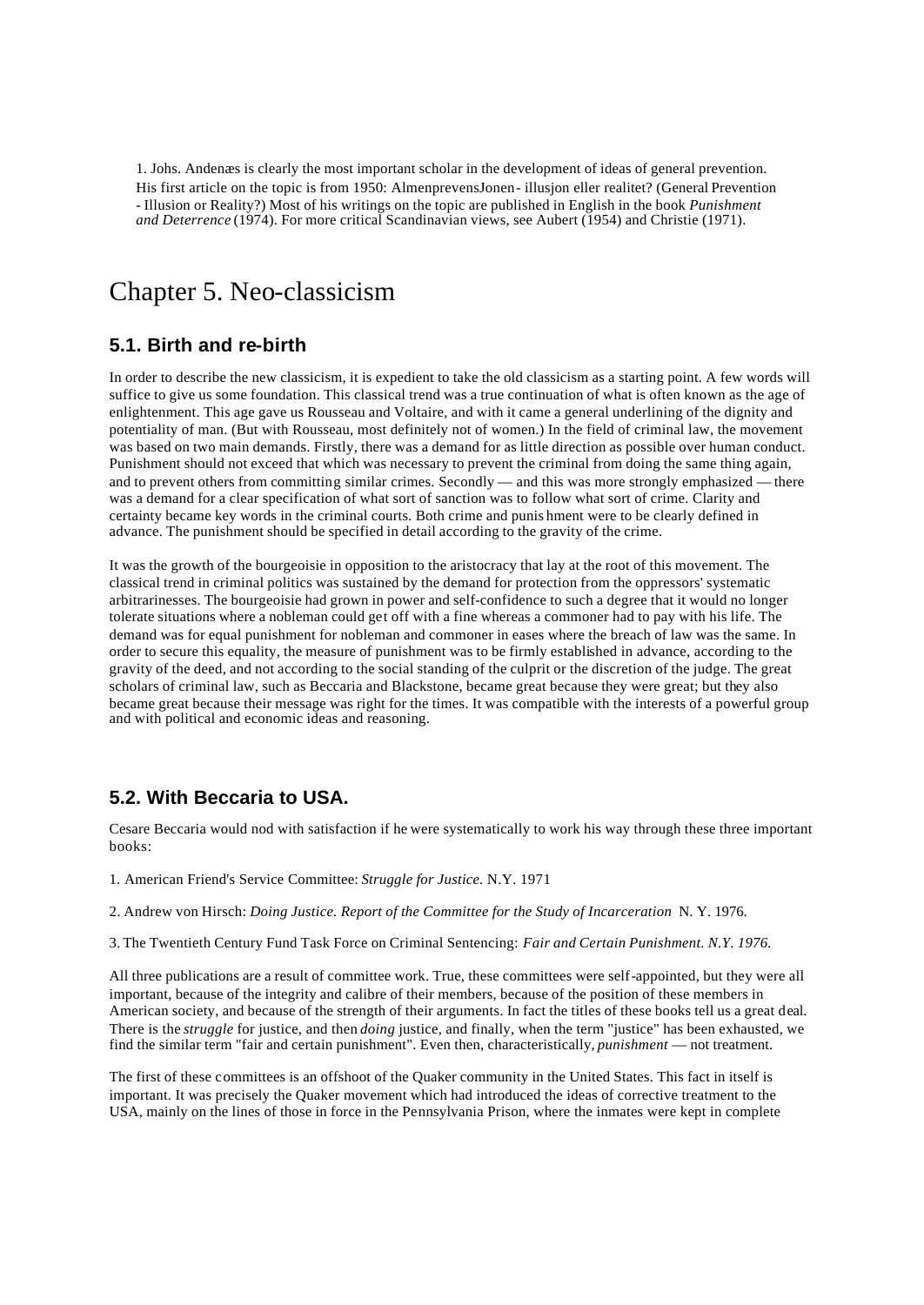1. Johs. Andenæs is clearly the most important scholar in the development of ideas of general prevention. His first article on the topic is from 1950: AlmenprevensJonen- illusjon eller realitet? (General Prevention - Illusion or Reality?) Most of his writings on the topic are published in English in the book *Punishment and Deterrence* (1974). For more critical Scandinavian views, see Aubert (1954) and Christie (1971).

# Chapter 5. Neo-classicism

## 5.1. Birth and re-birth

In order to describe the new classicism, it is expedient to take the old classicism as a starting point. A few words will suffice to give us some foundation. This classical trend was a true continuation of what is often known as the age of enlightenment. This age gave us Rousseau and Voltaire, and with it came a general underlining of the dignity and potentiality of man. (But with Rousseau, most definitely not of women.) In the field of criminal law, the movement was based on two main demands. Firstly, there was a demand for as little direction as possible over human conduct. Punishment should not exceed that which was necessary to prevent the criminal from doing the same thing again, and to prevent others from committing similar crimes. Secondly — and this was more strongly emphasized — there was a demand for a clear specification of what sort of sanction was to follow what sort of crime. Clarity and certainty became key words in the criminal courts. Both crime and punis hment were to be clearly defined in advance. The punishment should be specified in detail according to the gravity of the crime.

It was the growth of the bourgeoisie in opposition to the aristocracy that lay at the root of this movement. The classical trend in criminal politics was sustained by the demand for protection from the oppressors' systematic arbitrarinesses. The bourgeoisie had grown in power and self-confidence to such a degree that it would no longer tolerate situations where a nobleman could get off with a fine whereas a commoner had to pay with his life. The demand was for equal punishment for nobleman and commoner in eases where the breach of law was the same. In order to secure this equality, the measure of punishment was to be firmly established in advance, according to the gravity of the deed, and not according to the social standing of the culprit or the discretion of the judge. The great scholars of criminal law, such as Beccaria and Blackstone, became great because they were great; but they also became great because their message was right for the times. It was compatible with the interests of a powerful group and with political and economic ideas and reasoning.

## 5.2. With Beccaria to USA.

Cesare Beccaria would nod with satisfaction if he were systematically to work his way through these three important books:

1. American Friend's Service Committee: *Struggle for Justice.* N.Y. 1971

2. Andrew von Hirsch: *Doing Justice. Report of the Committee for the Study of Incarceration* N. Y. 1976.

3. The Twentieth Century Fund Task Force on Criminal Sentencing: *Fair and Certain Punishment. N.Y. 1976.*

All three publications are a result of committee work. True, these committees were self-appointed, but they were all important, because of the integrity and calibre of their members, because of the position of these members in American society, and because of the strength of their arguments. In fact the titles of these books tell us a great deal. There is the *struggle* for justice, and then *doing* justice, and finally, when the term "justice" has been exhausted, we find the similar term "fair and certain punishment". Even then, characteristically, *punishment* — not treatment.

The first of these committees is an offshoot of the Quaker community in the United States. This fact in itself is important. It was precisely the Quaker movement which had introduced the ideas of corrective treatment to the USA, mainly on the lines of those in force in the Pennsylvania Prison, where the inmates were kept in complete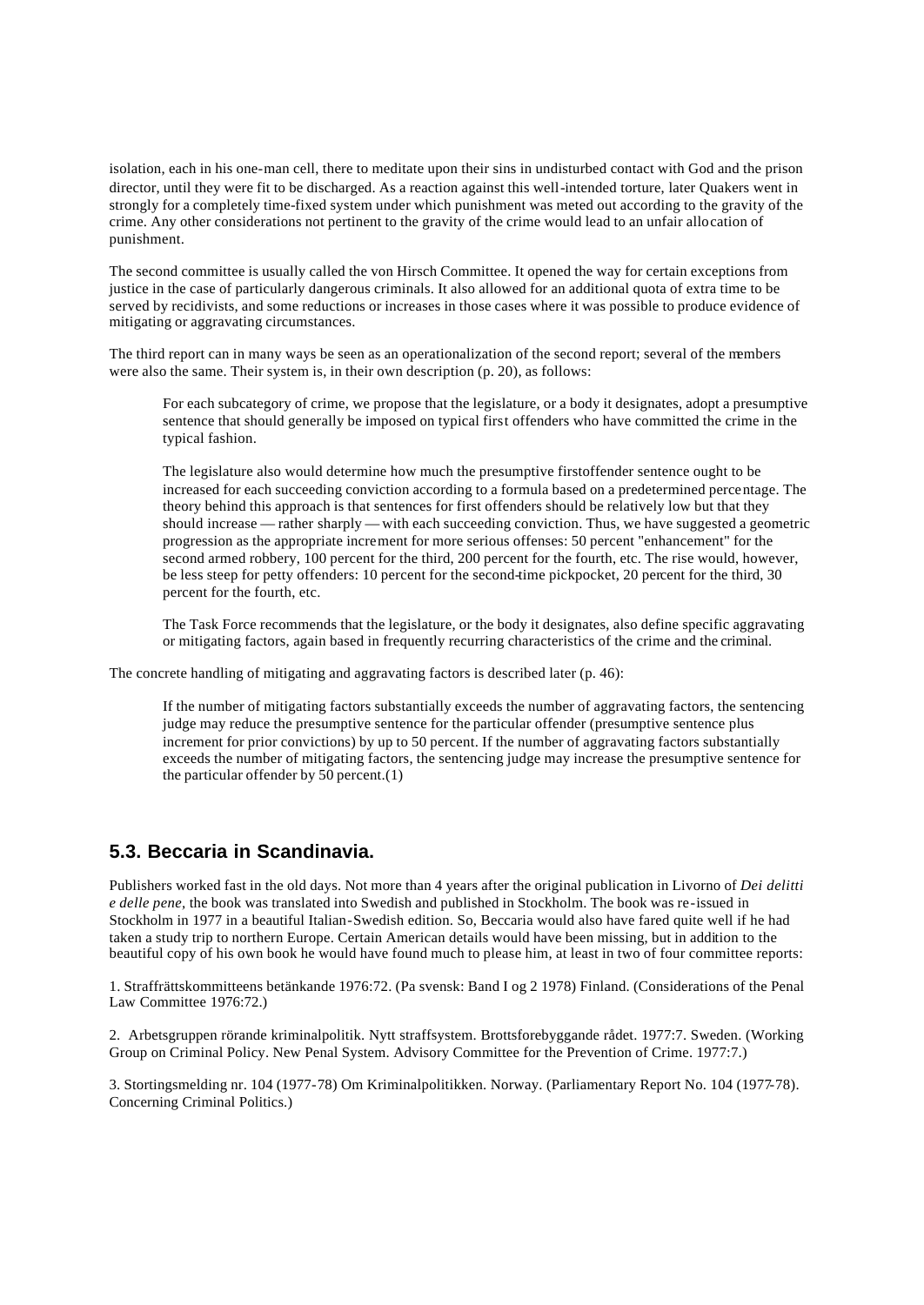isolation, each in his one-man cell, there to meditate upon their sins in undisturbed contact with God and the prison director, until they were fit to be discharged. As a reaction against this well-intended torture, later Quakers went in strongly for a completely time-fixed system under which punishment was meted out according to the gravity of the crime. Any other considerations not pertinent to the gravity of the crime would lead to an unfair allocation of punishment.

The second committee is usually called the von Hirsch Committee. It opened the way for certain exceptions from justice in the case of particularly dangerous criminals. It also allowed for an additional quota of extra time to be served by recidivists, and some reductions or increases in those cases where it was possible to produce evidence of mitigating or aggravating circumstances.

The third report can in many ways be seen as an operationalization of the second report; several of the members were also the same. Their system is, in their own description (p. 20), as follows:

> For each subcategory of crime, we propose that the legislature, or a body it designates, adopt a presumptive sentence that should generally be imposed on typical first offenders who have committed the crime in the typical fashion.
>
> The legislature also would determine how much the presumptive firstoffender sentence ought to be increased for each succeeding conviction according to a formula based on a predetermined percentage. The theory behind this approach is that sentences for first offenders should be relatively low but that they should increase — rather sharply — with each succeeding conviction. Thus, we have suggested a geometric progression as the appropriate increment for more serious offenses: 50 percent "enhancement" for the second armed robbery, 100 percent for the third, 200 percent for the fourth, etc. The rise would, however, be less steep for petty offenders: 10 percent for the second-time pickpocket, 20 percent for the third, 30 percent for the fourth, etc.
>
> The Task Force recommends that the legislature, or the body it designates, also define specific aggravating or mitigating factors, again based in frequently recurring characteristics of the crime and the criminal.

The concrete handling of mitigating and aggravating factors is described later (p. 46):

> If the number of mitigating factors substantially exceeds the number of aggravating factors, the sentencing judge may reduce the presumptive sentence for the particular offender (presumptive sentence plus increment for prior convictions) by up to 50 percent. If the number of aggravating factors substantially exceeds the number of mitigating factors, the sentencing judge may increase the presumptive sentence for the particular offender by 50 percent.(1)

## 5.3. Beccaria in Scandinavia.

Publishers worked fast in the old days. Not more than 4 years after the original publication in Livorno of *Dei delitti e delle pene*, the book was translated into Swedish and published in Stockholm. The book was re-issued in Stockholm in 1977 in a beautiful Italian-Swedish edition. So, Beccaria would also have fared quite well if he had taken a study trip to northern Europe. Certain American details would have been missing, but in addition to the beautiful copy of his own book he would have found much to please him, at least in two of four committee reports:

1. Straffrättskommitteens betänkande 1976:72. (Pa svensk: Band I og 2 1978) Finland. (Considerations of the Penal Law Committee 1976:72.)

2. Arbetsgruppen rörande kriminalpolitik. Nytt straffsystem. Brottsforebyggande rådet. 1977:7. Sweden. (Working Group on Criminal Policy. New Penal System. Advisory Committee for the Prevention of Crime. 1977:7.)

3. Stortingsmelding nr. 104 (1977-78) Om Kriminalpolitikken. Norway. (Parliamentary Report No. 104 (1977-78). Concerning Criminal Politics.)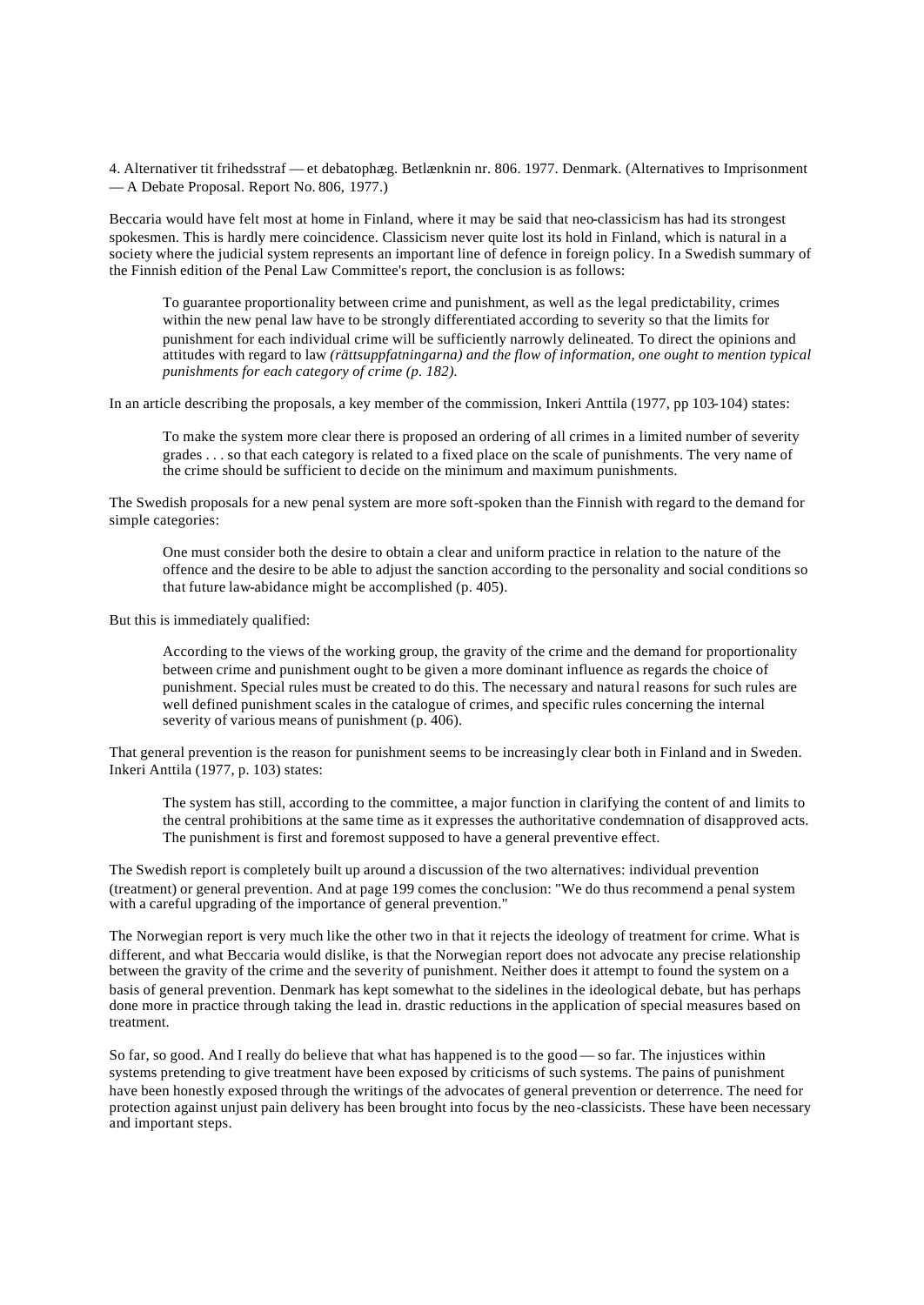4. Alternativer tit frihedsstraf — et debatophæg. Betlænknin nr. 806. 1977. Denmark. (Alternatives to Imprisonment — A Debate Proposal. Report No. 806, 1977.)

Beccaria would have felt most at home in Finland, where it may be said that neo-classicism has had its strongest spokesmen. This is hardly mere coincidence. Classicism never quite lost its hold in Finland, which is natural in a society where the judicial system represents an important line of defence in foreign policy. In a Swedish summary of the Finnish edition of the Penal Law Committee's report, the conclusion is as follows:

> To guarantee proportionality between crime and punishment, as well as the legal predictability, crimes within the new penal law have to be strongly differentiated according to severity so that the limits for punishment for each individual crime will be sufficiently narrowly delineated. To direct the opinions and attitudes with regard to law *(rättsuppfatningarna) and the flow of information, one ought to mention typical punishments for each category of crime (p. 182).*

In an article describing the proposals, a key member of the commission, Inkeri Anttila (1977, pp 103-104) states:

> To make the system more clear there is proposed an ordering of all crimes in a limited number of severity grades . . . so that each category is related to a fixed place on the scale of punishments. The very name of the crime should be sufficient to decide on the minimum and maximum punishments.

The Swedish proposals for a new penal system are more soft-spoken than the Finnish with regard to the demand for simple categories:

> One must consider both the desire to obtain a clear and uniform practice in relation to the nature of the offence and the desire to be able to adjust the sanction according to the personality and social conditions so that future law-abidance might be accomplished (p. 405).

But this is immediately qualified:

> According to the views of the working group, the gravity of the crime and the demand for proportionality between crime and punishment ought to be given a more dominant influence as regards the choice of punishment. Special rules must be created to do this. The necessary and natural reasons for such rules are well defined punishment scales in the catalogue of crimes, and specific rules concerning the internal severity of various means of punishment (p. 406).

That general prevention is the reason for punishment seems to be increasingly clear both in Finland and in Sweden. Inkeri Anttila (1977, p. 103) states:

> The system has still, according to the committee, a major function in clarifying the content of and limits to the central prohibitions at the same time as it expresses the authoritative condemnation of disapproved acts. The punishment is first and foremost supposed to have a general preventive effect.

The Swedish report is completely built up around a discussion of the two alternatives: individual prevention (treatment) or general prevention. And at page 199 comes the conclusion: "We do thus recommend a penal system with a careful upgrading of the importance of general prevention."

The Norwegian report is very much like the other two in that it rejects the ideology of treatment for crime. What is different, and what Beccaria would dislike, is that the Norwegian report does not advocate any precise relationship between the gravity of the crime and the severity of punishment. Neither does it attempt to found the system on a basis of general prevention. Denmark has kept somewhat to the sidelines in the ideological debate, but has perhaps done more in practice through taking the lead in. drastic reductions in the application of special measures based on treatment.

So far, so good. And I really do believe that what has happened is to the good — so far. The injustices within systems pretending to give treatment have been exposed by criticisms of such systems. The pains of punishment have been honestly exposed through the writings of the advocates of general prevention or deterrence. The need for protection against unjust pain delivery has been brought into focus by the neo-classicists. These have been necessary and important steps.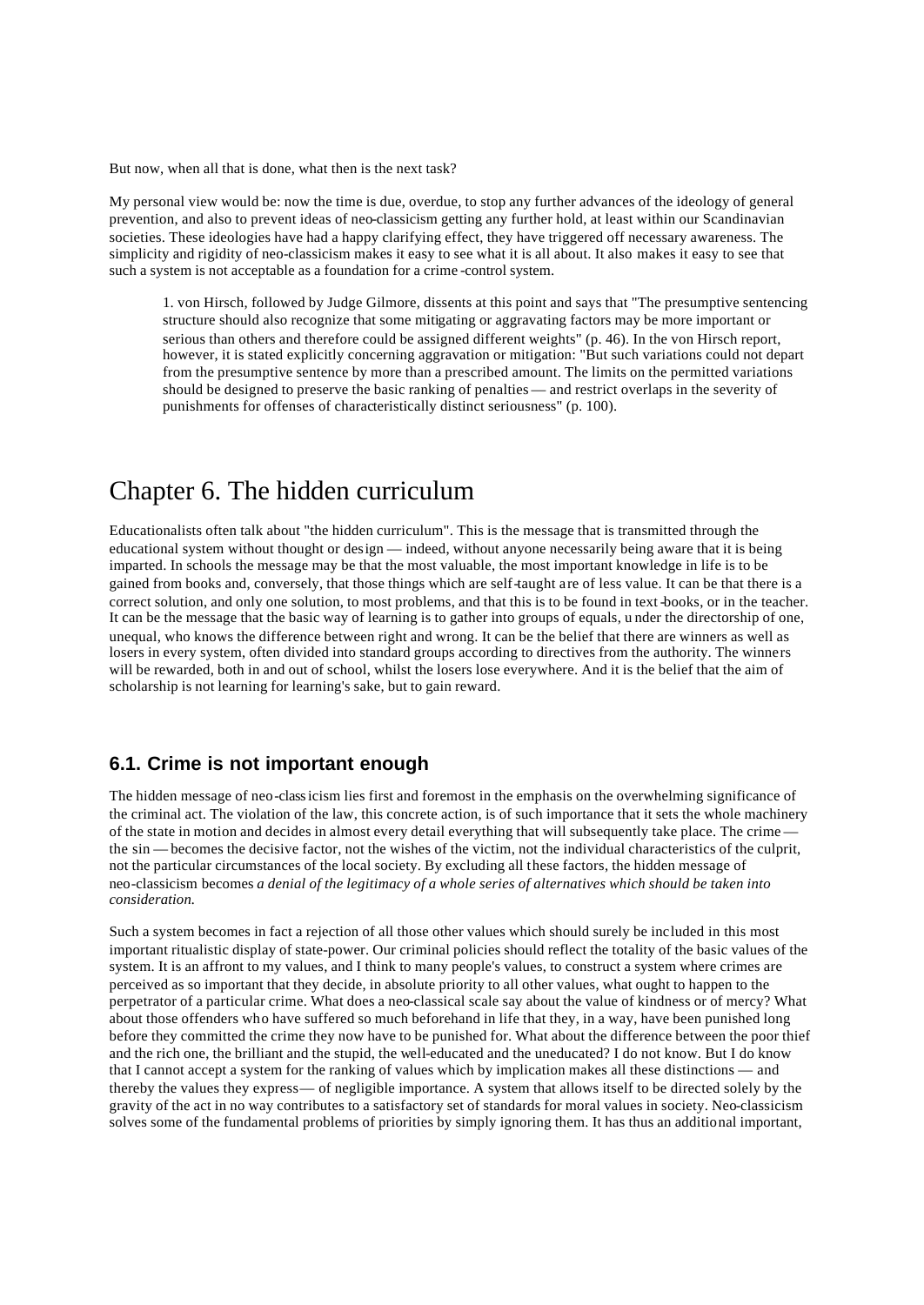But now, when all that is done, what then is the next task?

My personal view would be: now the time is due, overdue, to stop any further advances of the ideology of general prevention, and also to prevent ideas of neo-classicism getting any further hold, at least within our Scandinavian societies. These ideologies have had a happy clarifying effect, they have triggered off necessary awareness. The simplicity and rigidity of neo-classicism makes it easy to see what it is all about. It also makes it easy to see that such a system is not acceptable as a foundation for a crime-control system.

> 1. von Hirsch, followed by Judge Gilmore, dissents at this point and says that "The presumptive sentencing structure should also recognize that some mitigating or aggravating factors may be more important or serious than others and therefore could be assigned different weights" (p. 46). In the von Hirsch report, however, it is stated explicitly concerning aggravation or mitigation: "But such variations could not depart from the presumptive sentence by more than a prescribed amount. The limits on the permitted variations should be designed to preserve the basic ranking of penalties — and restrict overlaps in the severity of punishments for offenses of characteristically distinct seriousness" (p. 100).

# Chapter 6. The hidden curriculum

Educationalists often talk about "the hidden curriculum". This is the message that is transmitted through the educational system without thought or design — indeed, without anyone necessarily being aware that it is being imparted. In schools the message may be that the most valuable, the most important knowledge in life is to be gained from books and, conversely, that those things which are self-taught are of less value. It can be that there is a correct solution, and only one solution, to most problems, and that this is to be found in text-books, or in the teacher. It can be the message that the basic way of learning is to gather into groups of equals, under the directorship of one, unequal, who knows the difference between right and wrong. It can be the belief that there are winners as well as losers in every system, often divided into standard groups according to directives from the authority. The winners will be rewarded, both in and out of school, whilst the losers lose everywhere. And it is the belief that the aim of scholarship is not learning for learning's sake, but to gain reward.

## 6.1. Crime is not important enough

The hidden message of neo-classicism lies first and foremost in the emphasis on the overwhelming significance of the criminal act. The violation of the law, this concrete action, is of such importance that it sets the whole machinery of the state in motion and decides in almost every detail everything that will subsequently take place. The crime — the sin — becomes the decisive factor, not the wishes of the victim, not the individual characteristics of the culprit, not the particular circumstances of the local society. By excluding all these factors, the hidden message of neo-classicism becomes *a denial of the legitimacy of a whole series of alternatives which should be taken into consideration.*

Such a system becomes in fact a rejection of all those other values which should surely be included in this most important ritualistic display of state-power. Our criminal policies should reflect the totality of the basic values of the system. It is an affront to my values, and I think to many people's values, to construct a system where crimes are perceived as so important that they decide, in absolute priority to all other values, what ought to happen to the perpetrator of a particular crime. What does a neo-classical scale say about the value of kindness or of mercy? What about those offenders who have suffered so much beforehand in life that they, in a way, have been punished long before they committed the crime they now have to be punished for. What about the difference between the poor thief and the rich one, the brilliant and the stupid, the well-educated and the uneducated? I do not know. But I do know that I cannot accept a system for the ranking of values which by implication makes all these distinctions — and thereby the values they express — of negligible importance. A system that allows itself to be directed solely by the gravity of the act in no way contributes to a satisfactory set of standards for moral values in society. Neo-classicism solves some of the fundamental problems of priorities by simply ignoring them. It has thus an additional important,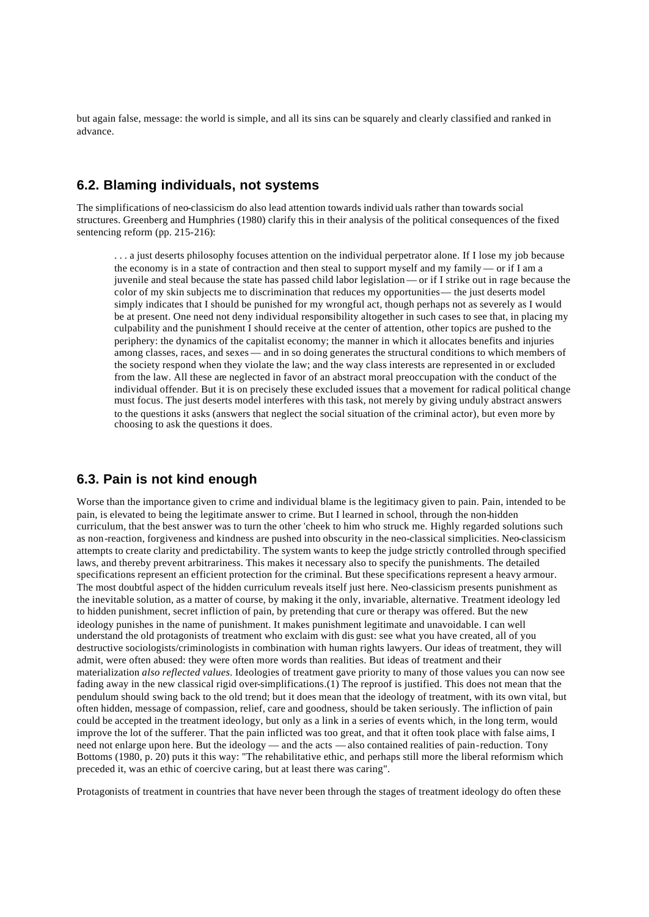but again false, message: the world is simple, and all its sins can be squarely and clearly classified and ranked in advance.

## 6.2. Blaming individuals, not systems

The simplifications of neo-classicism do also lead attention towards individuals rather than towards social structures. Greenberg and Humphries (1980) clarify this in their analysis of the political consequences of the fixed sentencing reform (pp. 215-216):

> . . . a just deserts philosophy focuses attention on the individual perpetrator alone. If I lose my job because the economy is in a state of contraction and then steal to support myself and my family — or if I am a juvenile and steal because the state has passed child labor legislation — or if I strike out in rage because the color of my skin subjects me to discrimination that reduces my opportunities — the just deserts model simply indicates that I should be punished for my wrongful act, though perhaps not as severely as I would be at present. One need not deny individual responsibility altogether in such cases to see that, in placing my culpability and the punishment I should receive at the center of attention, other topics are pushed to the periphery: the dynamics of the capitalist economy; the manner in which it allocates benefits and injuries among classes, races, and sexes — and in so doing generates the structural conditions to which members of the society respond when they violate the law; and the way class interests are represented in or excluded from the law. All these are neglected in favor of an abstract moral preoccupation with the conduct of the individual offender. But it is on precisely these excluded issues that a movement for radical political change must focus. The just deserts model interferes with this task, not merely by giving unduly abstract answers to the questions it asks (answers that neglect the social situation of the criminal actor), but even more by choosing to ask the questions it does.

## 6.3. Pain is not kind enough

Worse than the importance given to crime and individual blame is the legitimacy given to pain. Pain, intended to be pain, is elevated to being the legitimate answer to crime. But I learned in school, through the non-hidden curriculum, that the best answer was to turn the other 'cheek to him who struck me. Highly regarded solutions such as non-reaction, forgiveness and kindness are pushed into obscurity in the neo-classical simplicities. Neo-classicism attempts to create clarity and predictability. The system wants to keep the judge strictly controlled through specified laws, and thereby prevent arbitrariness. This makes it necessary also to specify the punishments. The detailed specifications represent an efficient protection for the criminal. But these specifications represent a heavy armour. The most doubtful aspect of the hidden curriculum reveals itself just here. Neo-classicism presents punishment as the inevitable solution, as a matter of course, by making it the only, invariable, alternative. Treatment ideology led to hidden punishment, secret infliction of pain, by pretending that cure or therapy was offered. But the new ideology punishes in the name of punishment. It makes punishment legitimate and unavoidable. I can well understand the old protagonists of treatment who exclaim with disgust: see what you have created, all of you destructive sociologists/criminologists in combination with human rights lawyers. Our ideas of treatment, they will admit, were often abused: they were often more words than realities. But ideas of treatment and their materialization *also reflected values*. Ideologies of treatment gave priority to many of those values you can now see fading away in the new classical rigid over-simplifications.(1) The reproof is justified. This does not mean that the pendulum should swing back to the old trend; but it does mean that the ideology of treatment, with its own vital, but often hidden, message of compassion, relief, care and goodness, should be taken seriously. The infliction of pain could be accepted in the treatment ideology, but only as a link in a series of events which, in the long term, would improve the lot of the sufferer. That the pain inflicted was too great, and that it often took place with false aims, I need not enlarge upon here. But the ideology — and the acts — also contained realities of pain-reduction. Tony Bottoms (1980, p. 20) puts it this way: "The rehabilitative ethic, and perhaps still more the liberal reformism which preceded it, was an ethic of coercive caring, but at least there was caring".

Protagonists of treatment in countries that have never been through the stages of treatment ideology do often these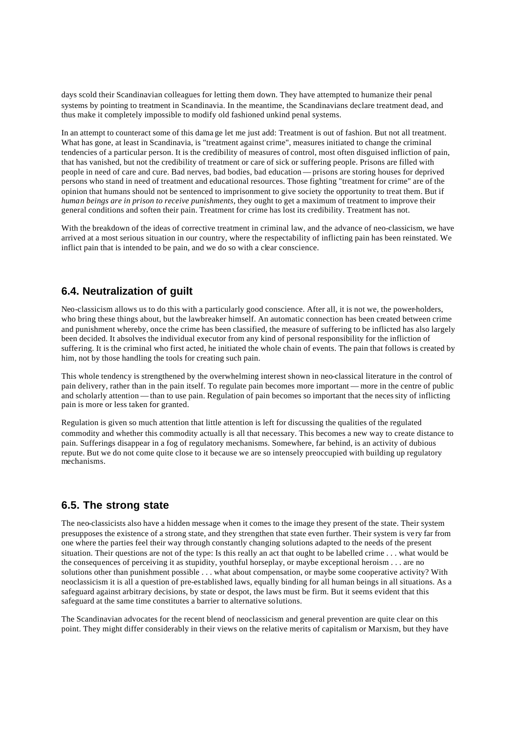days scold their Scandinavian colleagues for letting them down. They have attempted to humanize their penal systems by pointing to treatment in Scandinavia. In the meantime, the Scandinavians declare treatment dead, and thus make it completely impossible to modify old fashioned unkind penal systems.

In an attempt to counteract some of this damage let me just add: Treatment is out of fashion. But not all treatment. What has gone, at least in Scandinavia, is "treatment against crime", measures initiated to change the criminal tendencies of a particular person. It is the credibility of measures of control, most often disguised infliction of pain, that has vanished, but not the credibility of treatment or care of sick or suffering people. Prisons are filled with people in need of care and cure. Bad nerves, bad bodies, bad education — prisons are storing houses for deprived persons who stand in need of treatment and educational resources. Those fighting "treatment for crime" are of the opinion that humans should not be sentenced to imprisonment to give society the opportunity to treat them. But if *human beings are in prison to receive punishments*, they ought to get a maximum of treatment to improve their general conditions and soften their pain. Treatment for crime has lost its credibility. Treatment has not.

With the breakdown of the ideas of corrective treatment in criminal law, and the advance of neo-classicism, we have arrived at a most serious situation in our country, where the respectability of inflicting pain has been reinstated. We inflict pain that is intended to be pain, and we do so with a clear conscience.

## 6.4. Neutralization of guilt

Neo-classicism allows us to do this with a particularly good conscience. After all, it is not we, the power-holders, who bring these things about, but the lawbreaker himself. An automatic connection has been created between crime and punishment whereby, once the crime has been classified, the measure of suffering to be inflicted has also largely been decided. It absolves the individual executor from any kind of personal responsibility for the infliction of suffering. It is the criminal who first acted, he initiated the whole chain of events. The pain that follows is created by him, not by those handling the tools for creating such pain.

This whole tendency is strengthened by the overwhelming interest shown in neo-classical literature in the control of pain delivery, rather than in the pain itself. To regulate pain becomes more important — more in the centre of public and scholarly attention — than to use pain. Regulation of pain becomes so important that the necessity of inflicting pain is more or less taken for granted.

Regulation is given so much attention that little attention is left for discussing the qualities of the regulated commodity and whether this commodity actually is all that necessary. This becomes a new way to create distance to pain. Sufferings disappear in a fog of regulatory mechanisms. Somewhere, far behind, is an activity of dubious repute. But we do not come quite close to it because we are so intensely preoccupied with building up regulatory mechanisms.

## 6.5. The strong state

The neo-classicists also have a hidden message when it comes to the image they present of the state. Their system presupposes the existence of a strong state, and they strengthen that state even further. Their system is very far from one where the parties feel their way through constantly changing solutions adapted to the needs of the present situation. Their questions are not of the type: Is this really an act that ought to be labelled crime . . . what would be the consequences of perceiving it as stupidity, youthful horseplay, or maybe exceptional heroism . . . are no solutions other than punishment possible . . . what about compensation, or maybe some cooperative activity? With neoclassicism it is all a question of pre-established laws, equally binding for all human beings in all situations. As a safeguard against arbitrary decisions, by state or despot, the laws must be firm. But it seems evident that this safeguard at the same time constitutes a barrier to alternative solutions.

The Scandinavian advocates for the recent blend of neoclassicism and general prevention are quite clear on this point. They might differ considerably in their views on the relative merits of capitalism or Marxism, but they have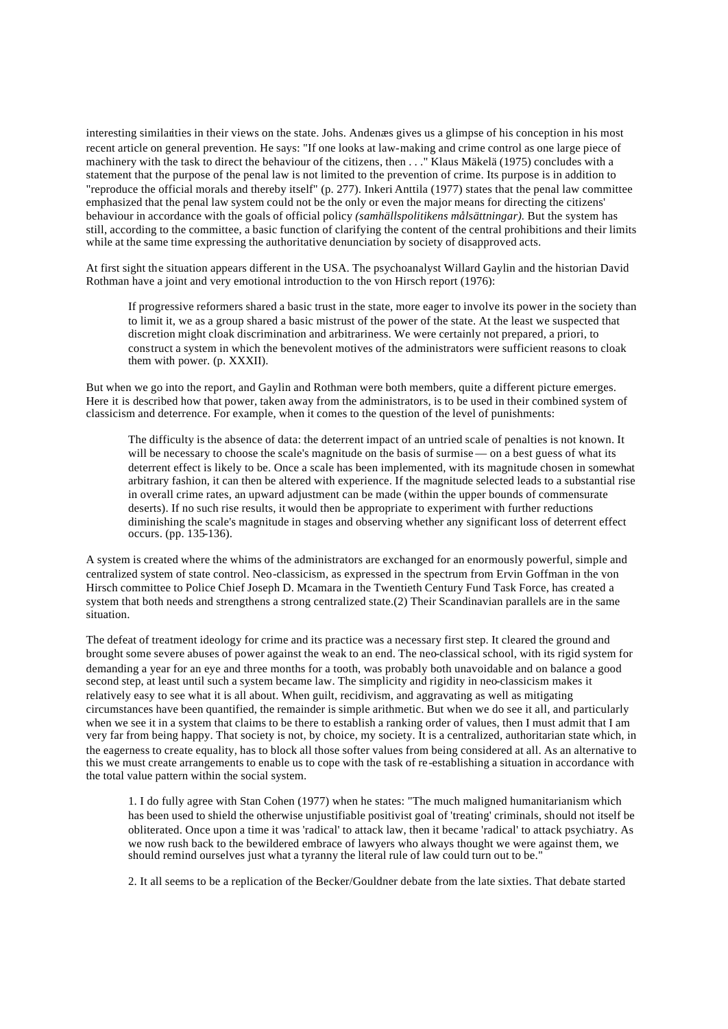interesting similarities in their views on the state. Johs. Andenæs gives us a glimpse of his conception in his most recent article on general prevention. He says: "If one looks at law-making and crime control as one large piece of machinery with the task to direct the behaviour of the citizens, then . . ." Klaus Mäkelä (1975) concludes with a statement that the purpose of the penal law is not limited to the prevention of crime. Its purpose is in addition to "reproduce the official morals and thereby itself" (p. 277). Inkeri Anttila (1977) states that the penal law committee emphasized that the penal law system could not be the only or even the major means for directing the citizens' behaviour in accordance with the goals of official policy *(samhällspolitikens målsättningar).* But the system has still, according to the committee, a basic function of clarifying the content of the central prohibitions and their limits while at the same time expressing the authoritative denunciation by society of disapproved acts.

At first sight the situation appears different in the USA. The psychoanalyst Willard Gaylin and the historian David Rothman have a joint and very emotional introduction to the von Hirsch report (1976):

> If progressive reformers shared a basic trust in the state, more eager to involve its power in the society than to limit it, we as a group shared a basic mistrust of the power of the state. At the least we suspected that discretion might cloak discrimination and arbitrariness. We were certainly not prepared, a priori, to construct a system in which the benevolent motives of the administrators were sufficient reasons to cloak them with power. (p. XXXII).

But when we go into the report, and Gaylin and Rothman were both members, quite a different picture emerges. Here it is described how that power, taken away from the administrators, is to be used in their combined system of classicism and deterrence. For example, when it comes to the question of the level of punishments:

> The difficulty is the absence of data: the deterrent impact of an untried scale of penalties is not known. It will be necessary to choose the scale's magnitude on the basis of surmise — on a best guess of what its deterrent effect is likely to be. Once a scale has been implemented, with its magnitude chosen in somewhat arbitrary fashion, it can then be altered with experience. If the magnitude selected leads to a substantial rise in overall crime rates, an upward adjustment can be made (within the upper bounds of commensurate deserts). If no such rise results, it would then be appropriate to experiment with further reductions diminishing the scale's magnitude in stages and observing whether any significant loss of deterrent effect occurs. (pp. 135-136).

A system is created where the whims of the administrators are exchanged for an enormously powerful, simple and centralized system of state control. Neo-classicism, as expressed in the spectrum from Ervin Goffman in the von Hirsch committee to Police Chief Joseph D. Mcamara in the Twentieth Century Fund Task Force, has created a system that both needs and strengthens a strong centralized state.(2) Their Scandinavian parallels are in the same situation.

The defeat of treatment ideology for crime and its practice was a necessary first step. It cleared the ground and brought some severe abuses of power against the weak to an end. The neo-classical school, with its rigid system for demanding a year for an eye and three months for a tooth, was probably both unavoidable and on balance a good second step, at least until such a system became law. The simplicity and rigidity in neo-classicism makes it relatively easy to see what it is all about. When guilt, recidivism, and aggravating as well as mitigating circumstances have been quantified, the remainder is simple arithmetic. But when we do see it all, and particularly when we see it in a system that claims to be there to establish a ranking order of values, then I must admit that I am very far from being happy. That society is not, by choice, my society. It is a centralized, authoritarian state which, in the eagerness to create equality, has to block all those softer values from being considered at all. As an alternative to this we must create arrangements to enable us to cope with the task of re-establishing a situation in accordance with the total value pattern within the social system.

> 1. I do fully agree with Stan Cohen (1977) when he states: "The much maligned humanitarianism which has been used to shield the otherwise unjustifiable positivist goal of 'treating' criminals, should not itself be obliterated. Once upon a time it was 'radical' to attack law, then it became 'radical' to attack psychiatry. As we now rush back to the bewildered embrace of lawyers who always thought we were against them, we should remind ourselves just what a tyranny the literal rule of law could turn out to be."
>
> 2. It all seems to be a replication of the Becker/Gouldner debate from the late sixties. That debate started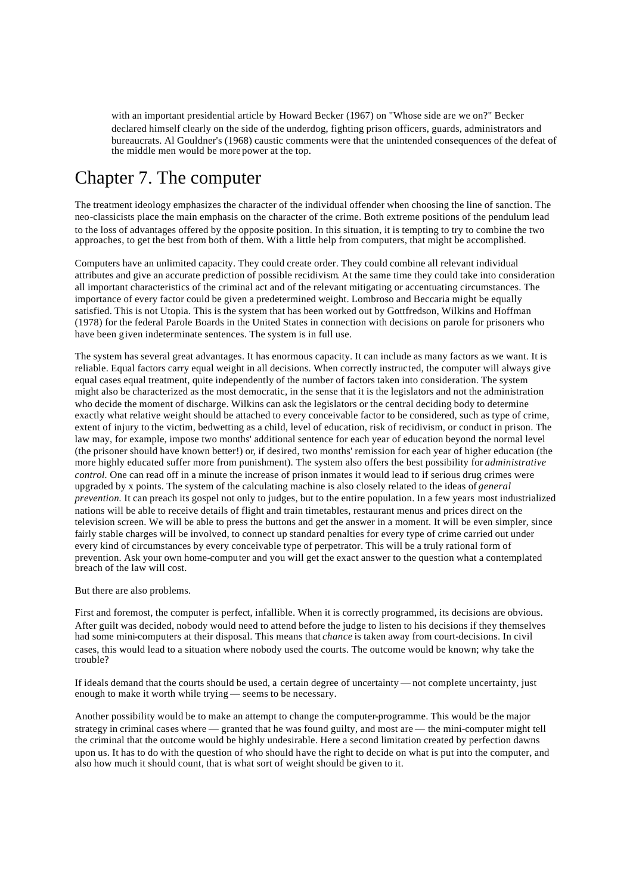with an important presidential article by Howard Becker (1967) on "Whose side are we on?" Becker declared himself clearly on the side of the underdog, fighting prison officers, guards, administrators and bureaucrats. Al Gouldner's (1968) caustic comments were that the unintended consequences of the defeat of the middle men would be more power at the top.

# Chapter 7. The computer

The treatment ideology emphasizes the character of the individual offender when choosing the line of sanction. The neo-classicists place the main emphasis on the character of the crime. Both extreme positions of the pendulum lead to the loss of advantages offered by the opposite position. In this situation, it is tempting to try to combine the two approaches, to get the best from both of them. With a little help from computers, that might be accomplished.

Computers have an unlimited capacity. They could create order. They could combine all relevant individual attributes and give an accurate prediction of possible recidivism. At the same time they could take into consideration all important characteristics of the criminal act and of the relevant mitigating or accentuating circumstances. The importance of every factor could be given a predetermined weight. Lombroso and Beccaria might be equally satisfied. This is not Utopia. This is the system that has been worked out by Gottfredson, Wilkins and Hoffman (1978) for the federal Parole Boards in the United States in connection with decisions on parole for prisoners who have been given indeterminate sentences. The system is in full use.

The system has several great advantages. It has enormous capacity. It can include as many factors as we want. It is reliable. Equal factors carry equal weight in all decisions. When correctly instructed, the computer will always give equal cases equal treatment, quite independently of the number of factors taken into consideration. The system might also be characterized as the most democratic, in the sense that it is the legislators and not the administration who decide the moment of discharge. Wilkins can ask the legislators or the central deciding body to determine exactly what relative weight should be attached to every conceivable factor to be considered, such as type of crime, extent of injury to the victim, bedwetting as a child, level of education, risk of recidivism, or conduct in prison. The law may, for example, impose two months' additional sentence for each year of education beyond the normal level (the prisoner should have known better!) or, if desired, two months' remission for each year of higher education (the more highly educated suffer more from punishment). The system also offers the best possibility for *administrative control.* One can read off in a minute the increase of prison inmates it would lead to if serious drug crimes were upgraded by x points. The system of the calculating machine is also closely related to the ideas of *general prevention.* It can preach its gospel not only to judges, but to the entire population. In a few years most industrialized nations will be able to receive details of flight and train timetables, restaurant menus and prices direct on the television screen. We will be able to press the buttons and get the answer in a moment. It will be even simpler, since fairly stable charges will be involved, to connect up standard penalties for every type of crime carried out under every kind of circumstances by every conceivable type of perpetrator. This will be a truly rational form of prevention. Ask your own home-computer and you will get the exact answer to the question what a contemplated breach of the law will cost.

But there are also problems.

First and foremost, the computer is perfect, infallible. When it is correctly programmed, its decisions are obvious. After guilt was decided, nobody would need to attend before the judge to listen to his decisions if they themselves had some mini-computers at their disposal. This means that *chance* is taken away from court-decisions. In civil cases, this would lead to a situation where nobody used the courts. The outcome would be known; why take the trouble?

If ideals demand that the courts should be used, a certain degree of uncertainty — not complete uncertainty, just enough to make it worth while trying — seems to be necessary.

Another possibility would be to make an attempt to change the computer-programme. This would be the major strategy in criminal cases where — granted that he was found guilty, and most are — the mini-computer might tell the criminal that the outcome would be highly undesirable. Here a second limitation created by perfection dawns upon us. It has to do with the question of who should have the right to decide on what is put into the computer, and also how much it should count, that is what sort of weight should be given to it.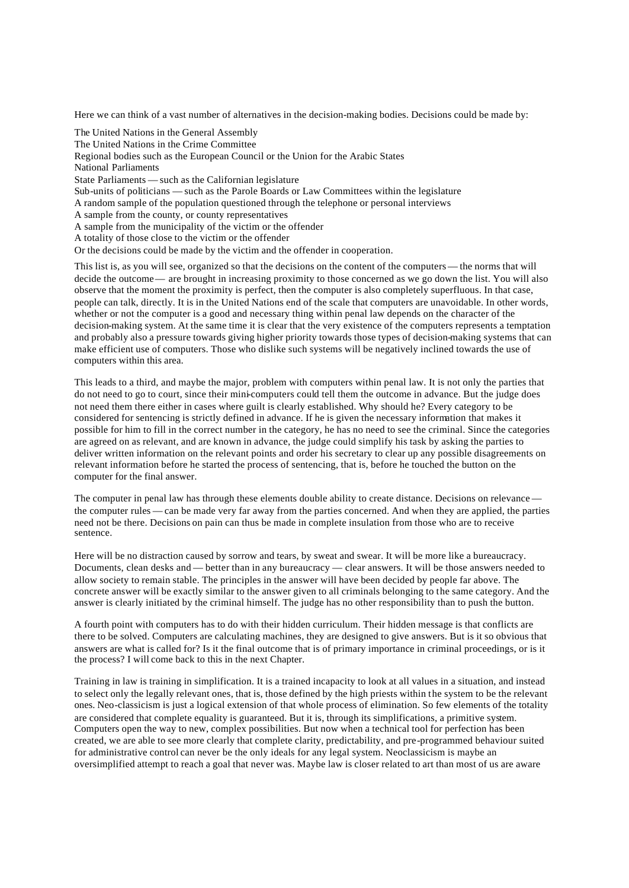Here we can think of a vast number of alternatives in the decision-making bodies. Decisions could be made by:

The United Nations in the General Assembly
The United Nations in the Crime Committee
Regional bodies such as the European Council or the Union for the Arabic States
National Parliaments
State Parliaments — such as the Californian legislature
Sub-units of politicians — such as the Parole Boards or Law Committees within the legislature
A random sample of the population questioned through the telephone or personal interviews
A sample from the county, or county representatives
A sample from the municipality of the victim or the offender
A totality of those close to the victim or the offender
Or the decisions could be made by the victim and the offender in cooperation.

This list is, as you will see, organized so that the decisions on the content of the computers — the norms that will decide the outcome — are brought in increasing proximity to those concerned as we go down the list. You will also observe that the moment the proximity is perfect, then the computer is also completely superfluous. In that case, people can talk, directly. It is in the United Nations end of the scale that computers are unavoidable. In other words, whether or not the computer is a good and necessary thing within penal law depends on the character of the decision-making system. At the same time it is clear that the very existence of the computers represents a temptation and probably also a pressure towards giving higher priority towards those types of decision-making systems that can make efficient use of computers. Those who dislike such systems will be negatively inclined towards the use of computers within this area.

This leads to a third, and maybe the major, problem with computers within penal law. It is not only the parties that do not need to go to court, since their mini-computers could tell them the outcome in advance. But the judge does not need them there either in cases where guilt is clearly established. Why should he? Every category to be considered for sentencing is strictly defined in advance. If he is given the necessary information that makes it possible for him to fill in the correct number in the category, he has no need to see the criminal. Since the categories are agreed on as relevant, and are known in advance, the judge could simplify his task by asking the parties to deliver written information on the relevant points and order his secretary to clear up any possible disagreements on relevant information before he started the process of sentencing, that is, before he touched the button on the computer for the final answer.

The computer in penal law has through these elements double ability to create distance. Decisions on relevance — the computer rules — can be made very far away from the parties concerned. And when they are applied, the parties need not be there. Decisions on pain can thus be made in complete insulation from those who are to receive sentence.

Here will be no distraction caused by sorrow and tears, by sweat and swear. It will be more like a bureaucracy. Documents, clean desks and — better than in any bureaucracy — clear answers. It will be those answers needed to allow society to remain stable. The principles in the answer will have been decided by people far above. The concrete answer will be exactly similar to the answer given to all criminals belonging to the same category. And the answer is clearly initiated by the criminal himself. The judge has no other responsibility than to push the button.

A fourth point with computers has to do with their hidden curriculum. Their hidden message is that conflicts are there to be solved. Computers are calculating machines, they are designed to give answers. But is it so obvious that answers are what is called for? Is it the final outcome that is of primary importance in criminal proceedings, or is it the process? I will come back to this in the next Chapter.

Training in law is training in simplification. It is a trained incapacity to look at all values in a situation, and instead to select only the legally relevant ones, that is, those defined by the high priests within the system to be the relevant ones. Neo-classicism is just a logical extension of that whole process of elimination. So few elements of the totality are considered that complete equality is guaranteed. But it is, through its simplifications, a primitive system. Computers open the way to new, complex possibilities. But now when a technical tool for perfection has been created, we are able to see more clearly that complete clarity, predictability, and pre-programmed behaviour suited for administrative control can never be the only ideals for any legal system. Neoclassicism is maybe an oversimplified attempt to reach a goal that never was. Maybe law is closer related to art than most of us are aware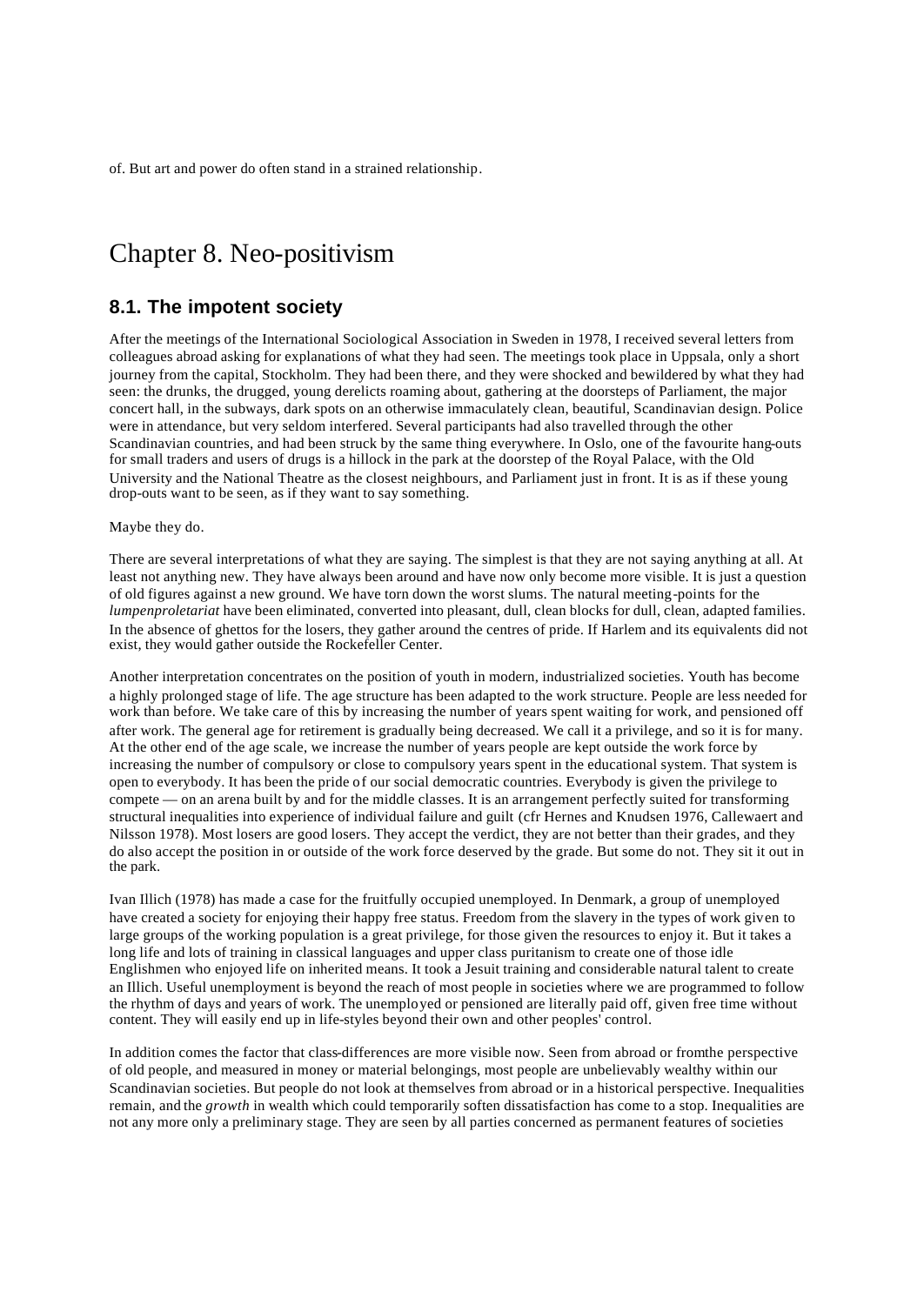of. But art and power do often stand in a strained relationship.

# Chapter 8. Neo-positivism

## 8.1. The impotent society

After the meetings of the International Sociological Association in Sweden in 1978, I received several letters from colleagues abroad asking for explanations of what they had seen. The meetings took place in Uppsala, only a short journey from the capital, Stockholm. They had been there, and they were shocked and bewildered by what they had seen: the drunks, the drugged, young derelicts roaming about, gathering at the doorsteps of Parliament, the major concert hall, in the subways, dark spots on an otherwise immaculately clean, beautiful, Scandinavian design. Police were in attendance, but very seldom interfered. Several participants had also travelled through the other Scandinavian countries, and had been struck by the same thing everywhere. In Oslo, one of the favourite hang-outs for small traders and users of drugs is a hillock in the park at the doorstep of the Royal Palace, with the Old University and the National Theatre as the closest neighbours, and Parliament just in front. It is as if these young drop-outs want to be seen, as if they want to say something.

Maybe they do.

There are several interpretations of what they are saying. The simplest is that they are not saying anything at all. At least not anything new. They have always been around and have now only become more visible. It is just a question of old figures against a new ground. We have torn down the worst slums. The natural meeting-points for the *lumpenproletariat* have been eliminated, converted into pleasant, dull, clean blocks for dull, clean, adapted families. In the absence of ghettos for the losers, they gather around the centres of pride. If Harlem and its equivalents did not exist, they would gather outside the Rockefeller Center.

Another interpretation concentrates on the position of youth in modern, industrialized societies. Youth has become a highly prolonged stage of life. The age structure has been adapted to the work structure. People are less needed for work than before. We take care of this by increasing the number of years spent waiting for work, and pensioned off after work. The general age for retirement is gradually being decreased. We call it a privilege, and so it is for many. At the other end of the age scale, we increase the number of years people are kept outside the work force by increasing the number of compulsory or close to compulsory years spent in the educational system. That system is open to everybody. It has been the pride of our social democratic countries. Everybody is given the privilege to compete — on an arena built by and for the middle classes. It is an arrangement perfectly suited for transforming structural inequalities into experience of individual failure and guilt (cfr Hernes and Knudsen 1976, Callewaert and Nilsson 1978). Most losers are good losers. They accept the verdict, they are not better than their grades, and they do also accept the position in or outside of the work force deserved by the grade. But some do not. They sit it out in the park.

Ivan Illich (1978) has made a case for the fruitfully occupied unemployed. In Denmark, a group of unemployed have created a society for enjoying their happy free status. Freedom from the slavery in the types of work given to large groups of the working population is a great privilege, for those given the resources to enjoy it. But it takes a long life and lots of training in classical languages and upper class puritanism to create one of those idle Englishmen who enjoyed life on inherited means. It took a Jesuit training and considerable natural talent to create an Illich. Useful unemployment is beyond the reach of most people in societies where we are programmed to follow the rhythm of days and years of work. The unemployed or pensioned are literally paid off, given free time without content. They will easily end up in life-styles beyond their own and other peoples' control.

In addition comes the factor that class-differences are more visible now. Seen from abroad or from the perspective of old people, and measured in money or material belongings, most people are unbelievably wealthy within our Scandinavian societies. But people do not look at themselves from abroad or in a historical perspective. Inequalities remain, and the *growth* in wealth which could temporarily soften dissatisfaction has come to a stop. Inequalities are not any more only a preliminary stage. They are seen by all parties concerned as permanent features of societies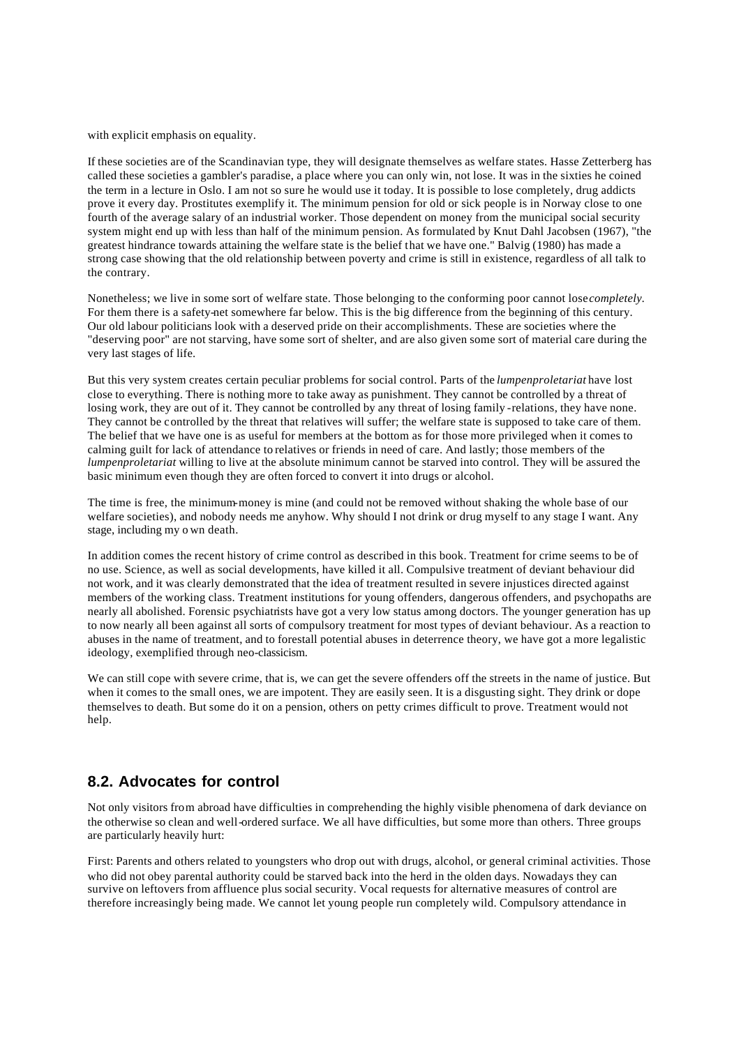with explicit emphasis on equality.

If these societies are of the Scandinavian type, they will designate themselves as welfare states. Hasse Zetterberg has called these societies a gambler's paradise, a place where you can only win, not lose. It was in the sixties he coined the term in a lecture in Oslo. I am not so sure he would use it today. It is possible to lose completely, drug addicts prove it every day. Prostitutes exemplify it. The minimum pension for old or sick people is in Norway close to one fourth of the average salary of an industrial worker. Those dependent on money from the municipal social security system might end up with less than half of the minimum pension. As formulated by Knut Dahl Jacobsen (1967), "the greatest hindrance towards attaining the welfare state is the belief that we have one." Balvig (1980) has made a strong case showing that the old relationship between poverty and crime is still in existence, regardless of all talk to the contrary.

Nonetheless; we live in some sort of welfare state. Those belonging to the conforming poor cannot lose *completely*. For them there is a safety-net somewhere far below. This is the big difference from the beginning of this century. Our old labour politicians look with a deserved pride on their accomplishments. These are societies where the "deserving poor" are not starving, have some sort of shelter, and are also given some sort of material care during the very last stages of life.

But this very system creates certain peculiar problems for social control. Parts of the *lumpenproletariat* have lost close to everything. There is nothing more to take away as punishment. They cannot be controlled by a threat of losing work, they are out of it. They cannot be controlled by any threat of losing family-relations, they have none. They cannot be controlled by the threat that relatives will suffer; the welfare state is supposed to take care of them. The belief that we have one is as useful for members at the bottom as for those more privileged when it comes to calming guilt for lack of attendance to relatives or friends in need of care. And lastly; those members of the *lumpenproletariat* willing to live at the absolute minimum cannot be starved into control. They will be assured the basic minimum even though they are often forced to convert it into drugs or alcohol.

The time is free, the minimum-money is mine (and could not be removed without shaking the whole base of our welfare societies), and nobody needs me anyhow. Why should I not drink or drug myself to any stage I want. Any stage, including my own death.

In addition comes the recent history of crime control as described in this book. Treatment for crime seems to be of no use. Science, as well as social developments, have killed it all. Compulsive treatment of deviant behaviour did not work, and it was clearly demonstrated that the idea of treatment resulted in severe injustices directed against members of the working class. Treatment institutions for young offenders, dangerous offenders, and psychopaths are nearly all abolished. Forensic psychiatrists have got a very low status among doctors. The younger generation has up to now nearly all been against all sorts of compulsory treatment for most types of deviant behaviour. As a reaction to abuses in the name of treatment, and to forestall potential abuses in deterrence theory, we have got a more legalistic ideology, exemplified through neo-classicism.

We can still cope with severe crime, that is, we can get the severe offenders off the streets in the name of justice. But when it comes to the small ones, we are impotent. They are easily seen. It is a disgusting sight. They drink or dope themselves to death. But some do it on a pension, others on petty crimes difficult to prove. Treatment would not help.

## 8.2. Advocates for control

Not only visitors from abroad have difficulties in comprehending the highly visible phenomena of dark deviance on the otherwise so clean and well-ordered surface. We all have difficulties, but some more than others. Three groups are particularly heavily hurt:

First: Parents and others related to youngsters who drop out with drugs, alcohol, or general criminal activities. Those who did not obey parental authority could be starved back into the herd in the olden days. Nowadays they can survive on leftovers from affluence plus social security. Vocal requests for alternative measures of control are therefore increasingly being made. We cannot let young people run completely wild. Compulsory attendance in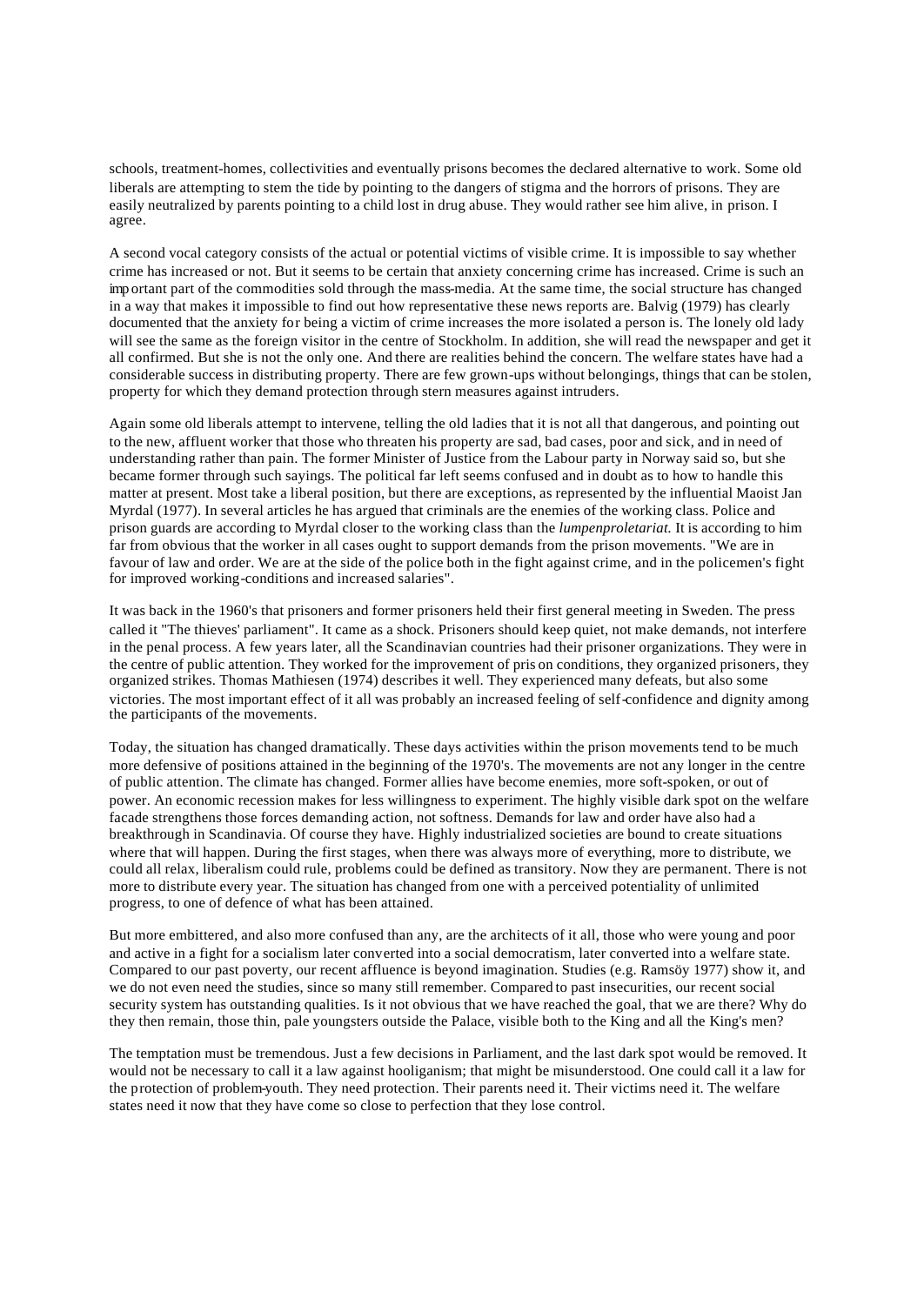schools, treatment-homes, collectivities and eventually prisons becomes the declared alternative to work. Some old liberals are attempting to stem the tide by pointing to the dangers of stigma and the horrors of prisons. They are easily neutralized by parents pointing to a child lost in drug abuse. They would rather see him alive, in prison. I agree.

A second vocal category consists of the actual or potential victims of visible crime. It is impossible to say whether crime has increased or not. But it seems to be certain that anxiety concerning crime has increased. Crime is such an important part of the commodities sold through the mass-media. At the same time, the social structure has changed in a way that makes it impossible to find out how representative these news reports are. Balvig (1979) has clearly documented that the anxiety for being a victim of crime increases the more isolated a person is. The lonely old lady will see the same as the foreign visitor in the centre of Stockholm. In addition, she will read the newspaper and get it all confirmed. But she is not the only one. And there are realities behind the concern. The welfare states have had a considerable success in distributing property. There are few grown-ups without belongings, things that can be stolen, property for which they demand protection through stern measures against intruders.

Again some old liberals attempt to intervene, telling the old ladies that it is not all that dangerous, and pointing out to the new, affluent worker that those who threaten his property are sad, bad cases, poor and sick, and in need of understanding rather than pain. The former Minister of Justice from the Labour party in Norway said so, but she became former through such sayings. The political far left seems confused and in doubt as to how to handle this matter at present. Most take a liberal position, but there are exceptions, as represented by the influential Maoist Jan Myrdal (1977). In several articles he has argued that criminals are the enemies of the working class. Police and prison guards are according to Myrdal closer to the working class than the *lumpenproletariat.* It is according to him far from obvious that the worker in all cases ought to support demands from the prison movements. "We are in favour of law and order. We are at the side of the police both in the fight against crime, and in the policemen's fight for improved working-conditions and increased salaries".

It was back in the 1960's that prisoners and former prisoners held their first general meeting in Sweden. The press called it "The thieves' parliament". It came as a shock. Prisoners should keep quiet, not make demands, not interfere in the penal process. A few years later, all the Scandinavian countries had their prisoner organizations. They were in the centre of public attention. They worked for the improvement of prison conditions, they organized prisoners, they organized strikes. Thomas Mathiesen (1974) describes it well. They experienced many defeats, but also some victories. The most important effect of it all was probably an increased feeling of self-confidence and dignity among the participants of the movements.

Today, the situation has changed dramatically. These days activities within the prison movements tend to be much more defensive of positions attained in the beginning of the 1970's. The movements are not any longer in the centre of public attention. The climate has changed. Former allies have become enemies, more soft-spoken, or out of power. An economic recession makes for less willingness to experiment. The highly visible dark spot on the welfare facade strengthens those forces demanding action, not softness. Demands for law and order have also had a breakthrough in Scandinavia. Of course they have. Highly industrialized societies are bound to create situations where that will happen. During the first stages, when there was always more of everything, more to distribute, we could all relax, liberalism could rule, problems could be defined as transitory. Now they are permanent. There is not more to distribute every year. The situation has changed from one with a perceived potentiality of unlimited progress, to one of defence of what has been attained.

But more embittered, and also more confused than any, are the architects of it all, those who were young and poor and active in a fight for a socialism later converted into a social democratism, later converted into a welfare state. Compared to our past poverty, our recent affluence is beyond imagination. Studies (e.g. Ramsöy 1977) show it, and we do not even need the studies, since so many still remember. Compared to past insecurities, our recent social security system has outstanding qualities. Is it not obvious that we have reached the goal, that we are there? Why do they then remain, those thin, pale youngsters outside the Palace, visible both to the King and all the King's men?

The temptation must be tremendous. Just a few decisions in Parliament, and the last dark spot would be removed. It would not be necessary to call it a law against hooliganism; that might be misunderstood. One could call it a law for the protection of problem-youth. They need protection. Their parents need it. Their victims need it. The welfare states need it now that they have come so close to perfection that they lose control.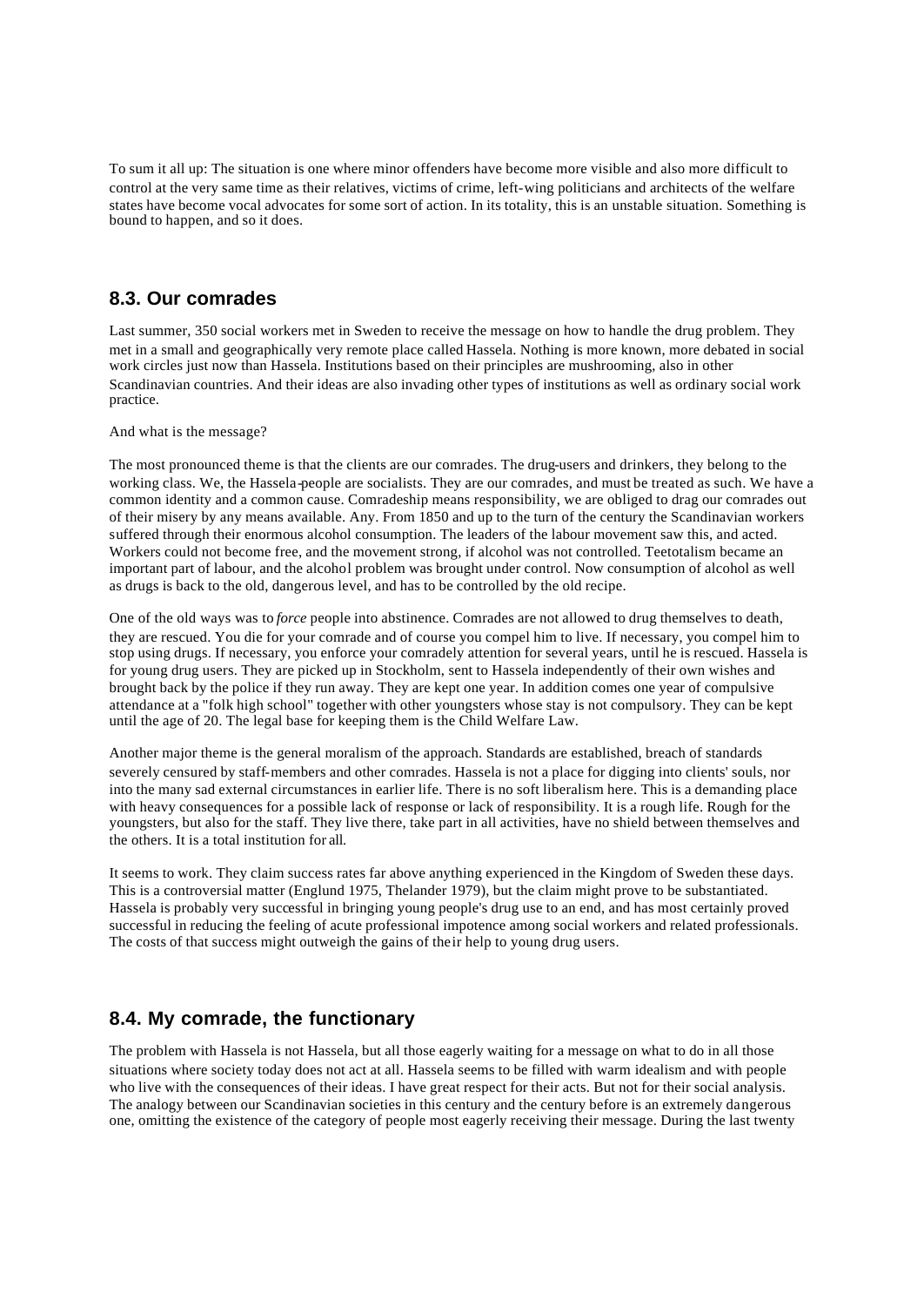To sum it all up: The situation is one where minor offenders have become more visible and also more difficult to control at the very same time as their relatives, victims of crime, left-wing politicians and architects of the welfare states have become vocal advocates for some sort of action. In its totality, this is an unstable situation. Something is bound to happen, and so it does.

## 8.3. Our comrades

Last summer, 350 social workers met in Sweden to receive the message on how to handle the drug problem. They met in a small and geographically very remote place called Hassela. Nothing is more known, more debated in social work circles just now than Hassela. Institutions based on their principles are mushrooming, also in other Scandinavian countries. And their ideas are also invading other types of institutions as well as ordinary social work practice.

And what is the message?

The most pronounced theme is that the clients are our comrades. The drug-users and drinkers, they belong to the working class. We, the Hassela-people are socialists. They are our comrades, and must be treated as such. We have a common identity and a common cause. Comradeship means responsibility, we are obliged to drag our comrades out of their misery by any means available. Any. From 1850 and up to the turn of the century the Scandinavian workers suffered through their enormous alcohol consumption. The leaders of the labour movement saw this, and acted. Workers could not become free, and the movement strong, if alcohol was not controlled. Teetotalism became an important part of labour, and the alcohol problem was brought under control. Now consumption of alcohol as well as drugs is back to the old, dangerous level, and has to be controlled by the old recipe.

One of the old ways was to *force* people into abstinence. Comrades are not allowed to drug themselves to death, they are rescued. You die for your comrade and of course you compel him to live. If necessary, you compel him to stop using drugs. If necessary, you enforce your comradely attention for several years, until he is rescued. Hassela is for young drug users. They are picked up in Stockholm, sent to Hassela independently of their own wishes and brought back by the police if they run away. They are kept one year. In addition comes one year of compulsive attendance at a "folk high school" together with other youngsters whose stay is not compulsory. They can be kept until the age of 20. The legal base for keeping them is the Child Welfare Law.

Another major theme is the general moralism of the approach. Standards are established, breach of standards severely censured by staff-members and other comrades. Hassela is not a place for digging into clients' souls, nor into the many sad external circumstances in earlier life. There is no soft liberalism here. This is a demanding place with heavy consequences for a possible lack of response or lack of responsibility. It is a rough life. Rough for the youngsters, but also for the staff. They live there, take part in all activities, have no shield between themselves and the others. It is a total institution for all.

It seems to work. They claim success rates far above anything experienced in the Kingdom of Sweden these days. This is a controversial matter (Englund 1975, Thelander 1979), but the claim might prove to be substantiated. Hassela is probably very successful in bringing young people's drug use to an end, and has most certainly proved successful in reducing the feeling of acute professional impotence among social workers and related professionals. The costs of that success might outweigh the gains of their help to young drug users.

## 8.4. My comrade, the functionary

The problem with Hassela is not Hassela, but all those eagerly waiting for a message on what to do in all those situations where society today does not act at all. Hassela seems to be filled with warm idealism and with people who live with the consequences of their ideas. I have great respect for their acts. But not for their social analysis. The analogy between our Scandinavian societies in this century and the century before is an extremely dangerous one, omitting the existence of the category of people most eagerly receiving their message. During the last twenty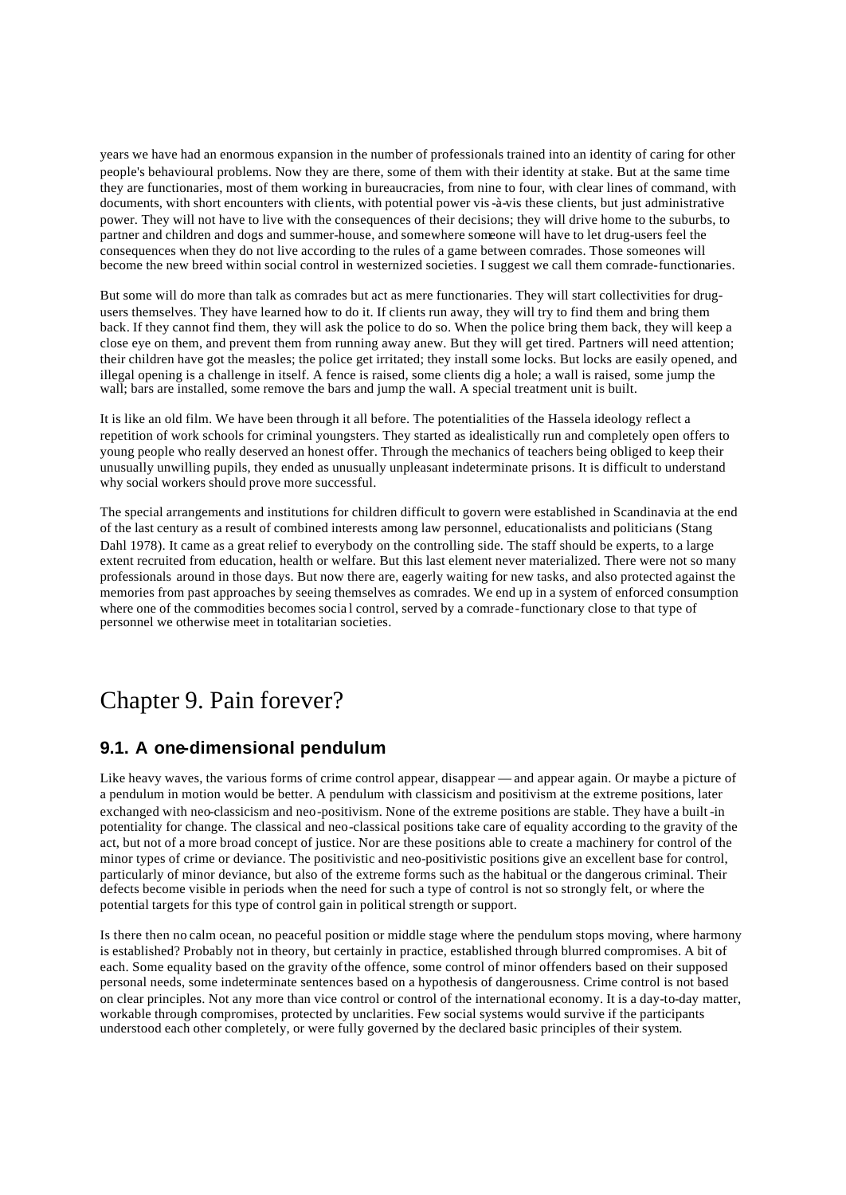years we have had an enormous expansion in the number of professionals trained into an identity of caring for other people's behavioural problems. Now they are there, some of them with their identity at stake. But at the same time they are functionaries, most of them working in bureaucracies, from nine to four, with clear lines of command, with documents, with short encounters with clients, with potential power vis-à-vis these clients, but just administrative power. They will not have to live with the consequences of their decisions; they will drive home to the suburbs, to partner and children and dogs and summer-house, and somewhere someone will have to let drug-users feel the consequences when they do not live according to the rules of a game between comrades. Those someones will become the new breed within social control in westernized societies. I suggest we call them comrade-functionaries.

But some will do more than talk as comrades but act as mere functionaries. They will start collectivities for drug-users themselves. They have learned how to do it. If clients run away, they will try to find them and bring them back. If they cannot find them, they will ask the police to do so. When the police bring them back, they will keep a close eye on them, and prevent them from running away anew. But they will get tired. Partners will need attention; their children have got the measles; the police get irritated; they install some locks. But locks are easily opened, and illegal opening is a challenge in itself. A fence is raised, some clients dig a hole; a wall is raised, some jump the wall; bars are installed, some remove the bars and jump the wall. A special treatment unit is built.

It is like an old film. We have been through it all before. The potentialities of the Hassela ideology reflect a repetition of work schools for criminal youngsters. They started as idealistically run and completely open offers to young people who really deserved an honest offer. Through the mechanics of teachers being obliged to keep their unusually unwilling pupils, they ended as unusually unpleasant indeterminate prisons. It is difficult to understand why social workers should prove more successful.

The special arrangements and institutions for children difficult to govern were established in Scandinavia at the end of the last century as a result of combined interests among law personnel, educationalists and politicians (Stang Dahl 1978). It came as a great relief to everybody on the controlling side. The staff should be experts, to a large extent recruited from education, health or welfare. But this last element never materialized. There were not so many professionals around in those days. But now there are, eagerly waiting for new tasks, and also protected against the memories from past approaches by seeing themselves as comrades. We end up in a system of enforced consumption where one of the commodities becomes social control, served by a comrade-functionary close to that type of personnel we otherwise meet in totalitarian societies.

# Chapter 9. Pain forever?

## 9.1. A one-dimensional pendulum

Like heavy waves, the various forms of crime control appear, disappear — and appear again. Or maybe a picture of a pendulum in motion would be better. A pendulum with classicism and positivism at the extreme positions, later exchanged with neo-classicism and neo-positivism. None of the extreme positions are stable. They have a built-in potentiality for change. The classical and neo-classical positions take care of equality according to the gravity of the act, but not of a more broad concept of justice. Nor are these positions able to create a machinery for control of the minor types of crime or deviance. The positivistic and neo-positivistic positions give an excellent base for control, particularly of minor deviance, but also of the extreme forms such as the habitual or the dangerous criminal. Their defects become visible in periods when the need for such a type of control is not so strongly felt, or where the potential targets for this type of control gain in political strength or support.

Is there then no calm ocean, no peaceful position or middle stage where the pendulum stops moving, where harmony is established? Probably not in theory, but certainly in practice, established through blurred compromises. A bit of each. Some equality based on the gravity of the offence, some control of minor offenders based on their supposed personal needs, some indeterminate sentences based on a hypothesis of dangerousness. Crime control is not based on clear principles. Not any more than vice control or control of the international economy. It is a day-to-day matter, workable through compromises, protected by unclarities. Few social systems would survive if the participants understood each other completely, or were fully governed by the declared basic principles of their system.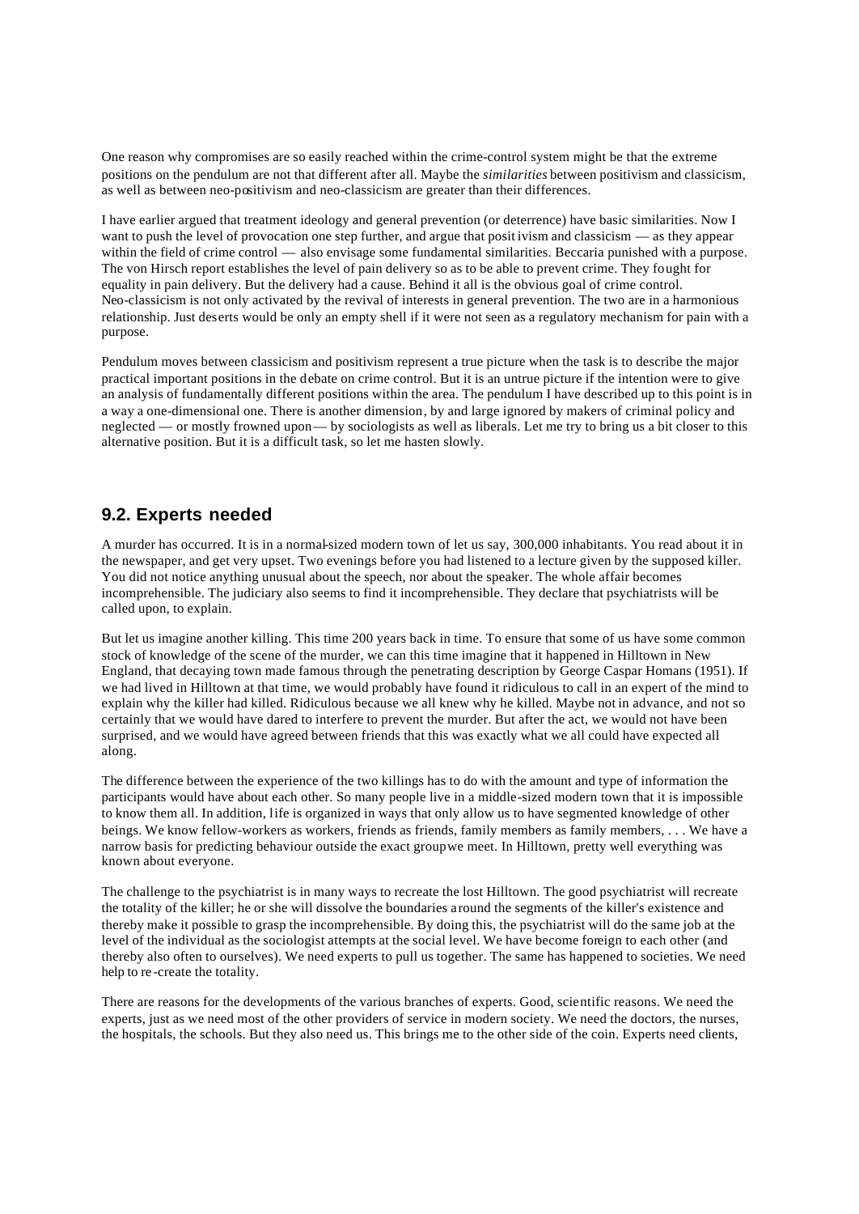One reason why compromises are so easily reached within the crime-control system might be that the extreme positions on the pendulum are not that different after all. Maybe the *similarities* between positivism and classicism, as well as between neo-positivism and neo-classicism are greater than their differences.

I have earlier argued that treatment ideology and general prevention (or deterrence) have basic similarities. Now I want to push the level of provocation one step further, and argue that positivism and classicism — as they appear within the field of crime control — also envisage some fundamental similarities. Beccaria punished with a purpose. The von Hirsch report establishes the level of pain delivery so as to be able to prevent crime. They fought for equality in pain delivery. But the delivery had a cause. Behind it all is the obvious goal of crime control. Neo-classicism is not only activated by the revival of interests in general prevention. The two are in a harmonious relationship. Just deserts would be only an empty shell if it were not seen as a regulatory mechanism for pain with a purpose.

Pendulum moves between classicism and positivism represent a true picture when the task is to describe the major practical important positions in the debate on crime control. But it is an untrue picture if the intention were to give an analysis of fundamentally different positions within the area. The pendulum I have described up to this point is in a way a one-dimensional one. There is another dimension, by and large ignored by makers of criminal policy and neglected — or mostly frowned upon — by sociologists as well as liberals. Let me try to bring us a bit closer to this alternative position. But it is a difficult task, so let me hasten slowly.

## 9.2. Experts needed

A murder has occurred. It is in a normal-sized modern town of let us say, 300,000 inhabitants. You read about it in the newspaper, and get very upset. Two evenings before you had listened to a lecture given by the supposed killer. You did not notice anything unusual about the speech, nor about the speaker. The whole affair becomes incomprehensible. The judiciary also seems to find it incomprehensible. They declare that psychiatrists will be called upon, to explain.

But let us imagine another killing. This time 200 years back in time. To ensure that some of us have some common stock of knowledge of the scene of the murder, we can this time imagine that it happened in Hilltown in New England, that decaying town made famous through the penetrating description by George Caspar Homans (1951). If we had lived in Hilltown at that time, we would probably have found it ridiculous to call in an expert of the mind to explain why the killer had killed. Ridiculous because we all knew why he killed. Maybe not in advance, and not so certainly that we would have dared to interfere to prevent the murder. But after the act, we would not have been surprised, and we would have agreed between friends that this was exactly what we all could have expected all along.

The difference between the experience of the two killings has to do with the amount and type of information the participants would have about each other. So many people live in a middle-sized modern town that it is impossible to know them all. In addition, life is organized in ways that only allow us to have segmented knowledge of other beings. We know fellow-workers as workers, friends as friends, family members as family members, . . . We have a narrow basis for predicting behaviour outside the exact group we meet. In Hilltown, pretty well everything was known about everyone.

The challenge to the psychiatrist is in many ways to recreate the lost Hilltown. The good psychiatrist will recreate the totality of the killer; he or she will dissolve the boundaries around the segments of the killer's existence and thereby make it possible to grasp the incomprehensible. By doing this, the psychiatrist will do the same job at the level of the individual as the sociologist attempts at the social level. We have become foreign to each other (and thereby also often to ourselves). We need experts to pull us together. The same has happened to societies. We need help to re-create the totality.

There are reasons for the developments of the various branches of experts. Good, scientific reasons. We need the experts, just as we need most of the other providers of service in modern society. We need the doctors, the nurses, the hospitals, the schools. But they also need us. This brings me to the other side of the coin. Experts need clients,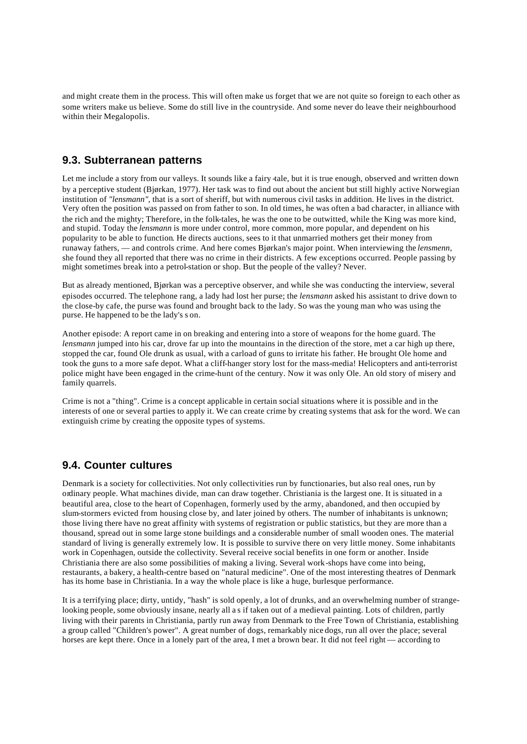and might create them in the process. This will often make us forget that we are not quite so foreign to each other as some writers make us believe. Some do still live in the countryside. And some never do leave their neighbourhood within their Megalopolis.

## 9.3. Subterranean patterns

Let me include a story from our valleys. It sounds like a fairy-tale, but it is true enough, observed and written down by a perceptive student (Bjørkan, 1977). Her task was to find out about the ancient but still highly active Norwegian institution of *"lensmann"*, that is a sort of sheriff, but with numerous civil tasks in addition. He lives in the district. Very often the position was passed on from father to son. In old times, he was often a bad character, in alliance with the rich and the mighty; Therefore, in the folk-tales, he was the one to be outwitted, while the King was more kind, and stupid. Today the *lensmann* is more under control, more common, more popular, and dependent on his popularity to be able to function. He directs auctions, sees to it that unmarried mothers get their money from runaway fathers, — and controls crime. And here comes Bjørkan's major point. When interviewing the *lensmenn*, she found they all reported that there was no crime in their districts. A few exceptions occurred. People passing by might sometimes break into a petrol-station or shop. But the people of the valley? Never.

But as already mentioned, Bjørkan was a perceptive observer, and while she was conducting the interview, several episodes occurred. The telephone rang, a lady had lost her purse; the *lensmann* asked his assistant to drive down to the close-by cafe, the purse was found and brought back to the lady. So was the young man who was using the purse. He happened to be the lady's son.

Another episode: A report came in on breaking and entering into a store of weapons for the home guard. The *lensmann* jumped into his car, drove far up into the mountains in the direction of the store, met a car high up there, stopped the car, found Ole drunk as usual, with a carload of guns to irritate his father. He brought Ole home and took the guns to a more safe depot. What a cliff-hanger story lost for the mass-media! Helicopters and anti-terrorist police might have been engaged in the crime-hunt of the century. Now it was only Ole. An old story of misery and family quarrels.

Crime is not a "thing". Crime is a concept applicable in certain social situations where it is possible and in the interests of one or several parties to apply it. We can create crime by creating systems that ask for the word. We can extinguish crime by creating the opposite types of systems.

## 9.4. Counter cultures

Denmark is a society for collectivities. Not only collectivities run by functionaries, but also real ones, run by ordinary people. What machines divide, man can draw together. Christiania is the largest one. It is situated in a beautiful area, close to the heart of Copenhagen, formerly used by the army, abandoned, and then occupied by slum-stormers evicted from housing close by, and later joined by others. The number of inhabitants is unknown; those living there have no great affinity with systems of registration or public statistics, but they are more than a thousand, spread out in some large stone buildings and a considerable number of small wooden ones. The material standard of living is generally extremely low. It is possible to survive there on very little money. Some inhabitants work in Copenhagen, outside the collectivity. Several receive social benefits in one form or another. Inside Christiania there are also some possibilities of making a living. Several work-shops have come into being, restaurants, a bakery, a health-centre based on "natural medicine". One of the most interesting theatres of Denmark has its home base in Christiania. In a way the whole place is like a huge, burlesque performance.

It is a terrifying place; dirty, untidy, "hash" is sold openly, a lot of drunks, and an overwhelming number of strange-looking people, some obviously insane, nearly all as if taken out of a medieval painting. Lots of children, partly living with their parents in Christiania, partly run away from Denmark to the Free Town of Christiania, establishing a group called "Children's power". A great number of dogs, remarkably nice dogs, run all over the place; several horses are kept there. Once in a lonely part of the area, I met a brown bear. It did not feel right — according to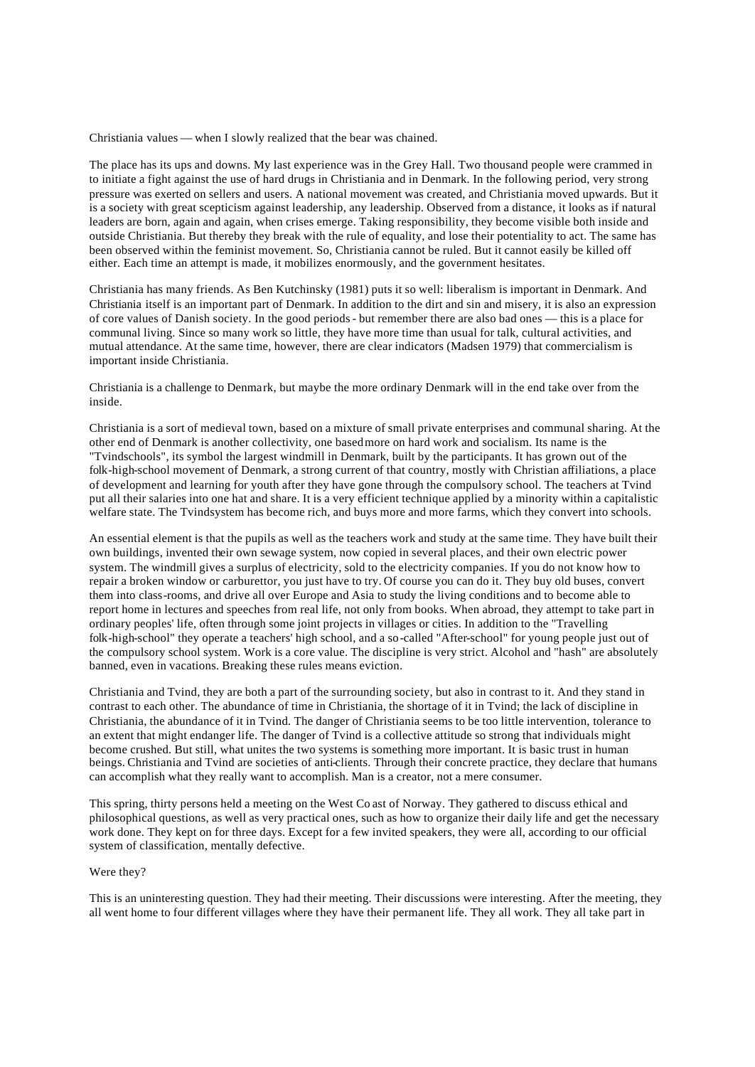Christiania values — when I slowly realized that the bear was chained.

The place has its ups and downs. My last experience was in the Grey Hall. Two thousand people were crammed in to initiate a fight against the use of hard drugs in Christiania and in Denmark. In the following period, very strong pressure was exerted on sellers and users. A national movement was created, and Christiania moved upwards. But it is a society with great scepticism against leadership, any leadership. Observed from a distance, it looks as if natural leaders are born, again and again, when crises emerge. Taking responsibility, they become visible both inside and outside Christiania. But thereby they break with the rule of equality, and lose their potentiality to act. The same has been observed within the feminist movement. So, Christiania cannot be ruled. But it cannot easily be killed off either. Each time an attempt is made, it mobilizes enormously, and the government hesitates.

Christiania has many friends. As Ben Kutchinsky (1981) puts it so well: liberalism is important in Denmark. And Christiania itself is an important part of Denmark. In addition to the dirt and sin and misery, it is also an expression of core values of Danish society. In the good periods - but remember there are also bad ones — this is a place for communal living. Since so many work so little, they have more time than usual for talk, cultural activities, and mutual attendance. At the same time, however, there are clear indicators (Madsen 1979) that commercialism is important inside Christiania.

Christiania is a challenge to Denmark, but maybe the more ordinary Denmark will in the end take over from the inside.

Christiania is a sort of medieval town, based on a mixture of small private enterprises and communal sharing. At the other end of Denmark is another collectivity, one based more on hard work and socialism. Its name is the "Tvindschools", its symbol the largest windmill in Denmark, built by the participants. It has grown out of the folk-high-school movement of Denmark, a strong current of that country, mostly with Christian affiliations, a place of development and learning for youth after they have gone through the compulsory school. The teachers at Tvind put all their salaries into one hat and share. It is a very efficient technique applied by a minority within a capitalistic welfare state. The Tvindsystem has become rich, and buys more and more farms, which they convert into schools.

An essential element is that the pupils as well as the teachers work and study at the same time. They have built their own buildings, invented their own sewage system, now copied in several places, and their own electric power system. The windmill gives a surplus of electricity, sold to the electricity companies. If you do not know how to repair a broken window or carburettor, you just have to try. Of course you can do it. They buy old buses, convert them into class-rooms, and drive all over Europe and Asia to study the living conditions and to become able to report home in lectures and speeches from real life, not only from books. When abroad, they attempt to take part in ordinary peoples' life, often through some joint projects in villages or cities. In addition to the "Travelling folk-high-school" they operate a teachers' high school, and a so-called "After-school" for young people just out of the compulsory school system. Work is a core value. The discipline is very strict. Alcohol and "hash" are absolutely banned, even in vacations. Breaking these rules means eviction.

Christiania and Tvind, they are both a part of the surrounding society, but also in contrast to it. And they stand in contrast to each other. The abundance of time in Christiania, the shortage of it in Tvind; the lack of discipline in Christiania, the abundance of it in Tvind. The danger of Christiania seems to be too little intervention, tolerance to an extent that might endanger life. The danger of Tvind is a collective attitude so strong that individuals might become crushed. But still, what unites the two systems is something more important. It is basic trust in human beings. Christiania and Tvind are societies of anti-clients. Through their concrete practice, they declare that humans can accomplish what they really want to accomplish. Man is a creator, not a mere consumer.

This spring, thirty persons held a meeting on the West Coast of Norway. They gathered to discuss ethical and philosophical questions, as well as very practical ones, such as how to organize their daily life and get the necessary work done. They kept on for three days. Except for a few invited speakers, they were all, according to our official system of classification, mentally defective.

Were they?

This is an uninteresting question. They had their meeting. Their discussions were interesting. After the meeting, they all went home to four different villages where they have their permanent life. They all work. They all take part in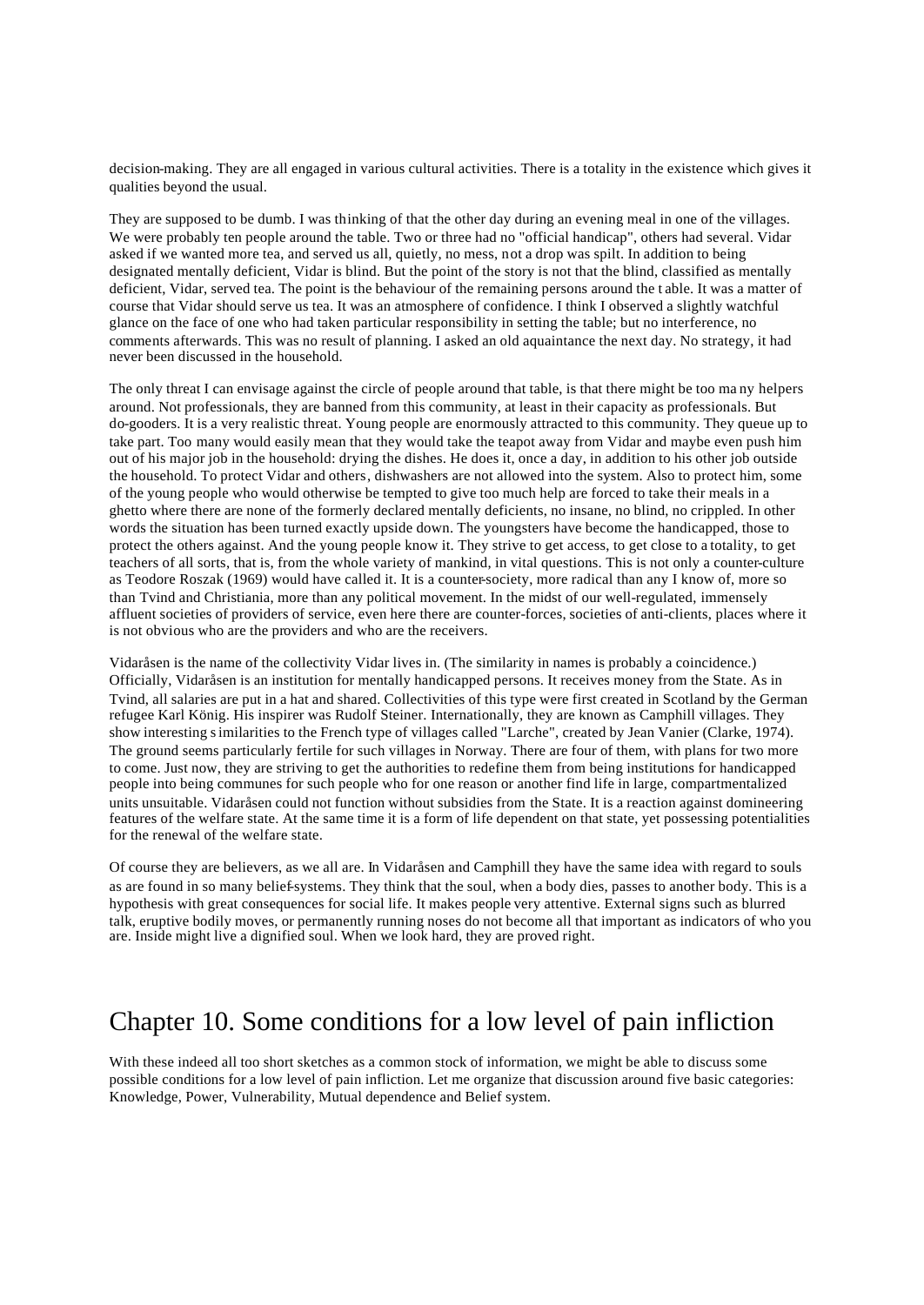decision-making. They are all engaged in various cultural activities. There is a totality in the existence which gives it qualities beyond the usual.

They are supposed to be dumb. I was thinking of that the other day during an evening meal in one of the villages. We were probably ten people around the table. Two or three had no "official handicap", others had several. Vidar asked if we wanted more tea, and served us all, quietly, no mess, not a drop was spilt. In addition to being designated mentally deficient, Vidar is blind. But the point of the story is not that the blind, classified as mentally deficient, Vidar, served tea. The point is the behaviour of the remaining persons around the table. It was a matter of course that Vidar should serve us tea. It was an atmosphere of confidence. I think I observed a slightly watchful glance on the face of one who had taken particular responsibility in setting the table; but no interference, no comments afterwards. This was no result of planning. I asked an old aquaintance the next day. No strategy, it had never been discussed in the household.

The only threat I can envisage against the circle of people around that table, is that there might be too many helpers around. Not professionals, they are banned from this community, at least in their capacity as professionals. But do-gooders. It is a very realistic threat. Young people are enormously attracted to this community. They queue up to take part. Too many would easily mean that they would take the teapot away from Vidar and maybe even push him out of his major job in the household: drying the dishes. He does it, once a day, in addition to his other job outside the household. To protect Vidar and others, dishwashers are not allowed into the system. Also to protect him, some of the young people who would otherwise be tempted to give too much help are forced to take their meals in a ghetto where there are none of the formerly declared mentally deficients, no insane, no blind, no crippled. In other words the situation has been turned exactly upside down. The youngsters have become the handicapped, those to protect the others against. And the young people know it. They strive to get access, to get close to a totality, to get teachers of all sorts, that is, from the whole variety of mankind, in vital questions. This is not only a counter-culture as Teodore Roszak (1969) would have called it. It is a counter-society, more radical than any I know of, more so than Tvind and Christiania, more than any political movement. In the midst of our well-regulated, immensely affluent societies of providers of service, even here there are counter-forces, societies of anti-clients, places where it is not obvious who are the providers and who are the receivers.

Vidaråsen is the name of the collectivity Vidar lives in. (The similarity in names is probably a coincidence.) Officially, Vidaråsen is an institution for mentally handicapped persons. It receives money from the State. As in Tvind, all salaries are put in a hat and shared. Collectivities of this type were first created in Scotland by the German refugee Karl König. His inspirer was Rudolf Steiner. Internationally, they are known as Camphill villages. They show interesting similarities to the French type of villages called "Larche", created by Jean Vanier (Clarke, 1974). The ground seems particularly fertile for such villages in Norway. There are four of them, with plans for two more to come. Just now, they are striving to get the authorities to redefine them from being institutions for handicapped people into being communes for such people who for one reason or another find life in large, compartmentalized units unsuitable. Vidaråsen could not function without subsidies from the State. It is a reaction against domineering features of the welfare state. At the same time it is a form of life dependent on that state, yet possessing potentialities for the renewal of the welfare state.

Of course they are believers, as we all are. In Vidaråsen and Camphill they have the same idea with regard to souls as are found in so many belief-systems. They think that the soul, when a body dies, passes to another body. This is a hypothesis with great consequences for social life. It makes people very attentive. External signs such as blurred talk, eruptive bodily moves, or permanently running noses do not become all that important as indicators of who you are. Inside might live a dignified soul. When we look hard, they are proved right.

# Chapter 10. Some conditions for a low level of pain infliction

With these indeed all too short sketches as a common stock of information, we might be able to discuss some possible conditions for a low level of pain infliction. Let me organize that discussion around five basic categories: Knowledge, Power, Vulnerability, Mutual dependence and Belief system.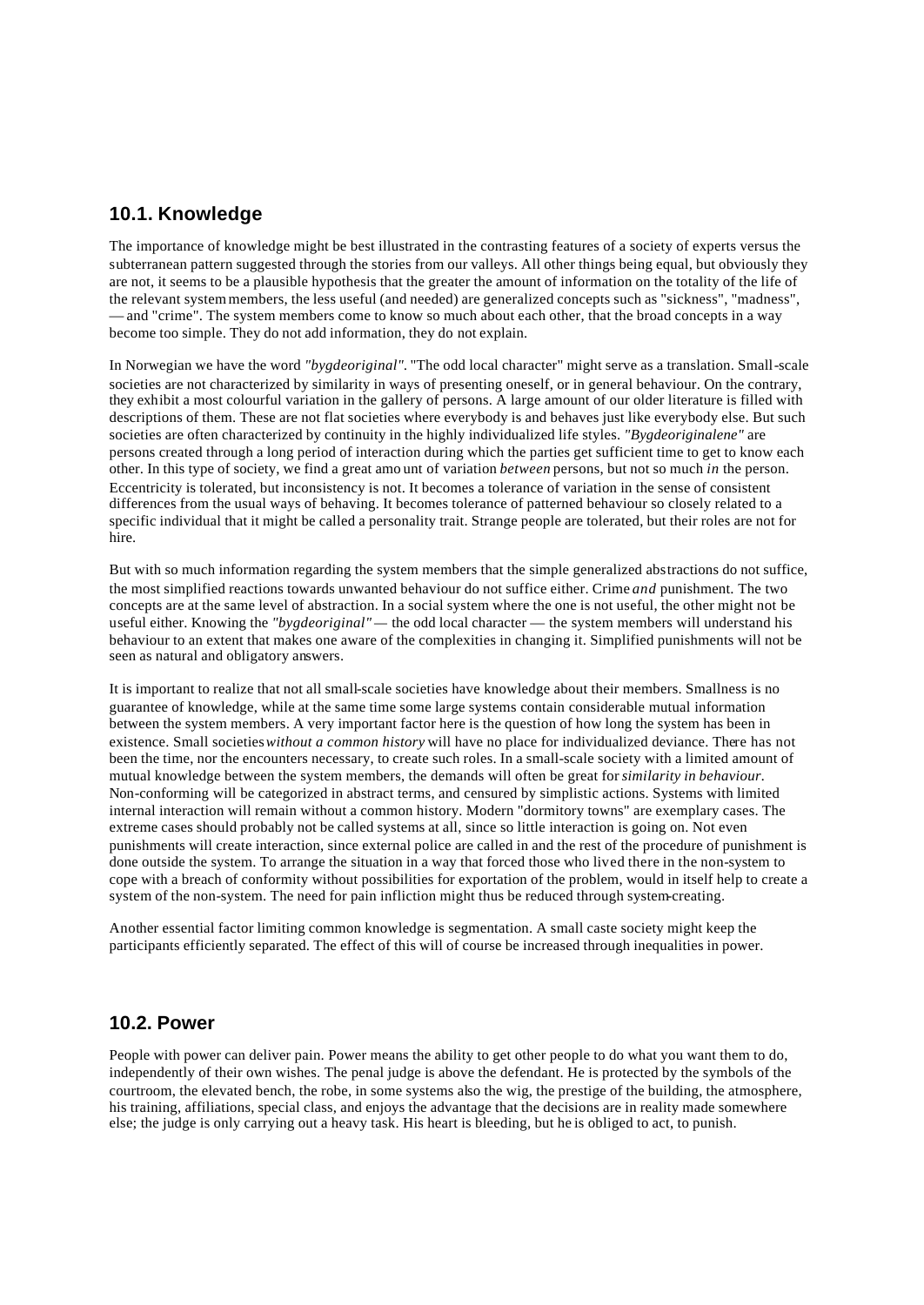## 10.1. Knowledge

The importance of knowledge might be best illustrated in the contrasting features of a society of experts versus the subterranean pattern suggested through the stories from our valleys. All other things being equal, but obviously they are not, it seems to be a plausible hypothesis that the greater the amount of information on the totality of the life of the relevant system members, the less useful (and needed) are generalized concepts such as "sickness", "madness", — and "crime". The system members come to know so much about each other, that the broad concepts in a way become too simple. They do not add information, they do not explain.

In Norwegian we have the word *"bygdeoriginal"*. "The odd local character" might serve as a translation. Small-scale societies are not characterized by similarity in ways of presenting oneself, or in general behaviour. On the contrary, they exhibit a most colourful variation in the gallery of persons. A large amount of our older literature is filled with descriptions of them. These are not flat societies where everybody is and behaves just like everybody else. But such societies are often characterized by continuity in the highly individualized life styles. *"Bygdeoriginalene"* are persons created through a long period of interaction during which the parties get sufficient time to get to know each other. In this type of society, we find a great amount of variation *between* persons, but not so much *in* the person. Eccentricity is tolerated, but inconsistency is not. It becomes a tolerance of variation in the sense of consistent differences from the usual ways of behaving. It becomes tolerance of patterned behaviour so closely related to a specific individual that it might be called a personality trait. Strange people are tolerated, but their roles are not for hire.

But with so much information regarding the system members that the simple generalized abstractions do not suffice, the most simplified reactions towards unwanted behaviour do not suffice either. Crime *and* punishment. The two concepts are at the same level of abstraction. In a social system where the one is not useful, the other might not be useful either. Knowing the *"bygdeoriginal"* — the odd local character — the system members will understand his behaviour to an extent that makes one aware of the complexities in changing it. Simplified punishments will not be seen as natural and obligatory answers.

It is important to realize that not all small-scale societies have knowledge about their members. Smallness is no guarantee of knowledge, while at the same time some large systems contain considerable mutual information between the system members. A very important factor here is the question of how long the system has been in existence. Small societies *without a common history* will have no place for individualized deviance. There has not been the time, nor the encounters necessary, to create such roles. In a small-scale society with a limited amount of mutual knowledge between the system members, the demands will often be great for *similarity in behaviour*. Non-conforming will be categorized in abstract terms, and censured by simplistic actions. Systems with limited internal interaction will remain without a common history. Modern "dormitory towns" are exemplary cases. The extreme cases should probably not be called systems at all, since so little interaction is going on. Not even punishments will create interaction, since external police are called in and the rest of the procedure of punishment is done outside the system. To arrange the situation in a way that forced those who lived there in the non-system to cope with a breach of conformity without possibilities for exportation of the problem, would in itself help to create a system of the non-system. The need for pain infliction might thus be reduced through system-creating.

Another essential factor limiting common knowledge is segmentation. A small caste society might keep the participants efficiently separated. The effect of this will of course be increased through inequalities in power.

## 10.2. Power

People with power can deliver pain. Power means the ability to get other people to do what you want them to do, independently of their own wishes. The penal judge is above the defendant. He is protected by the symbols of the courtroom, the elevated bench, the robe, in some systems also the wig, the prestige of the building, the atmosphere, his training, affiliations, special class, and enjoys the advantage that the decisions are in reality made somewhere else; the judge is only carrying out a heavy task. His heart is bleeding, but he is obliged to act, to punish.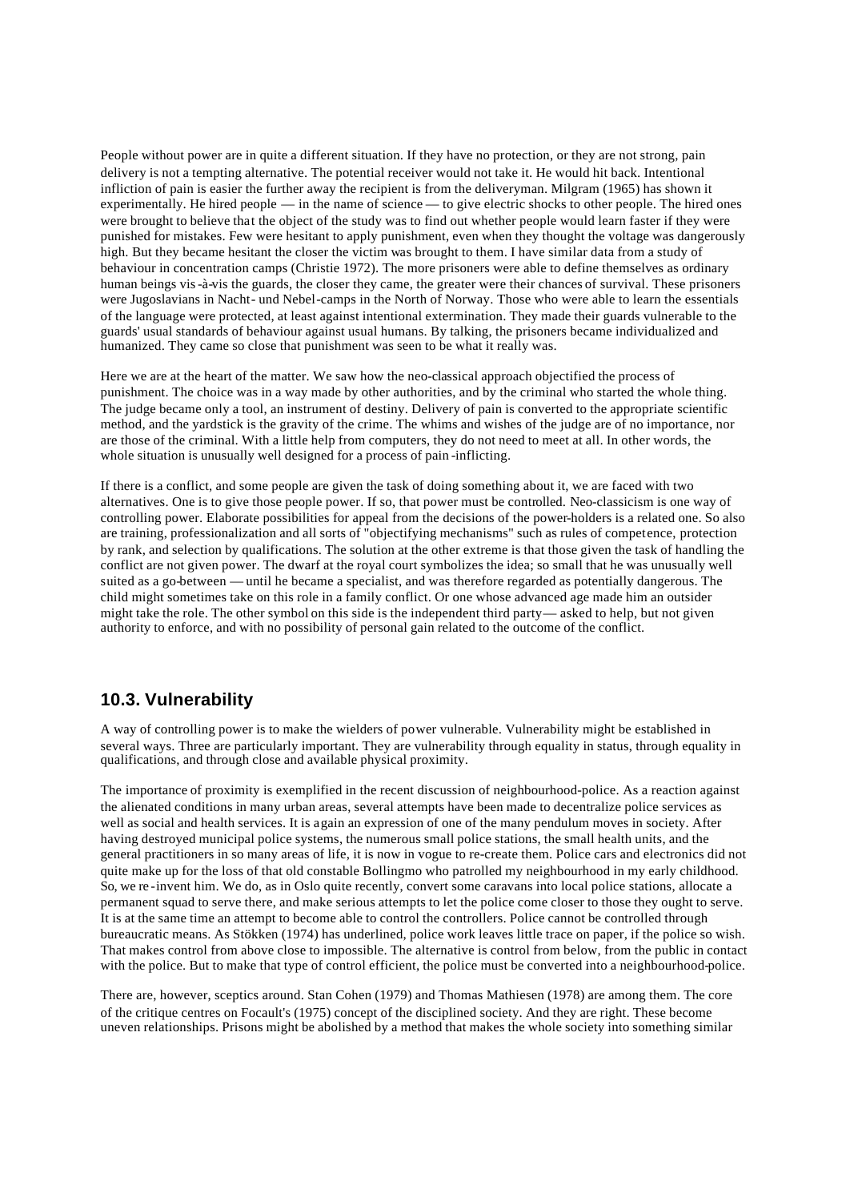People without power are in quite a different situation. If they have no protection, or they are not strong, pain delivery is not a tempting alternative. The potential receiver would not take it. He would hit back. Intentional infliction of pain is easier the further away the recipient is from the deliveryman. Milgram (1965) has shown it experimentally. He hired people — in the name of science — to give electric shocks to other people. The hired ones were brought to believe that the object of the study was to find out whether people would learn faster if they were punished for mistakes. Few were hesitant to apply punishment, even when they thought the voltage was dangerously high. But they became hesitant the closer the victim was brought to them. I have similar data from a study of behaviour in concentration camps (Christie 1972). The more prisoners were able to define themselves as ordinary human beings vis-à-vis the guards, the closer they came, the greater were their chances of survival. These prisoners were Jugoslavians in Nacht- und Nebel-camps in the North of Norway. Those who were able to learn the essentials of the language were protected, at least against intentional extermination. They made their guards vulnerable to the guards' usual standards of behaviour against usual humans. By talking, the prisoners became individualized and humanized. They came so close that punishment was seen to be what it really was.

Here we are at the heart of the matter. We saw how the neo-classical approach objectified the process of punishment. The choice was in a way made by other authorities, and by the criminal who started the whole thing. The judge became only a tool, an instrument of destiny. Delivery of pain is converted to the appropriate scientific method, and the yardstick is the gravity of the crime. The whims and wishes of the judge are of no importance, nor are those of the criminal. With a little help from computers, they do not need to meet at all. In other words, the whole situation is unusually well designed for a process of pain-inflicting.

If there is a conflict, and some people are given the task of doing something about it, we are faced with two alternatives. One is to give those people power. If so, that power must be controlled. Neo-classicism is one way of controlling power. Elaborate possibilities for appeal from the decisions of the power-holders is a related one. So also are training, professionalization and all sorts of "objectifying mechanisms" such as rules of competence, protection by rank, and selection by qualifications. The solution at the other extreme is that those given the task of handling the conflict are not given power. The dwarf at the royal court symbolizes the idea; so small that he was unusually well suited as a go-between — until he became a specialist, and was therefore regarded as potentially dangerous. The child might sometimes take on this role in a family conflict. Or one whose advanced age made him an outsider might take the role. The other symbol on this side is the independent third party — asked to help, but not given authority to enforce, and with no possibility of personal gain related to the outcome of the conflict.

## 10.3. Vulnerability

A way of controlling power is to make the wielders of power vulnerable. Vulnerability might be established in several ways. Three are particularly important. They are vulnerability through equality in status, through equality in qualifications, and through close and available physical proximity.

The importance of proximity is exemplified in the recent discussion of neighbourhood-police. As a reaction against the alienated conditions in many urban areas, several attempts have been made to decentralize police services as well as social and health services. It is again an expression of one of the many pendulum moves in society. After having destroyed municipal police systems, the numerous small police stations, the small health units, and the general practitioners in so many areas of life, it is now in vogue to re-create them. Police cars and electronics did not quite make up for the loss of that old constable Bollingmo who patrolled my neighbourhood in my early childhood. So, we re-invent him. We do, as in Oslo quite recently, convert some caravans into local police stations, allocate a permanent squad to serve there, and make serious attempts to let the police come closer to those they ought to serve. It is at the same time an attempt to become able to control the controllers. Police cannot be controlled through bureaucratic means. As Stökken (1974) has underlined, police work leaves little trace on paper, if the police so wish. That makes control from above close to impossible. The alternative is control from below, from the public in contact with the police. But to make that type of control efficient, the police must be converted into a neighbourhood-police.

There are, however, sceptics around. Stan Cohen (1979) and Thomas Mathiesen (1978) are among them. The core of the critique centres on Focault's (1975) concept of the disciplined society. And they are right. These become uneven relationships. Prisons might be abolished by a method that makes the whole society into something similar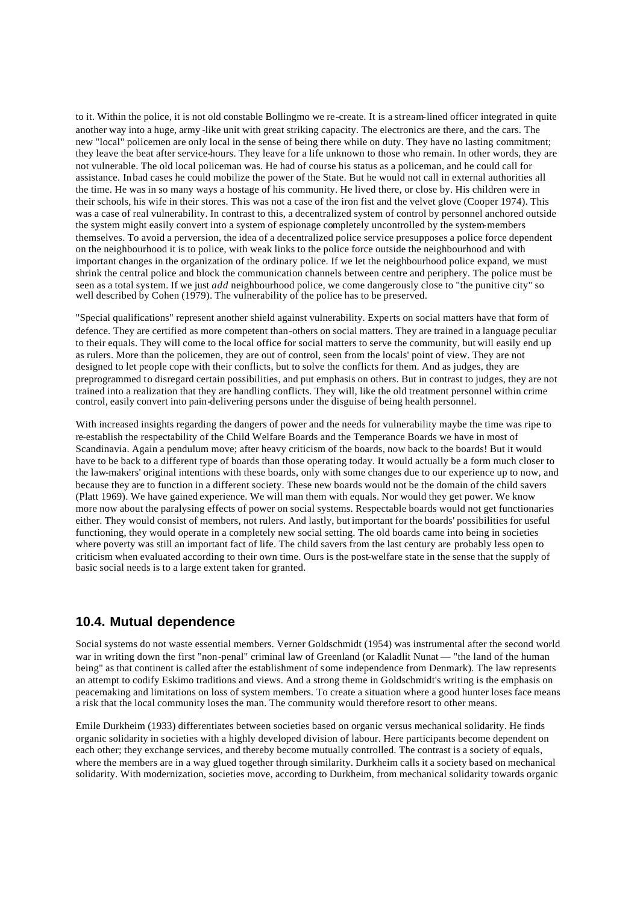to it. Within the police, it is not old constable Bollingmo we re-create. It is a stream-lined officer integrated in quite another way into a huge, army-like unit with great striking capacity. The electronics are there, and the cars. The new "local" policemen are only local in the sense of being there while on duty. They have no lasting commitment; they leave the beat after service-hours. They leave for a life unknown to those who remain. In other words, they are not vulnerable. The old local policeman was. He had of course his status as a policeman, and he could call for assistance. In bad cases he could mobilize the power of the State. But he would not call in external authorities all the time. He was in so many ways a hostage of his community. He lived there, or close by. His children were in their schools, his wife in their stores. This was not a case of the iron fist and the velvet glove (Cooper 1974). This was a case of real vulnerability. In contrast to this, a decentralized system of control by personnel anchored outside the system might easily convert into a system of espionage completely uncontrolled by the system-members themselves. To avoid a perversion, the idea of a decentralized police service presupposes a police force dependent on the neighbourhood it is to police, with weak links to the police force outside the neighbourhood and with important changes in the organization of the ordinary police. If we let the neighbourhood police expand, we must shrink the central police and block the communication channels between centre and periphery. The police must be seen as a total system. If we just *add* neighbourhood police, we come dangerously close to "the punitive city" so well described by Cohen (1979). The vulnerability of the police has to be preserved.

"Special qualifications" represent another shield against vulnerability. Experts on social matters have that form of defence. They are certified as more competent than-others on social matters. They are trained in a language peculiar to their equals. They will come to the local office for social matters to serve the community, but will easily end up as rulers. More than the policemen, they are out of control, seen from the locals' point of view. They are not designed to let people cope with their conflicts, but to solve the conflicts for them. And as judges, they are preprogrammed to disregard certain possibilities, and put emphasis on others. But in contrast to judges, they are not trained into a realization that they are handling conflicts. They will, like the old treatment personnel within crime control, easily convert into pain-delivering persons under the disguise of being health personnel.

With increased insights regarding the dangers of power and the needs for vulnerability maybe the time was ripe to re-establish the respectability of the Child Welfare Boards and the Temperance Boards we have in most of Scandinavia. Again a pendulum move; after heavy criticism of the boards, now back to the boards! But it would have to be back to a different type of boards than those operating today. It would actually be a form much closer to the law-makers' original intentions with these boards, only with some changes due to our experience up to now, and because they are to function in a different society. These new boards would not be the domain of the child savers (Platt 1969). We have gained experience. We will man them with equals. Nor would they get power. We know more now about the paralysing effects of power on social systems. Respectable boards would not get functionaries either. They would consist of members, not rulers. And lastly, but important for the boards' possibilities for useful functioning, they would operate in a completely new social setting. The old boards came into being in societies where poverty was still an important fact of life. The child savers from the last century are probably less open to criticism when evaluated according to their own time. Ours is the post-welfare state in the sense that the supply of basic social needs is to a large extent taken for granted.

## 10.4. Mutual dependence

Social systems do not waste essential members. Verner Goldschmidt (1954) was instrumental after the second world war in writing down the first "non-penal" criminal law of Greenland (or Kaladlit Nunat — "the land of the human being" as that continent is called after the establishment of some independence from Denmark). The law represents an attempt to codify Eskimo traditions and views. And a strong theme in Goldschmidt's writing is the emphasis on peacemaking and limitations on loss of system members. To create a situation where a good hunter loses face means a risk that the local community loses the man. The community would therefore resort to other means.

Emile Durkheim (1933) differentiates between societies based on organic versus mechanical solidarity. He finds organic solidarity in societies with a highly developed division of labour. Here participants become dependent on each other; they exchange services, and thereby become mutually controlled. The contrast is a society of equals, where the members are in a way glued together through similarity. Durkheim calls it a society based on mechanical solidarity. With modernization, societies move, according to Durkheim, from mechanical solidarity towards organic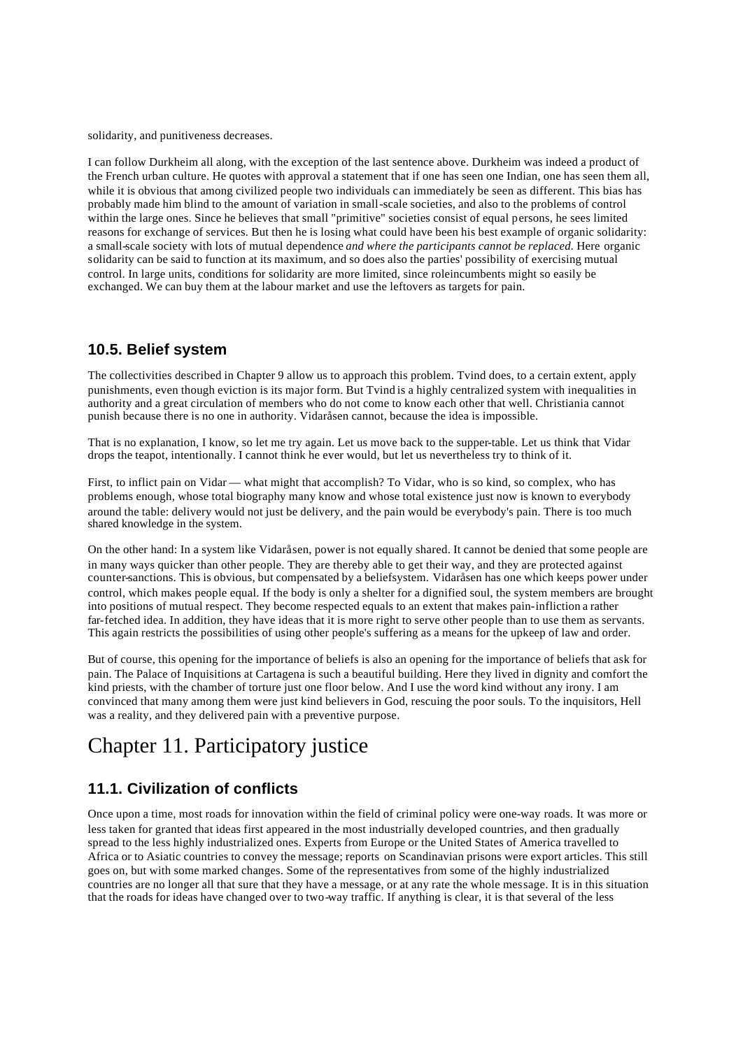solidarity, and punitiveness decreases.

I can follow Durkheim all along, with the exception of the last sentence above. Durkheim was indeed a product of the French urban culture. He quotes with approval a statement that if one has seen one Indian, one has seen them all, while it is obvious that among civilized people two individuals can immediately be seen as different. This bias has probably made him blind to the amount of variation in small-scale societies, and also to the problems of control within the large ones. Since he believes that small "primitive" societies consist of equal persons, he sees limited reasons for exchange of services. But then he is losing what could have been his best example of organic solidarity: a small-scale society with lots of mutual dependence *and where the participants cannot be replaced.* Here organic solidarity can be said to function at its maximum, and so does also the parties' possibility of exercising mutual control. In large units, conditions for solidarity are more limited, since roleincumbents might so easily be exchanged. We can buy them at the labour market and use the leftovers as targets for pain.

### 10.5. Belief system

The collectivities described in Chapter 9 allow us to approach this problem. Tvind does, to a certain extent, apply punishments, even though eviction is its major form. But Tvind is a highly centralized system with inequalities in authority and a great circulation of members who do not come to know each other that well. Christiania cannot punish because there is no one in authority. Vidaråsen cannot, because the idea is impossible.

That is no explanation, I know, so let me try again. Let us move back to the supper-table. Let us think that Vidar drops the teapot, intentionally. I cannot think he ever would, but let us nevertheless try to think of it.

First, to inflict pain on Vidar — what might that accomplish? To Vidar, who is so kind, so complex, who has problems enough, whose total biography many know and whose total existence just now is known to everybody around the table: delivery would not just be delivery, and the pain would be everybody's pain. There is too much shared knowledge in the system.

On the other hand: In a system like Vidaråsen, power is not equally shared. It cannot be denied that some people are in many ways quicker than other people. They are thereby able to get their way, and they are protected against counter-sanctions. This is obvious, but compensated by a beliefsystem. Vidaråsen has one which keeps power under control, which makes people equal. If the body is only a shelter for a dignified soul, the system members are brought into positions of mutual respect. They become respected equals to an extent that makes pain-infliction a rather far-fetched idea. In addition, they have ideas that it is more right to serve other people than to use them as servants. This again restricts the possibilities of using other people's suffering as a means for the upkeep of law and order.

But of course, this opening for the importance of beliefs is also an opening for the importance of beliefs that ask for pain. The Palace of Inquisitions at Cartagena is such a beautiful building. Here they lived in dignity and comfort the kind priests, with the chamber of torture just one floor below. And I use the word kind without any irony. I am convinced that many among them were just kind believers in God, rescuing the poor souls. To the inquisitors, Hell was a reality, and they delivered pain with a preventive purpose.

# Chapter 11. Participatory justice

### 11.1. Civilization of conflicts

Once upon a time, most roads for innovation within the field of criminal policy were one-way roads. It was more or less taken for granted that ideas first appeared in the most industrially developed countries, and then gradually spread to the less highly industrialized ones. Experts from Europe or the United States of America travelled to Africa or to Asiatic countries to convey the message; reports on Scandinavian prisons were export articles. This still goes on, but with some marked changes. Some of the representatives from some of the highly industrialized countries are no longer all that sure that they have a message, or at any rate the whole message. It is in this situation that the roads for ideas have changed over to two-way traffic. If anything is clear, it is that several of the less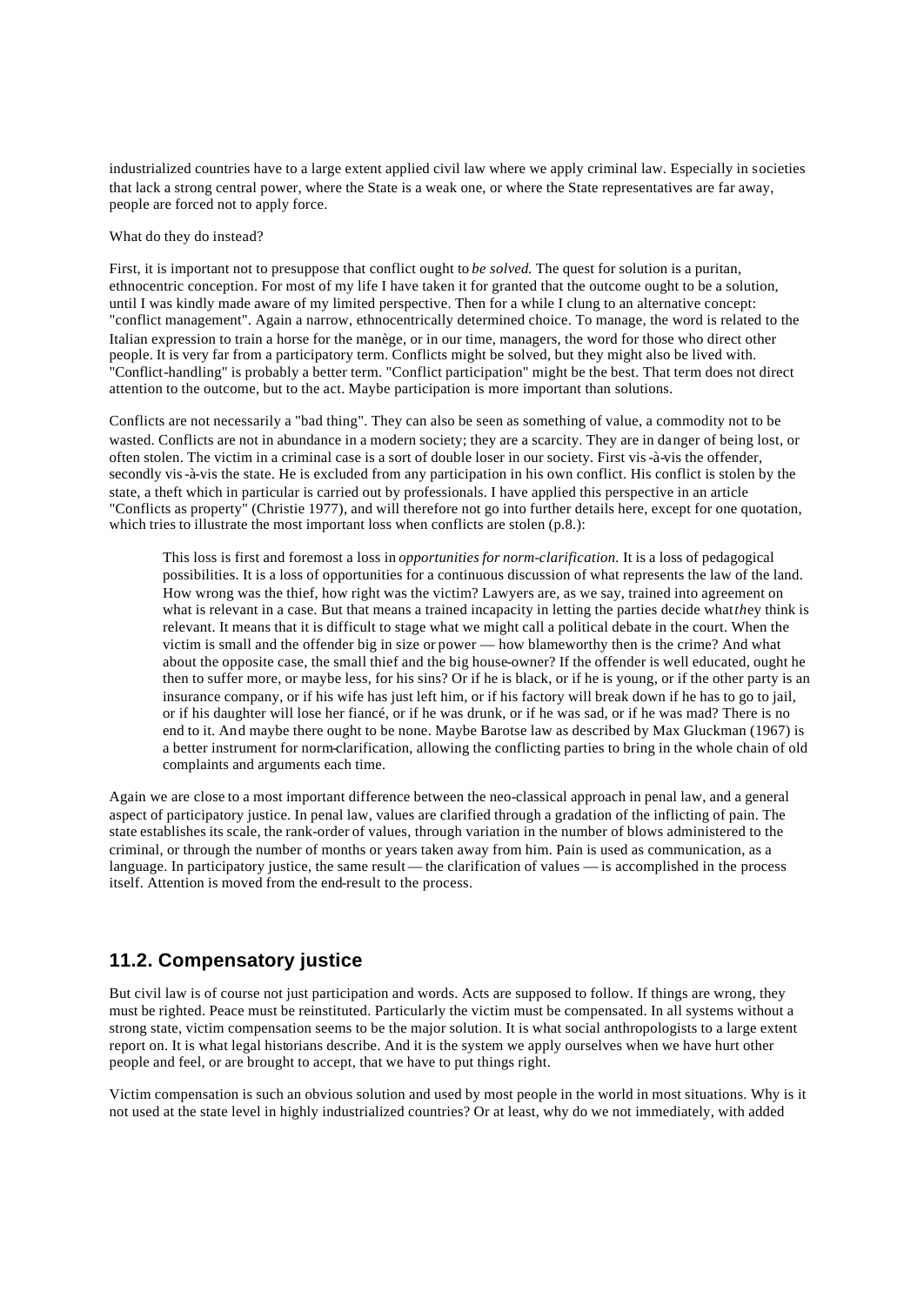industrialized countries have to a large extent applied civil law where we apply criminal law. Especially in societies that lack a strong central power, where the State is a weak one, or where the State representatives are far away, people are forced not to apply force.

What do they do instead?

First, it is important not to presuppose that conflict ought to *be solved.* The quest for solution is a puritan, ethnocentric conception. For most of my life I have taken it for granted that the outcome ought to be a solution, until I was kindly made aware of my limited perspective. Then for a while I clung to an alternative concept: "conflict management". Again a narrow, ethnocentrically determined choice. To manage, the word is related to the Italian expression to train a horse for the manège, or in our time, managers, the word for those who direct other people. It is very far from a participatory term. Conflicts might be solved, but they might also be lived with. "Conflict-handling" is probably a better term. "Conflict participation" might be the best. That term does not direct attention to the outcome, but to the act. Maybe participation is more important than solutions.

Conflicts are not necessarily a "bad thing". They can also be seen as something of value, a commodity not to be wasted. Conflicts are not in abundance in a modern society; they are a scarcity. They are in danger of being lost, or often stolen. The victim in a criminal case is a sort of double loser in our society. First vis-à-vis the offender, secondly vis-à-vis the state. He is excluded from any participation in his own conflict. His conflict is stolen by the state, a theft which in particular is carried out by professionals. I have applied this perspective in an article "Conflicts as property" (Christie 1977), and will therefore not go into further details here, except for one quotation, which tries to illustrate the most important loss when conflicts are stolen (p.8.):

> This loss is first and foremost a loss in *opportunities for norm-clarification.* It is a loss of pedagogical possibilities. It is a loss of opportunities for a continuous discussion of what represents the law of the land. How wrong was the thief, how right was the victim? Lawyers are, as we say, trained into agreement on what is relevant in a case. But that means a trained incapacity in letting the parties decide what *th*ey think is relevant. It means that it is difficult to stage what we might call a political debate in the court. When the victim is small and the offender big in size or power — how blameworthy then is the crime? And what about the opposite case, the small thief and the big house-owner? If the offender is well educated, ought he then to suffer more, or maybe less, for his sins? Or if he is black, or if he is young, or if the other party is an insurance company, or if his wife has just left him, or if his factory will break down if he has to go to jail, or if his daughter will lose her fiancé, or if he was drunk, or if he was sad, or if he was mad? There is no end to it. And maybe there ought to be none. Maybe Barotse law as described by Max Gluckman (1967) is a better instrument for norm-clarification, allowing the conflicting parties to bring in the whole chain of old complaints and arguments each time.

Again we are close to a most important difference between the neo-classical approach in penal law, and a general aspect of participatory justice. In penal law, values are clarified through a gradation of the inflicting of pain. The state establishes its scale, the rank-order of values, through variation in the number of blows administered to the criminal, or through the number of months or years taken away from him. Pain is used as communication, as a language. In participatory justice, the same result — the clarification of values — is accomplished in the process itself. Attention is moved from the end-result to the process.

## 11.2. Compensatory justice

But civil law is of course not just participation and words. Acts are supposed to follow. If things are wrong, they must be righted. Peace must be reinstituted. Particularly the victim must be compensated. In all systems without a strong state, victim compensation seems to be the major solution. It is what social anthropologists to a large extent report on. It is what legal historians describe. And it is the system we apply ourselves when we have hurt other people and feel, or are brought to accept, that we have to put things right.

Victim compensation is such an obvious solution and used by most people in the world in most situations. Why is it not used at the state level in highly industrialized countries? Or at least, why do we not immediately, with added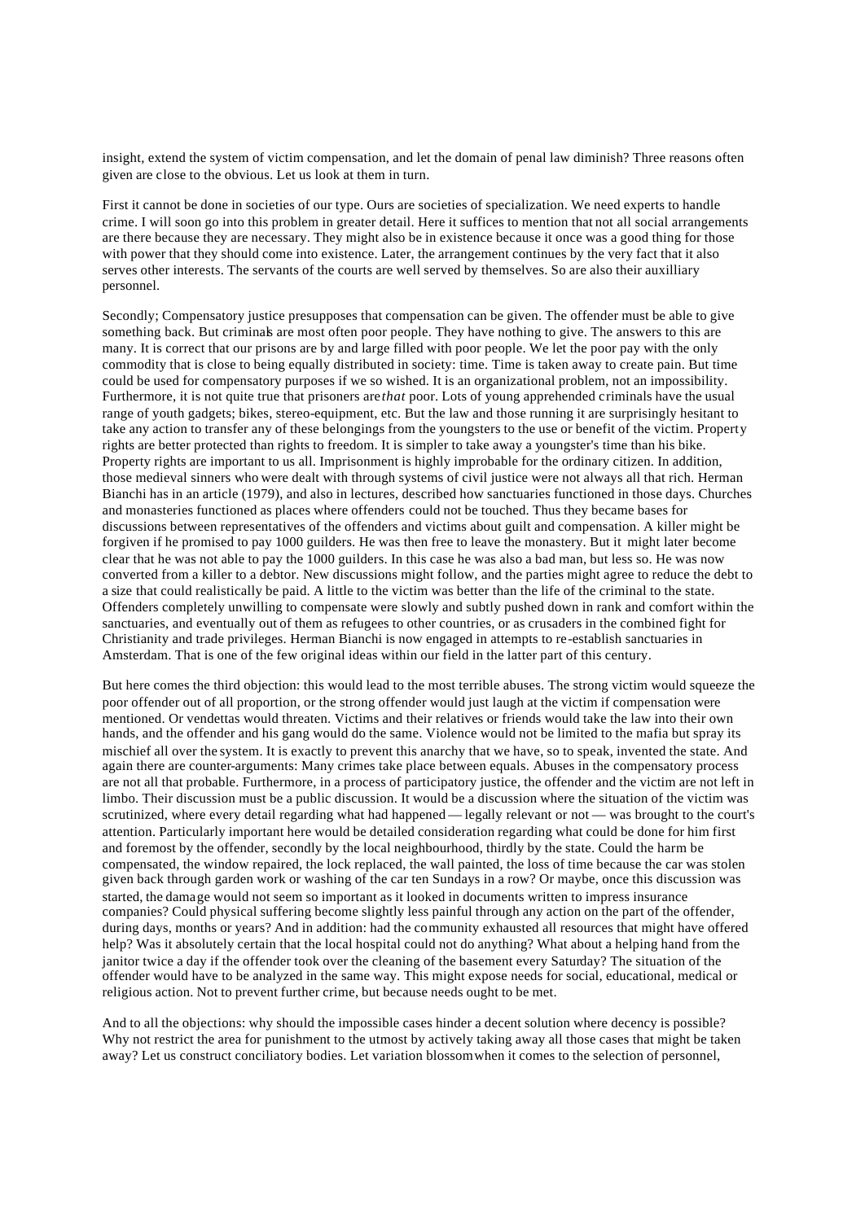insight, extend the system of victim compensation, and let the domain of penal law diminish? Three reasons often given are close to the obvious. Let us look at them in turn.

First it cannot be done in societies of our type. Ours are societies of specialization. We need experts to handle crime. I will soon go into this problem in greater detail. Here it suffices to mention that not all social arrangements are there because they are necessary. They might also be in existence because it once was a good thing for those with power that they should come into existence. Later, the arrangement continues by the very fact that it also serves other interests. The servants of the courts are well served by themselves. So are also their auxilliary personnel.

Secondly; Compensatory justice presupposes that compensation can be given. The offender must be able to give something back. But criminals are most often poor people. They have nothing to give. The answers to this are many. It is correct that our prisons are by and large filled with poor people. We let the poor pay with the only commodity that is close to being equally distributed in society: time. Time is taken away to create pain. But time could be used for compensatory purposes if we so wished. It is an organizational problem, not an impossibility. Furthermore, it is not quite true that prisoners are *that* poor. Lots of young apprehended criminals have the usual range of youth gadgets; bikes, stereo-equipment, etc. But the law and those running it are surprisingly hesitant to take any action to transfer any of these belongings from the youngsters to the use or benefit of the victim. Property rights are better protected than rights to freedom. It is simpler to take away a youngster's time than his bike. Property rights are important to us all. Imprisonment is highly improbable for the ordinary citizen. In addition, those medieval sinners who were dealt with through systems of civil justice were not always all that rich. Herman Bianchi has in an article (1979), and also in lectures, described how sanctuaries functioned in those days. Churches and monasteries functioned as places where offenders could not be touched. Thus they became bases for discussions between representatives of the offenders and victims about guilt and compensation. A killer might be forgiven if he promised to pay 1000 guilders. He was then free to leave the monastery. But it might later become clear that he was not able to pay the 1000 guilders. In this case he was also a bad man, but less so. He was now converted from a killer to a debtor. New discussions might follow, and the parties might agree to reduce the debt to a size that could realistically be paid. A little to the victim was better than the life of the criminal to the state. Offenders completely unwilling to compensate were slowly and subtly pushed down in rank and comfort within the sanctuaries, and eventually out of them as refugees to other countries, or as crusaders in the combined fight for Christianity and trade privileges. Herman Bianchi is now engaged in attempts to re-establish sanctuaries in Amsterdam. That is one of the few original ideas within our field in the latter part of this century.

But here comes the third objection: this would lead to the most terrible abuses. The strong victim would squeeze the poor offender out of all proportion, or the strong offender would just laugh at the victim if compensation were mentioned. Or vendettas would threaten. Victims and their relatives or friends would take the law into their own hands, and the offender and his gang would do the same. Violence would not be limited to the mafia but spray its mischief all over the system. It is exactly to prevent this anarchy that we have, so to speak, invented the state. And again there are counter-arguments: Many crimes take place between equals. Abuses in the compensatory process are not all that probable. Furthermore, in a process of participatory justice, the offender and the victim are not left in limbo. Their discussion must be a public discussion. It would be a discussion where the situation of the victim was scrutinized, where every detail regarding what had happened — legally relevant or not — was brought to the court's attention. Particularly important here would be detailed consideration regarding what could be done for him first and foremost by the offender, secondly by the local neighbourhood, thirdly by the state. Could the harm be compensated, the window repaired, the lock replaced, the wall painted, the loss of time because the car was stolen given back through garden work or washing of the car ten Sundays in a row? Or maybe, once this discussion was started, the damage would not seem so important as it looked in documents written to impress insurance companies? Could physical suffering become slightly less painful through any action on the part of the offender, during days, months or years? And in addition: had the community exhausted all resources that might have offered help? Was it absolutely certain that the local hospital could not do anything? What about a helping hand from the janitor twice a day if the offender took over the cleaning of the basement every Saturday? The situation of the offender would have to be analyzed in the same way. This might expose needs for social, educational, medical or religious action. Not to prevent further crime, but because needs ought to be met.

And to all the objections: why should the impossible cases hinder a decent solution where decency is possible? Why not restrict the area for punishment to the utmost by actively taking away all those cases that might be taken away? Let us construct conciliatory bodies. Let variation blossom when it comes to the selection of personnel,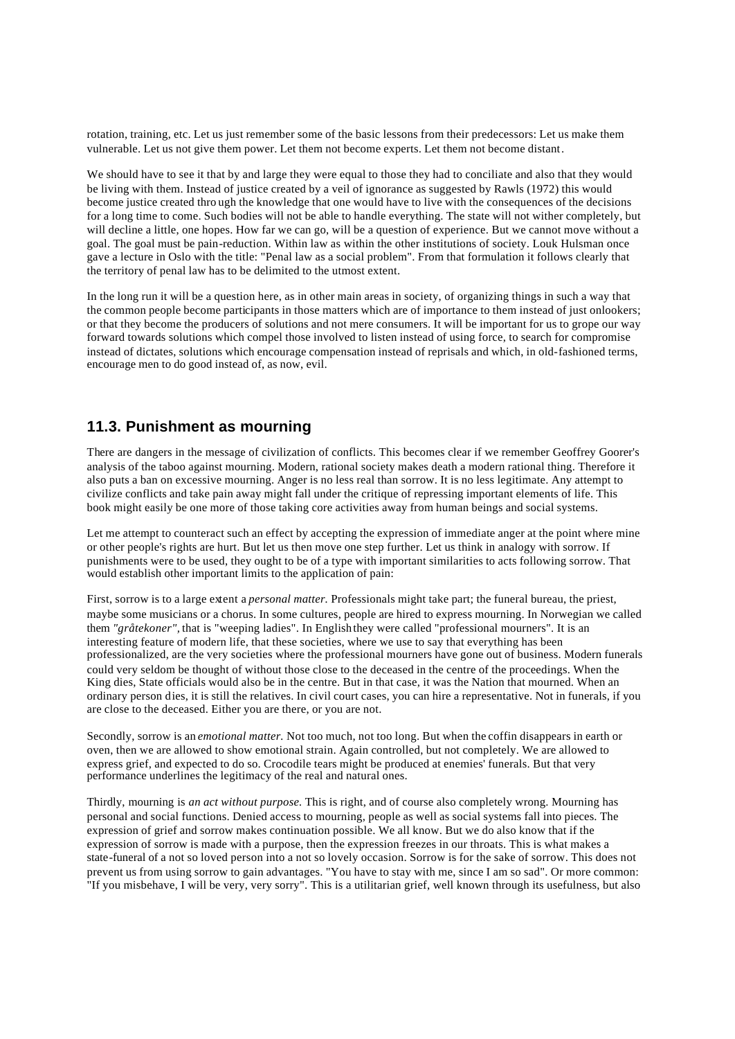rotation, training, etc. Let us just remember some of the basic lessons from their predecessors: Let us make them vulnerable. Let us not give them power. Let them not become experts. Let them not become distant.

We should have to see it that by and large they were equal to those they had to conciliate and also that they would be living with them. Instead of justice created by a veil of ignorance as suggested by Rawls (1972) this would become justice created through the knowledge that one would have to live with the consequences of the decisions for a long time to come. Such bodies will not be able to handle everything. The state will not wither completely, but will decline a little, one hopes. How far we can go, will be a question of experience. But we cannot move without a goal. The goal must be pain-reduction. Within law as within the other institutions of society. Louk Hulsman once gave a lecture in Oslo with the title: "Penal law as a social problem". From that formulation it follows clearly that the territory of penal law has to be delimited to the utmost extent.

In the long run it will be a question here, as in other main areas in society, of organizing things in such a way that the common people become participants in those matters which are of importance to them instead of just onlookers; or that they become the producers of solutions and not mere consumers. It will be important for us to grope our way forward towards solutions which compel those involved to listen instead of using force, to search for compromise instead of dictates, solutions which encourage compensation instead of reprisals and which, in old-fashioned terms, encourage men to do good instead of, as now, evil.

## 11.3. Punishment as mourning

There are dangers in the message of civilization of conflicts. This becomes clear if we remember Geoffrey Goorer's analysis of the taboo against mourning. Modern, rational society makes death a modern rational thing. Therefore it also puts a ban on excessive mourning. Anger is no less real than sorrow. It is no less legitimate. Any attempt to civilize conflicts and take pain away might fall under the critique of repressing important elements of life. This book might easily be one more of those taking core activities away from human beings and social systems.

Let me attempt to counteract such an effect by accepting the expression of immediate anger at the point where mine or other people's rights are hurt. But let us then move one step further. Let us think in analogy with sorrow. If punishments were to be used, they ought to be of a type with important similarities to acts following sorrow. That would establish other important limits to the application of pain:

First, sorrow is to a large extent a *personal matter*. Professionals might take part; the funeral bureau, the priest, maybe some musicians or a chorus. In some cultures, people are hired to express mourning. In Norwegian we called them *"gråtekoner"*, that is "weeping ladies". In English they were called "professional mourners". It is an interesting feature of modern life, that these societies, where we use to say that everything has been professionalized, are the very societies where the professional mourners have gone out of business. Modern funerals could very seldom be thought of without those close to the deceased in the centre of the proceedings. When the King dies, State officials would also be in the centre. But in that case, it was the Nation that mourned. When an ordinary person dies, it is still the relatives. In civil court cases, you can hire a representative. Not in funerals, if you are close to the deceased. Either you are there, or you are not.

Secondly, sorrow is an *emotional matter.* Not too much, not too long. But when the coffin disappears in earth or oven, then we are allowed to show emotional strain. Again controlled, but not completely. We are allowed to express grief, and expected to do so. Crocodile tears might be produced at enemies' funerals. But that very performance underlines the legitimacy of the real and natural ones.

Thirdly, mourning is *an act without purpose.* This is right, and of course also completely wrong. Mourning has personal and social functions. Denied access to mourning, people as well as social systems fall into pieces. The expression of grief and sorrow makes continuation possible. We all know. But we do also know that if the expression of sorrow is made with a purpose, then the expression freezes in our throats. This is what makes a state-funeral of a not so loved person into a not so lovely occasion. Sorrow is for the sake of sorrow. This does not prevent us from using sorrow to gain advantages. "You have to stay with me, since I am so sad". Or more common: "If you misbehave, I will be very, very sorry". This is a utilitarian grief, well known through its usefulness, but also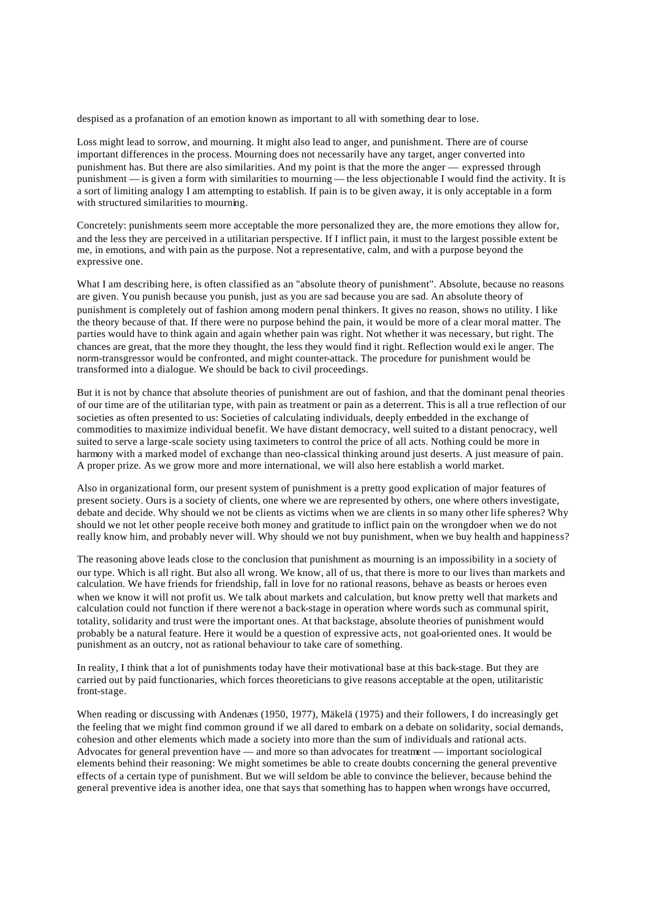despised as a profanation of an emotion known as important to all with something dear to lose.

Loss might lead to sorrow, and mourning. It might also lead to anger, and punishment. There are of course important differences in the process. Mourning does not necessarily have any target, anger converted into punishment has. But there are also similarities. And my point is that the more the anger — expressed through punishment — is given a form with similarities to mourning — the less objectionable I would find the activity. It is a sort of limiting analogy I am attempting to establish. If pain is to be given away, it is only acceptable in a form with structured similarities to mourning.

Concretely: punishments seem more acceptable the more personalized they are, the more emotions they allow for, and the less they are perceived in a utilitarian perspective. If I inflict pain, it must to the largest possible extent be me, in emotions, and with pain as the purpose. Not a representative, calm, and with a purpose beyond the expressive one.

What I am describing here, is often classified as an "absolute theory of punishment". Absolute, because no reasons are given. You punish because you punish, just as you are sad because you are sad. An absolute theory of punishment is completely out of fashion among modern penal thinkers. It gives no reason, shows no utility. I like the theory because of that. If there were no purpose behind the pain, it would be more of a clear moral matter. The parties would have to think again and again whether pain was right. Not whether it was necessary, but right. The chances are great, that the more they thought, the less they would find it right. Reflection would exile anger. The norm-transgressor would be confronted, and might counter-attack. The procedure for punishment would be transformed into a dialogue. We should be back to civil proceedings.

But it is not by chance that absolute theories of punishment are out of fashion, and that the dominant penal theories of our time are of the utilitarian type, with pain as treatment or pain as a deterrent. This is all a true reflection of our societies as often presented to us: Societies of calculating individuals, deeply embedded in the exchange of commodities to maximize individual benefit. We have distant democracy, well suited to a distant penocracy, well suited to serve a large-scale society using taximeters to control the price of all acts. Nothing could be more in harmony with a marked model of exchange than neo-classical thinking around just deserts. A just measure of pain. A proper prize. As we grow more and more international, we will also here establish a world market.

Also in organizational form, our present system of punishment is a pretty good explication of major features of present society. Ours is a society of clients, one where we are represented by others, one where others investigate, debate and decide. Why should we not be clients as victims when we are clients in so many other life spheres? Why should we not let other people receive both money and gratitude to inflict pain on the wrongdoer when we do not really know him, and probably never will. Why should we not buy punishment, when we buy health and happiness?

The reasoning above leads close to the conclusion that punishment as mourning is an impossibility in a society of our type. Which is all right. But also all wrong. We know, all of us, that there is more to our lives than markets and calculation. We have friends for friendship, fall in love for no rational reasons, behave as beasts or heroes even when we know it will not profit us. We talk about markets and calculation, but know pretty well that markets and calculation could not function if there were not a back-stage in operation where words such as communal spirit, totality, solidarity and trust were the important ones. At that backstage, absolute theories of punishment would probably be a natural feature. Here it would be a question of expressive acts, not goal-oriented ones. It would be punishment as an outcry, not as rational behaviour to take care of something.

In reality, I think that a lot of punishments today have their motivational base at this back-stage. But they are carried out by paid functionaries, which forces theoreticians to give reasons acceptable at the open, utilitaristic front-stage.

When reading or discussing with Andenæs (1950, 1977), Mäkelä (1975) and their followers, I do increasingly get the feeling that we might find common ground if we all dared to embark on a debate on solidarity, social demands, cohesion and other elements which made a society into more than the sum of individuals and rational acts. Advocates for general prevention have — and more so than advocates for treatment — important sociological elements behind their reasoning: We might sometimes be able to create doubts concerning the general preventive effects of a certain type of punishment. But we will seldom be able to convince the believer, because behind the general preventive idea is another idea, one that says that something has to happen when wrongs have occurred,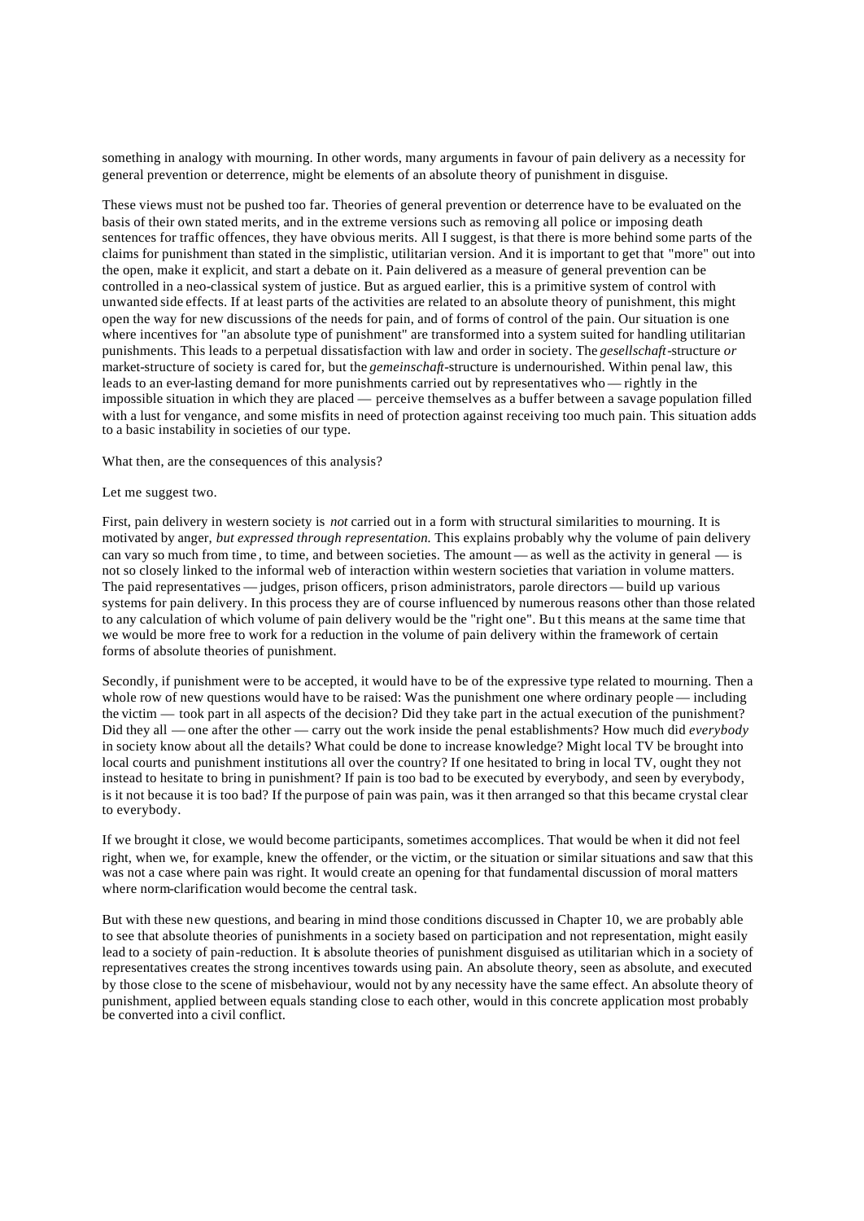something in analogy with mourning. In other words, many arguments in favour of pain delivery as a necessity for general prevention or deterrence, might be elements of an absolute theory of punishment in disguise.

These views must not be pushed too far. Theories of general prevention or deterrence have to be evaluated on the basis of their own stated merits, and in the extreme versions such as removing all police or imposing death sentences for traffic offences, they have obvious merits. All I suggest, is that there is more behind some parts of the claims for punishment than stated in the simplistic, utilitarian version. And it is important to get that "more" out into the open, make it explicit, and start a debate on it. Pain delivered as a measure of general prevention can be controlled in a neo-classical system of justice. But as argued earlier, this is a primitive system of control with unwanted side effects. If at least parts of the activities are related to an absolute theory of punishment, this might open the way for new discussions of the needs for pain, and of forms of control of the pain. Our situation is one where incentives for "an absolute type of punishment" are transformed into a system suited for handling utilitarian punishments. This leads to a perpetual dissatisfaction with law and order in society. The *gesellschaft*-structure *or* market-structure of society is cared for, but the *gemeinschaft*-structure is undernourished. Within penal law, this leads to an ever-lasting demand for more punishments carried out by representatives who — rightly in the impossible situation in which they are placed — perceive themselves as a buffer between a savage population filled with a lust for vengance, and some misfits in need of protection against receiving too much pain. This situation adds to a basic instability in societies of our type.

What then, are the consequences of this analysis?

Let me suggest two.

First, pain delivery in western society is *not* carried out in a form with structural similarities to mourning. It is motivated by anger, *but expressed through representation.* This explains probably why the volume of pain delivery can vary so much from time, to time, and between societies. The amount — as well as the activity in general — is not so closely linked to the informal web of interaction within western societies that variation in volume matters. The paid representatives — judges, prison officers, prison administrators, parole directors — build up various systems for pain delivery. In this process they are of course influenced by numerous reasons other than those related to any calculation of which volume of pain delivery would be the "right one". But this means at the same time that we would be more free to work for a reduction in the volume of pain delivery within the framework of certain forms of absolute theories of punishment.

Secondly, if punishment were to be accepted, it would have to be of the expressive type related to mourning. Then a whole row of new questions would have to be raised: Was the punishment one where ordinary people — including the victim — took part in all aspects of the decision? Did they take part in the actual execution of the punishment? Did they all — one after the other — carry out the work inside the penal establishments? How much did *everybody* in society know about all the details? What could be done to increase knowledge? Might local TV be brought into local courts and punishment institutions all over the country? If one hesitated to bring in local TV, ought they not instead to hesitate to bring in punishment? If pain is too bad to be executed by everybody, and seen by everybody, is it not because it is too bad? If the purpose of pain was pain, was it then arranged so that this became crystal clear to everybody.

If we brought it close, we would become participants, sometimes accomplices. That would be when it did not feel right, when we, for example, knew the offender, or the victim, or the situation or similar situations and saw that this was not a case where pain was right. It would create an opening for that fundamental discussion of moral matters where norm-clarification would become the central task.

But with these new questions, and bearing in mind those conditions discussed in Chapter 10, we are probably able to see that absolute theories of punishments in a society based on participation and not representation, might easily lead to a society of pain-reduction. It is absolute theories of punishment disguised as utilitarian which in a society of representatives creates the strong incentives towards using pain. An absolute theory, seen as absolute, and executed by those close to the scene of misbehaviour, would not by any necessity have the same effect. An absolute theory of punishment, applied between equals standing close to each other, would in this concrete application most probably be converted into a civil conflict.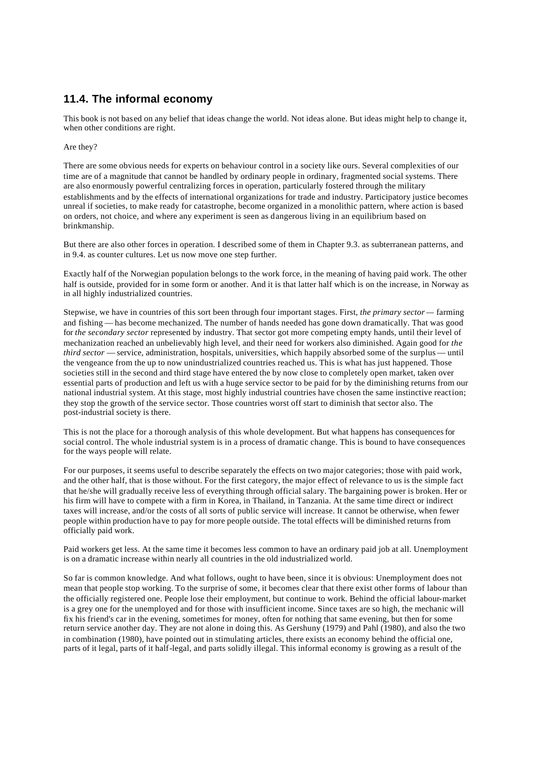## 11.4. The informal economy

This book is not based on any belief that ideas change the world. Not ideas alone. But ideas might help to change it, when other conditions are right.

Are they?

There are some obvious needs for experts on behaviour control in a society like ours. Several complexities of our time are of a magnitude that cannot be handled by ordinary people in ordinary, fragmented social systems. There are also enormously powerful centralizing forces in operation, particularly fostered through the military establishments and by the effects of international organizations for trade and industry. Participatory justice becomes unreal if societies, to make ready for catastrophe, become organized in a monolithic pattern, where action is based on orders, not choice, and where any experiment is seen as dangerous living in an equilibrium based on brinkmanship.

But there are also other forces in operation. I described some of them in Chapter 9.3. as subterranean patterns, and in 9.4. as counter cultures. Let us now move one step further.

Exactly half of the Norwegian population belongs to the work force, in the meaning of having paid work. The other half is outside, provided for in some form or another. And it is that latter half which is on the increase, in Norway as in all highly industrialized countries.

Stepwise, we have in countries of this sort been through four important stages. First, *the primary sector* — farming and fishing — has become mechanized. The number of hands needed has gone down dramatically. That was good for *the secondary sector* represented by industry. That sector got more competing empty hands, until their level of mechanization reached an unbelievably high level, and their need for workers also diminished. Again good for *the third sector* — service, administration, hospitals, universities, which happily absorbed some of the surplus — until the vengeance from the up to now unindustrialized countries reached us. This is what has just happened. Those societies still in the second and third stage have entered the by now close to completely open market, taken over essential parts of production and left us with a huge service sector to be paid for by the diminishing returns from our national industrial system. At this stage, most highly industrial countries have chosen the same instinctive reaction; they stop the growth of the service sector. Those countries worst off start to diminish that sector also. The post-industrial society is there.

This is not the place for a thorough analysis of this whole development. But what happens has consequences for social control. The whole industrial system is in a process of dramatic change. This is bound to have consequences for the ways people will relate.

For our purposes, it seems useful to describe separately the effects on two major categories; those with paid work, and the other half, that is those without. For the first category, the major effect of relevance to us is the simple fact that he/she will gradually receive less of everything through official salary. The bargaining power is broken. Her or his firm will have to compete with a firm in Korea, in Thailand, in Tanzania. At the same time direct or indirect taxes will increase, and/or the costs of all sorts of public service will increase. It cannot be otherwise, when fewer people within production have to pay for more people outside. The total effects will be diminished returns from officially paid work.

Paid workers get less. At the same time it becomes less common to have an ordinary paid job at all. Unemployment is on a dramatic increase within nearly all countries in the old industrialized world.

So far is common knowledge. And what follows, ought to have been, since it is obvious: Unemployment does not mean that people stop working. To the surprise of some, it becomes clear that there exist other forms of labour than the officially registered one. People lose their employment, but continue to work. Behind the official labour-market is a grey one for the unemployed and for those with insufficient income. Since taxes are so high, the mechanic will fix his friend's car in the evening, sometimes for money, often for nothing that same evening, but then for some return service another day. They are not alone in doing this. As Gershuny (1979) and Pahl (1980), and also the two in combination (1980), have pointed out in stimulating articles, there exists an economy behind the official one, parts of it legal, parts of it half-legal, and parts solidly illegal. This informal economy is growing as a result of the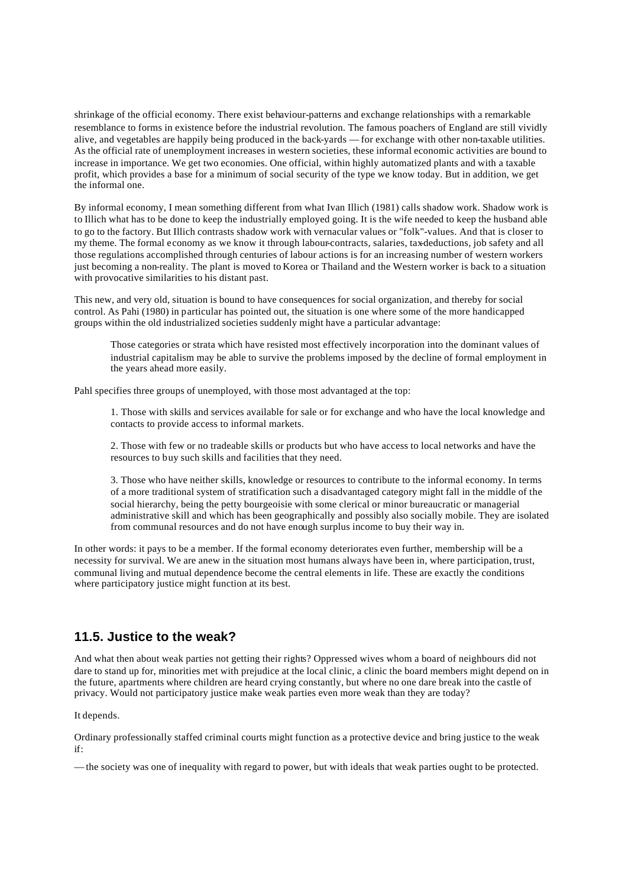shrinkage of the official economy. There exist behaviour-patterns and exchange relationships with a remarkable resemblance to forms in existence before the industrial revolution. The famous poachers of England are still vividly alive, and vegetables are happily being produced in the back-yards — for exchange with other non-taxable utilities. As the official rate of unemployment increases in western societies, these informal economic activities are bound to increase in importance. We get two economies. One official, within highly automatized plants and with a taxable profit, which provides a base for a minimum of social security of the type we know today. But in addition, we get the informal one.

By informal economy, I mean something different from what Ivan Illich (1981) calls shadow work. Shadow work is to Illich what has to be done to keep the industrially employed going. It is the wife needed to keep the husband able to go to the factory. But Illich contrasts shadow work with vernacular values or "folk"-values. And that is closer to my theme. The formal economy as we know it through labour-contracts, salaries, tax-deductions, job safety and all those regulations accomplished through centuries of labour actions is for an increasing number of western workers just becoming a non-reality. The plant is moved to Korea or Thailand and the Western worker is back to a situation with provocative similarities to his distant past.

This new, and very old, situation is bound to have consequences for social organization, and thereby for social control. As Pahi (1980) in particular has pointed out, the situation is one where some of the more handicapped groups within the old industrialized societies suddenly might have a particular advantage:

> Those categories or strata which have resisted most effectively incorporation into the dominant values of industrial capitalism may be able to survive the problems imposed by the decline of formal employment in the years ahead more easily.

Pahl specifies three groups of unemployed, with those most advantaged at the top:

> 1. Those with skills and services available for sale or for exchange and who have the local knowledge and contacts to provide access to informal markets.
>
> 2. Those with few or no tradeable skills or products but who have access to local networks and have the resources to buy such skills and facilities that they need.
>
> 3. Those who have neither skills, knowledge or resources to contribute to the informal economy. In terms of a more traditional system of stratification such a disadvantaged category might fall in the middle of the social hierarchy, being the petty bourgeoisie with some clerical or minor bureaucratic or managerial administrative skill and which has been geographically and possibly also socially mobile. They are isolated from communal resources and do not have enough surplus income to buy their way in.

In other words: it pays to be a member. If the formal economy deteriorates even further, membership will be a necessity for survival. We are anew in the situation most humans always have been in, where participation, trust, communal living and mutual dependence become the central elements in life. These are exactly the conditions where participatory justice might function at its best.

## 11.5. Justice to the weak?

And what then about weak parties not getting their rights? Oppressed wives whom a board of neighbours did not dare to stand up for, minorities met with prejudice at the local clinic, a clinic the board members might depend on in the future, apartments where children are heard crying constantly, but where no one dare break into the castle of privacy. Would not participatory justice make weak parties even more weak than they are today?

It depends.

Ordinary professionally staffed criminal courts might function as a protective device and bring justice to the weak if:

— the society was one of inequality with regard to power, but with ideals that weak parties ought to be protected.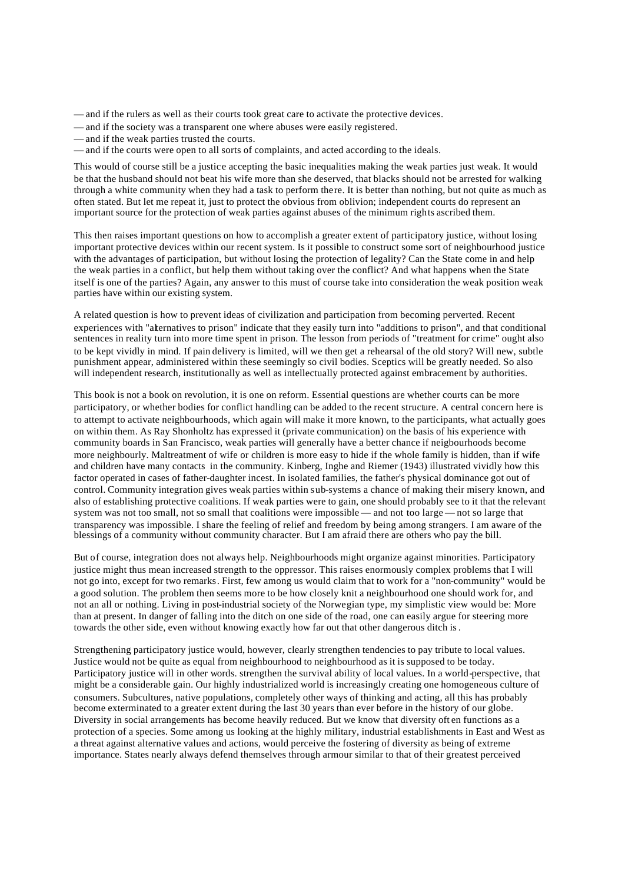— and if the rulers as well as their courts took great care to activate the protective devices.
— and if the society was a transparent one where abuses were easily registered.
— and if the weak parties trusted the courts.
— and if the courts were open to all sorts of complaints, and acted according to the ideals.

This would of course still be a justice accepting the basic inequalities making the weak parties just weak. It would be that the husband should not beat his wife more than she deserved, that blacks should not be arrested for walking through a white community when they had a task to perform there. It is better than nothing, but not quite as much as often stated. But let me repeat it, just to protect the obvious from oblivion; independent courts do represent an important source for the protection of weak parties against abuses of the minimum rights ascribed them.

This then raises important questions on how to accomplish a greater extent of participatory justice, without losing important protective devices within our recent system. Is it possible to construct some sort of neighbourhood justice with the advantages of participation, but without losing the protection of legality? Can the State come in and help the weak parties in a conflict, but help them without taking over the conflict? And what happens when the State itself is one of the parties? Again, any answer to this must of course take into consideration the weak position weak parties have within our existing system.

A related question is how to prevent ideas of civilization and participation from becoming perverted. Recent experiences with "alternatives to prison" indicate that they easily turn into "additions to prison", and that conditional sentences in reality turn into more time spent in prison. The lesson from periods of "treatment for crime" ought also to be kept vividly in mind. If pain delivery is limited, will we then get a rehearsal of the old story? Will new, subtle punishment appear, administered within these seemingly so civil bodies. Sceptics will be greatly needed. So also will independent research, institutionally as well as intellectually protected against embracement by authorities.

This book is not a book on revolution, it is one on reform. Essential questions are whether courts can be more participatory, or whether bodies for conflict handling can be added to the recent structure. A central concern here is to attempt to activate neighbourhoods, which again will make it more known, to the participants, what actually goes on within them. As Ray Shonholtz has expressed it (private communication) on the basis of his experience with community boards in San Francisco, weak parties will generally have a better chance if neigbourhoods become more neighbourly. Maltreatment of wife or children is more easy to hide if the whole family is hidden, than if wife and children have many contacts in the community. Kinberg, Inghe and Riemer (1943) illustrated vividly how this factor operated in cases of father-daughter incest. In isolated families, the father's physical dominance got out of control. Community integration gives weak parties within sub-systems a chance of making their misery known, and also of establishing protective coalitions. If weak parties were to gain, one should probably see to it that the relevant system was not too small, not so small that coalitions were impossible — and not too large — not so large that transparency was impossible. I share the feeling of relief and freedom by being among strangers. I am aware of the blessings of a community without community character. But I am afraid there are others who pay the bill.

But of course, integration does not always help. Neighbourhoods might organize against minorities. Participatory justice might thus mean increased strength to the oppressor. This raises enormously complex problems that I will not go into, except for two remarks. First, few among us would claim that to work for a "non-community" would be a good solution. The problem then seems more to be how closely knit a neighbourhood one should work for, and not an all or nothing. Living in post-industrial society of the Norwegian type, my simplistic view would be: More than at present. In danger of falling into the ditch on one side of the road, one can easily argue for steering more towards the other side, even without knowing exactly how far out that other dangerous ditch is.

Strengthening participatory justice would, however, clearly strengthen tendencies to pay tribute to local values. Justice would not be quite as equal from neighbourhood to neighbourhood as it is supposed to be today. Participatory justice will in other words. strengthen the survival ability of local values. In a world-perspective, that might be a considerable gain. Our highly industrialized world is increasingly creating one homogeneous culture of consumers. Subcultures, native populations, completely other ways of thinking and acting, all this has probably become exterminated to a greater extent during the last 30 years than ever before in the history of our globe. Diversity in social arrangements has become heavily reduced. But we know that diversity often functions as a protection of a species. Some among us looking at the highly military, industrial establishments in East and West as a threat against alternative values and actions, would perceive the fostering of diversity as being of extreme importance. States nearly always defend themselves through armour similar to that of their greatest perceived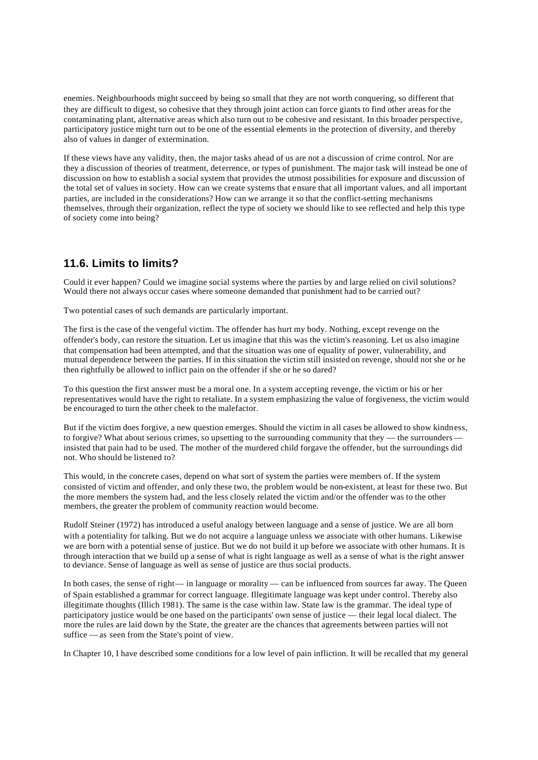enemies. Neighbourhoods might succeed by being so small that they are not worth conquering, so different that they are difficult to digest, so cohesive that they through joint action can force giants to find other areas for the contaminating plant, alternative areas which also turn out to be cohesive and resistant. In this broader perspective, participatory justice might turn out to be one of the essential elements in the protection of diversity, and thereby also of values in danger of extermination.

If these views have any validity, then, the major tasks ahead of us are not a discussion of crime control. Nor are they a discussion of theories of treatment, deterrence, or types of punishment. The major task will instead be one of discussion on how to establish a social system that provides the utmost possibilities for exposure and discussion of the total set of values in society. How can we create systems that ensure that all important values, and all important parties, are included in the considerations? How can we arrange it so that the conflict-setting mechanisms themselves, through their organization, reflect the type of society we should like to see reflected and help this type of society come into being?

## 11.6. Limits to limits?

Could it ever happen? Could we imagine social systems where the parties by and large relied on civil solutions? Would there not always occur cases where someone demanded that punishment had to be carried out?

Two potential cases of such demands are particularly important.

The first is the case of the vengeful victim. The offender has hurt my body. Nothing, except revenge on the offender's body, can restore the situation. Let us imagine that this was the victim's reasoning. Let us also imagine that compensation had been attempted, and that the situation was one of equality of power, vulnerability, and mutual dependence between the parties. If in this situation the victim still insisted on revenge, should not she or he then rightfully be allowed to inflict pain on the offender if she or he so dared?

To this question the first answer must be a moral one. In a system accepting revenge, the victim or his or her representatives would have the right to retaliate. In a system emphasizing the value of forgiveness, the victim would be encouraged to turn the other cheek to the malefactor.

But if the victim does forgive, a new question emerges. Should the victim in all cases be allowed to show kindness, to forgive? What about serious crimes, so upsetting to the surrounding community that they — the surrounders — insisted that pain had to be used. The mother of the murdered child forgave the offender, but the surroundings did not. Who should be listened to?

This would, in the concrete cases, depend on what sort of system the parties were members of. If the system consisted of victim and offender, and only these two, the problem would be non-existent, at least for these two. But the more members the system had, and the less closely related the victim and/or the offender was to the other members, the greater the problem of community reaction would become.

Rudolf Steiner (1972) has introduced a useful analogy between language and a sense of justice. We are all born with a potentiality for talking. But we do not acquire a language unless we associate with other humans. Likewise we are born with a potential sense of justice. But we do not build it up before we associate with other humans. It is through interaction that we build up a sense of what is right language as well as a sense of what is the right answer to deviance. Sense of language as well as sense of justice are thus social products.

In both cases, the sense of right — in language or morality — can be influenced from sources far away. The Queen of Spain established a grammar for correct language. Illegitimate language was kept under control. Thereby also illegitimate thoughts (Illich 1981). The same is the case within law. State law is the grammar. The ideal type of participatory justice would be one based on the participants' own sense of justice — their legal local dialect. The more the rules are laid down by the State, the greater are the chances that agreements between parties will not suffice — as seen from the State's point of view.

In Chapter 10, I have described some conditions for a low level of pain infliction. It will be recalled that my general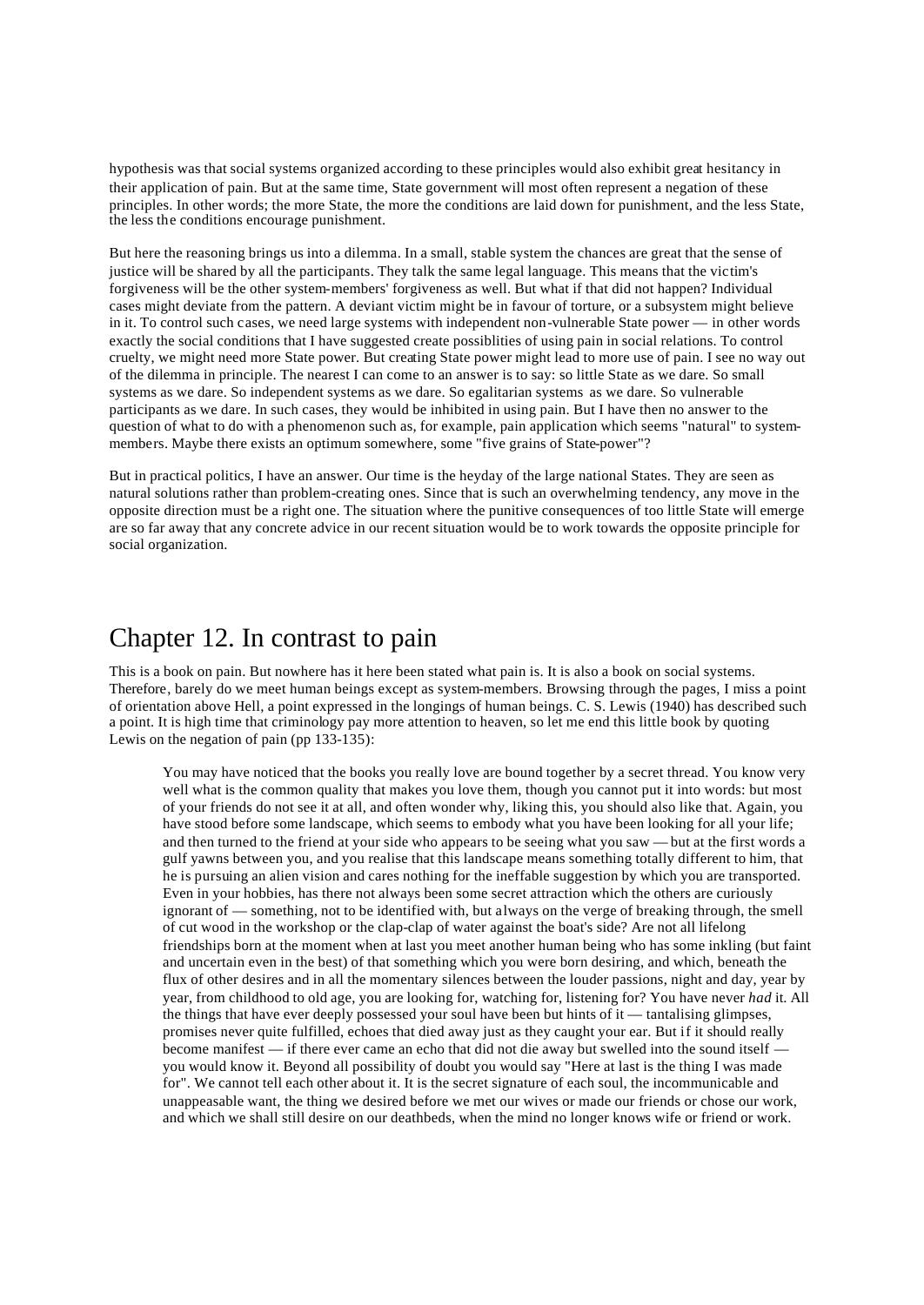hypothesis was that social systems organized according to these principles would also exhibit great hesitancy in their application of pain. But at the same time, State government will most often represent a negation of these principles. In other words; the more State, the more the conditions are laid down for punishment, and the less State, the less the conditions encourage punishment.

But here the reasoning brings us into a dilemma. In a small, stable system the chances are great that the sense of justice will be shared by all the participants. They talk the same legal language. This means that the victim's forgiveness will be the other system-members' forgiveness as well. But what if that did not happen? Individual cases might deviate from the pattern. A deviant victim might be in favour of torture, or a subsystem might believe in it. To control such cases, we need large systems with independent non-vulnerable State power — in other words exactly the social conditions that I have suggested create possiblities of using pain in social relations. To control cruelty, we might need more State power. But creating State power might lead to more use of pain. I see no way out of the dilemma in principle. The nearest I can come to an answer is to say: so little State as we dare. So small systems as we dare. So independent systems as we dare. So egalitarian systems as we dare. So vulnerable participants as we dare. In such cases, they would be inhibited in using pain. But I have then no answer to the question of what to do with a phenomenon such as, for example, pain application which seems "natural" to system-members. Maybe there exists an optimum somewhere, some "five grains of State-power"?

But in practical politics, I have an answer. Our time is the heyday of the large national States. They are seen as natural solutions rather than problem-creating ones. Since that is such an overwhelming tendency, any move in the opposite direction must be a right one. The situation where the punitive consequences of too little State will emerge are so far away that any concrete advice in our recent situation would be to work towards the opposite principle for social organization.

# Chapter 12. In contrast to pain

This is a book on pain. But nowhere has it here been stated what pain is. It is also a book on social systems. Therefore, barely do we meet human beings except as system-members. Browsing through the pages, I miss a point of orientation above Hell, a point expressed in the longings of human beings. C. S. Lewis (1940) has described such a point. It is high time that criminology pay more attention to heaven, so let me end this little book by quoting Lewis on the negation of pain (pp 133-135):

> You may have noticed that the books you really love are bound together by a secret thread. You know very well what is the common quality that makes you love them, though you cannot put it into words: but most of your friends do not see it at all, and often wonder why, liking this, you should also like that. Again, you have stood before some landscape, which seems to embody what you have been looking for all your life; and then turned to the friend at your side who appears to be seeing what you saw — but at the first words a gulf yawns between you, and you realise that this landscape means something totally different to him, that he is pursuing an alien vision and cares nothing for the ineffable suggestion by which you are transported. Even in your hobbies, has there not always been some secret attraction which the others are curiously ignorant of — something, not to be identified with, but always on the verge of breaking through, the smell of cut wood in the workshop or the clap-clap of water against the boat's side? Are not all lifelong friendships born at the moment when at last you meet another human being who has some inkling (but faint and uncertain even in the best) of that something which you were born desiring, and which, beneath the flux of other desires and in all the momentary silences between the louder passions, night and day, year by year, from childhood to old age, you are looking for, watching for, listening for? You have never *had* it. All the things that have ever deeply possessed your soul have been but hints of it — tantalising glimpses, promises never quite fulfilled, echoes that died away just as they caught your ear. But if it should really become manifest — if there ever came an echo that did not die away but swelled into the sound itself — you would know it. Beyond all possibility of doubt you would say "Here at last is the thing I was made for". We cannot tell each other about it. It is the secret signature of each soul, the incommunicable and unappeasable want, the thing we desired before we met our wives or made our friends or chose our work, and which we shall still desire on our deathbeds, when the mind no longer knows wife or friend or work.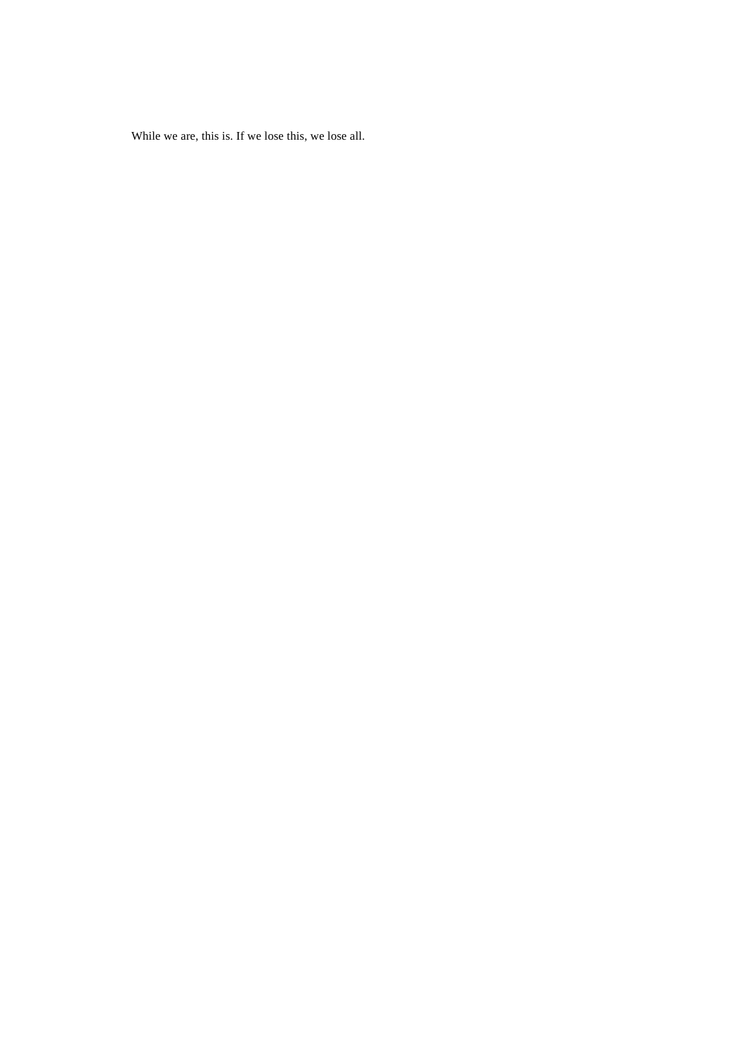While we are, this is. If we lose this, we lose all.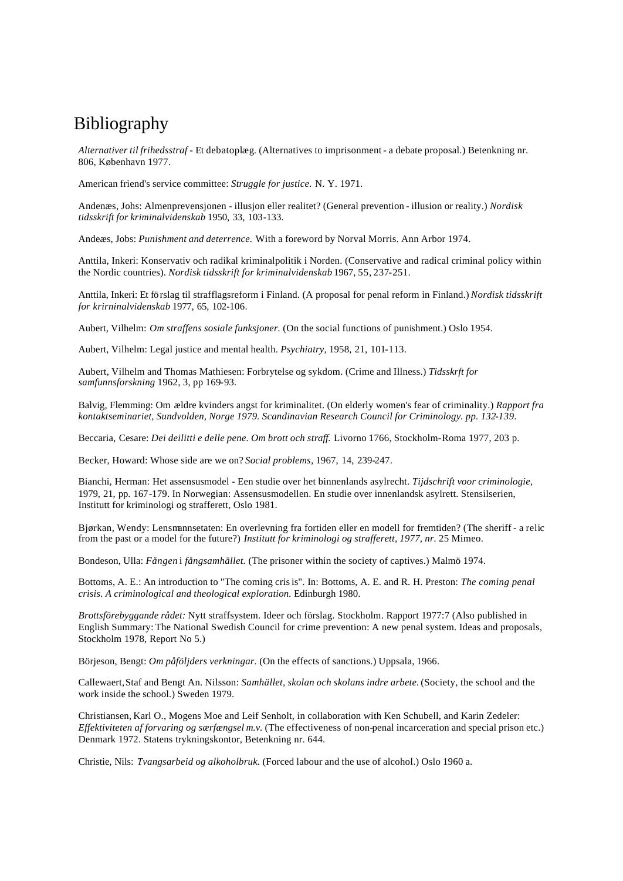# Bibliography

*Alternativer til frihedsstraf* - Et debatoplæg. (Alternatives to imprisonment - a debate proposal.) Betenkning nr. 806, København 1977.

American friend's service committee: *Struggle for justice.* N. Y. 1971.

Andenæs, Johs: Almenprevensjonen - illusjon eller realitet? (General prevention - illusion or reality.) *Nordisk tidsskrift for kriminalvidenskab* 1950, 33, 103-133.

Andeæs, Jobs: *Punishment and deterrence.* With a foreword by Norval Morris. Ann Arbor 1974.

Anttila, Inkeri: Konservativ och radikal kriminalpolitik i Norden. (Conservative and radical criminal policy within the Nordic countries). *Nordisk tidsskrift for kriminalvidenskab* 1967, 55, 237-251.

Anttila, Inkeri: Et förslag til strafflagsreform i Finland. (A proposal for penal reform in Finland.) *Nordisk tidsskrift for krirninalvidenskab* 1977, 65, 102-106.

Aubert, Vilhelm: *Om straffens sosiale funksjoner.* (On the social functions of punishment.) Oslo 1954.

Aubert, Vilhelm: Legal justice and mental health. *Psychiatry,* 1958, 21, 101-113.

Aubert, Vilhelm and Thomas Mathiesen: Forbrytelse og sykdom. (Crime and Illness.) *Tidsskrft for samfunnsforskning* 1962, 3, pp 169-93.

Balvig, Flemming: Om ældre kvinders angst for kriminalitet. (On elderly women's fear of criminality.) *Rapport fra kontaktseminariet, Sundvolden, Norge 1979. Scandinavian Research Council for Criminology. pp. 132-139.*

Beccaria, Cesare: *Dei deilitti e delle pene. Om brott och straff.* Livorno 1766, Stockholm-Roma 1977, 203 p.

Becker, Howard: Whose side are we on? *Social problems,* 1967, 14, 239-247.

Bianchi, Herman: Het assensusmodel - Een studie over het binnenlands asylrecht. *Tijdschrift voor criminologie,* 1979, 21, pp. 167-179. In Norwegian: Assensusmodellen. En studie over innenlandsk asylrett. Stensilserien, Institutt for kriminologi og strafferett, Oslo 1981.

Bjørkan, Wendy: Lensmannsetaten: En overlevning fra fortiden eller en modell for fremtiden? (The sheriff - a relic from the past or a model for the future?) *Institutt for kriminologi og strafferett, 1977, nr.* 25 Mimeo.

Bondeson, Ulla: *Fången i fångsamhället.* (The prisoner within the society of captives.) Malmö 1974.

Bottoms, A. E.: An introduction to "The coming cris is". In: Bottoms, A. E. and R. H. Preston: *The coming penal crisis. A criminological and theological exploration.* Edinburgh 1980.

*Brottsförebyggande rådet:* Nytt straffsystem. Ideer och förslag. Stockholm. Rapport 1977:7 (Also published in English Summary: The National Swedish Council for crime prevention: A new penal system. Ideas and proposals, Stockholm 1978, Report No 5.)

Börjeson, Bengt: *Om påföljders verkningar.* (On the effects of sanctions.) Uppsala, 1966.

Callewaert, Staf and Bengt An. Nilsson: *Samhället, skolan och skolans indre arbete.* (Society, the school and the work inside the school.) Sweden 1979.

Christiansen, Karl O., Mogens Moe and Leif Senholt, in collaboration with Ken Schubell, and Karin Zedeler: *Effektiviteten af forvaring og særfængsel m.v.* (The effectiveness of non-penal incarceration and special prison etc.) Denmark 1972. Statens trykningskontor, Betenkning nr. 644.

Christie, Nils: *Tvangsarbeid og alkoholbruk.* (Forced labour and the use of alcohol.) Oslo 1960 a.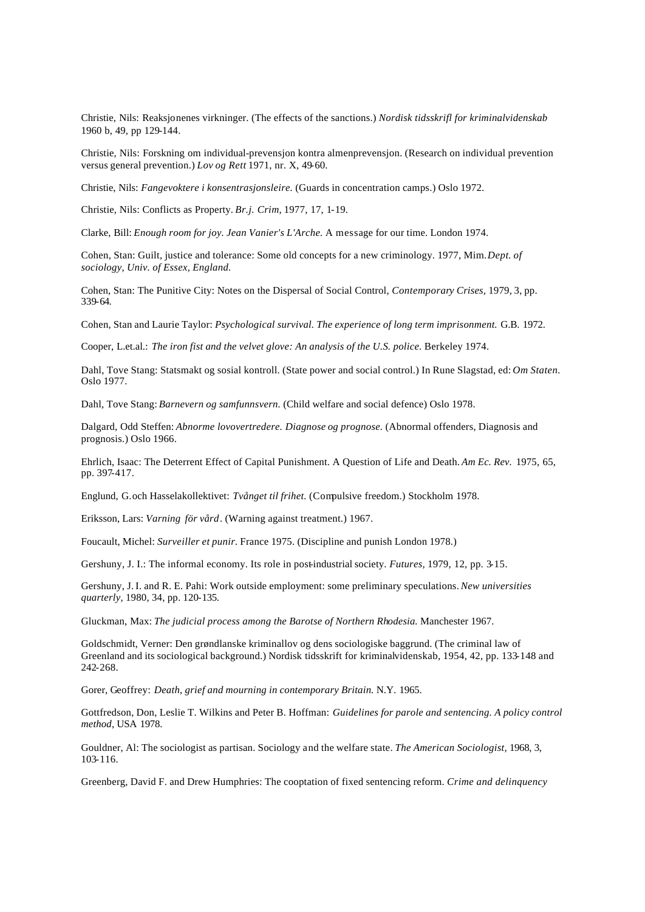Christie, Nils: Reaksjonenes virkninger. (The effects of the sanctions.) *Nordisk tidsskrifl for kriminalvidenskab* 1960 b, 49, pp 129-144.

Christie, Nils: Forskning om individual-prevensjon kontra almenprevensjon. (Research on individual prevention versus general prevention.) *Lov og Rett* 1971, nr. X, 49-60.

Christie, Nils: *Fangevoktere i konsentrasjonsleire.* (Guards in concentration camps.) Oslo 1972.

Christie, Nils: Conflicts as Property. *Br.j. Crim,* 1977, 17, 1-19.

Clarke, Bill: *Enough room for joy. Jean Vanier's L'Arche.* A message for our time. London 1974.

Cohen, Stan: Guilt, justice and tolerance: Some old concepts for a new criminology. 1977, Mim. *Dept. of sociology, Univ. of Essex, England.*

Cohen, Stan: The Punitive City: Notes on the Dispersal of Social Control, *Contemporary Crises,* 1979, 3, pp. 339-64.

Cohen, Stan and Laurie Taylor: *Psychological survival. The experience of long term imprisonment.* G.B. 1972.

Cooper, L.et.al.: *The iron fist and the velvet glove: An analysis of the U.S. police.* Berkeley 1974.

Dahl, Tove Stang: Statsmakt og sosial kontroll. (State power and social control.) In Rune Slagstad, ed: *Om Staten.* Oslo 1977.

Dahl, Tove Stang: *Barnevern og samfunnsvern.* (Child welfare and social defence) Oslo 1978.

Dalgard, Odd Steffen: *Abnorme lovovertredere. Diagnose og prognose.* (Abnormal offenders, Diagnosis and prognosis.) Oslo 1966.

Ehrlich, Isaac: The Deterrent Effect of Capital Punishment. A Question of Life and Death. *Am Ec. Rev.* 1975, 65, pp. 397-417.

Englund, G. och Hasselakollektivet: *Tvånget til frihet.* (Compulsive freedom.) Stockholm 1978.

Eriksson, Lars: *Varning för vård*. (Warning against treatment.) 1967.

Foucault, Michel: *Surveiller et punir.* France 1975. (Discipline and punish London 1978.)

Gershuny, J. I.: The informal economy. Its role in post-industrial society. *Futures,* 1979, 12, pp. 3-15.

Gershuny, J. I. and R. E. Pahi: Work outside employment: some preliminary speculations. *New universities quarterly,* 1980, 34, pp. 120-135.

Gluckman, Max: *The judicial process among the Barotse of Northern Rhodesia.* Manchester 1967.

Goldschmidt, Verner: Den grøndlanske kriminallov og dens sociologiske baggrund. (The criminal law of Greenland and its sociological background.) Nordisk tidsskrift for kriminalvidenskab, 1954, 42, pp. 133-148 and 242-268.

Gorer, Geoffrey: *Death, grief and mourning in contemporary Britain.* N.Y. 1965.

Gottfredson, Don, Leslie T. Wilkins and Peter B. Hoffman: *Guidelines for parole and sentencing. A policy control method,* USA 1978.

Gouldner, Al: The sociologist as partisan. Sociology and the welfare state. *The American Sociologist,* 1968, 3, 103-116.

Greenberg, David F. and Drew Humphries: The cooptation of fixed sentencing reform. *Crime and delinquency*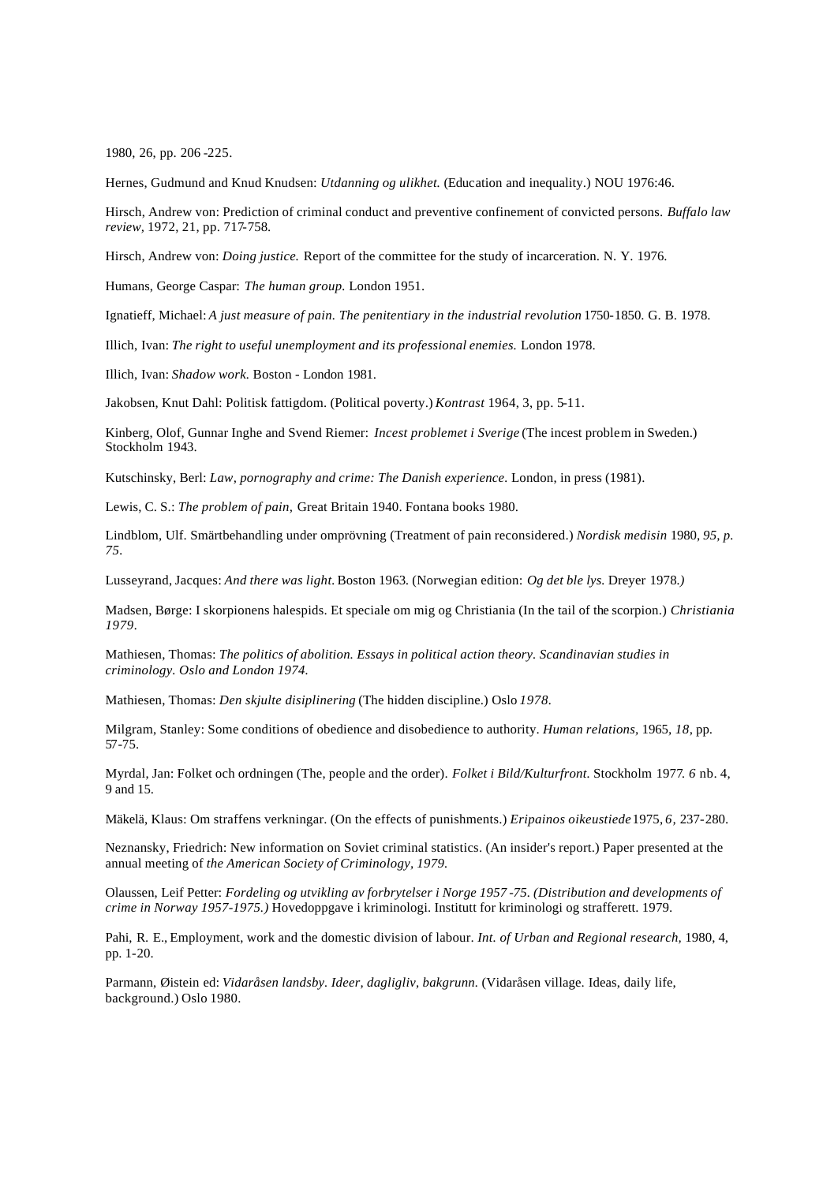1980, 26, pp. 206 -225.

Hernes, Gudmund and Knud Knudsen: *Utdanning og ulikhet.* (Education and inequality.) NOU 1976:46.

Hirsch, Andrew von: Prediction of criminal conduct and preventive confinement of convicted persons. *Buffalo law review,* 1972, 21, pp. 717-758.

Hirsch, Andrew von: *Doing justice.* Report of the committee for the study of incarceration. N. Y. 1976.

Humans, George Caspar: *The human group.* London 1951.

Ignatieff, Michael: *A just measure of pain. The penitentiary in the industrial revolution* 1750-1850. G. B. 1978.

Illich, Ivan: *The right to useful unemployment and its professional enemies.* London 1978.

Illich, Ivan: *Shadow work.* Boston - London 1981.

Jakobsen, Knut Dahl: Politisk fattigdom. (Political poverty.) *Kontrast* 1964, 3, pp. 5-11.

Kinberg, Olof, Gunnar Inghe and Svend Riemer: *Incest problemet i Sverige* (The incest problem in Sweden.) Stockholm 1943.

Kutschinsky, Berl: *Law, pornography and crime: The Danish experience.* London, in press (1981).

Lewis, C. S.: *The problem of pain,* Great Britain 1940. Fontana books 1980.

Lindblom, Ulf. Smärtbehandling under omprövning (Treatment of pain reconsidered.) *Nordisk medisin* 1980, *95, p. 75.*

Lusseyrand, Jacques: *And there was light.* Boston 1963. (Norwegian edition: *Og det ble lys.* Dreyer 1978.*)*

Madsen, Børge: I skorpionens halespids. Et speciale om mig og Christiania (In the tail of the scorpion.) *Christiania 1979.*

Mathiesen, Thomas: *The politics of abolition. Essays in political action theory. Scandinavian studies in criminology. Oslo and London 1974.*

Mathiesen, Thomas: *Den skjulte disiplinering* (The hidden discipline.) Oslo *1978.*

Milgram, Stanley: Some conditions of obedience and disobedience to authority. *Human relations,* 1965, *18,* pp. 57-75.

Myrdal, Jan: Folket och ordningen (The, people and the order). *Folket i Bild/Kulturfront.* Stockholm 1977. *6* nb. 4, 9 and 15.

Mäkelä, Klaus: Om straffens verkningar. (On the effects of punishments.) *Eripainos oikeustiede* 1975, *6,* 237-280.

Neznansky, Friedrich: New information on Soviet criminal statistics. (An insider's report.) Paper presented at the annual meeting of *the American Society of Criminology, 1979.*

Olaussen, Leif Petter: *Fordeling og utvikling av forbrytelser i Norge 1957 -75. (Distribution and developments of crime in Norway 1957-1975.)* Hovedoppgave i kriminologi. Institutt for kriminologi og strafferett. 1979.

Pahi, R. E., Employment, work and the domestic division of labour. *Int. of Urban and Regional research,* 1980, 4, pp. 1-20.

Parmann, Øistein ed: *Vidaråsen landsby. Ideer, dagligliv, bakgrunn.* (Vidaråsen village. Ideas, daily life, background.) Oslo 1980.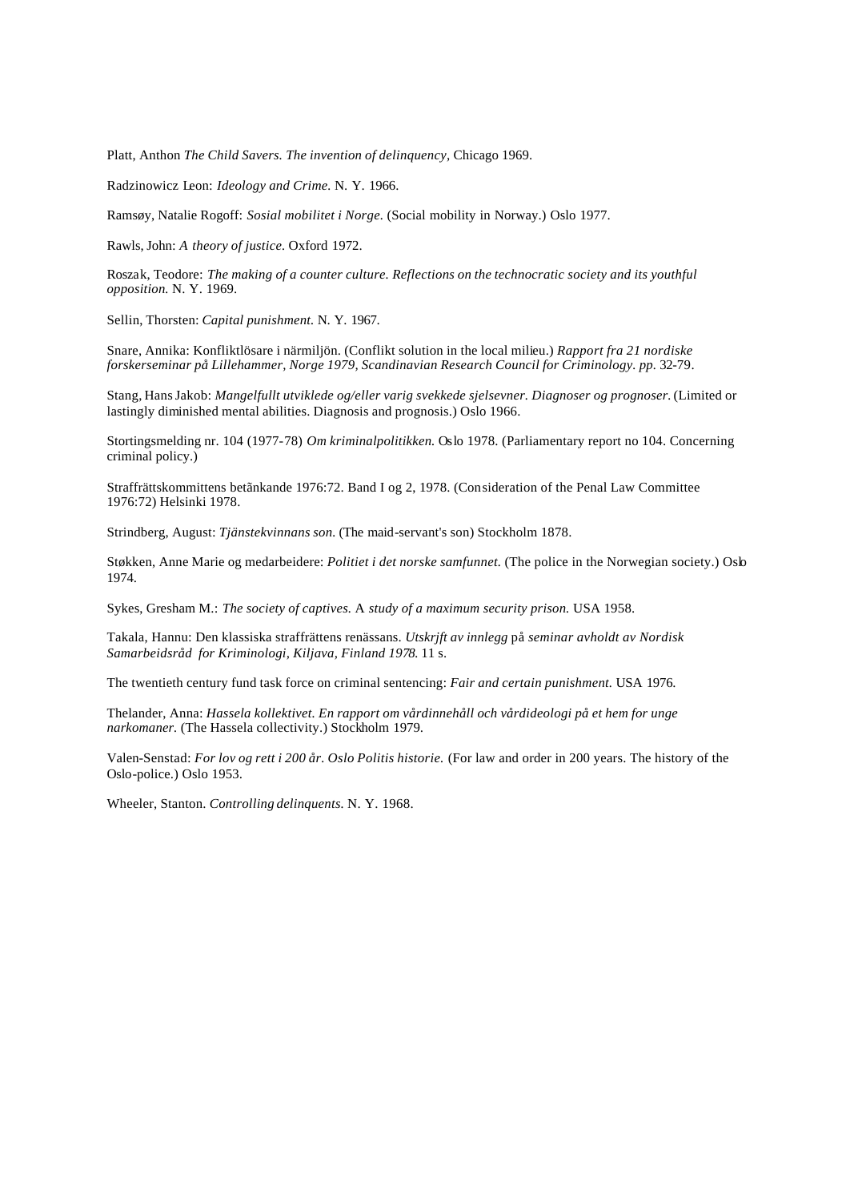Platt, Anthon *The Child Savers. The invention of delinquency*, Chicago 1969.

Radzinowicz Leon: *Ideology and Crime.* N. Y. 1966.

Ramsøy, Natalie Rogoff: *Sosial mobilitet i Norge.* (Social mobility in Norway.) Oslo 1977.

Rawls, John: *A theory of justice.* Oxford 1972.

Roszak, Teodore: *The making of a counter culture. Reflections on the technocratic society and its youthful opposition.* N. Y. 1969.

Sellin, Thorsten: *Capital punishment.* N. Y. 1967.

Snare, Annika: Konfliktlösare i närmiljön. (Conflikt solution in the local milieu.) *Rapport fra 21 nordiske forskerseminar på Lillehammer, Norge 1979, Scandinavian Research Council for Criminology. pp.* 32-79.

Stang, Hans Jakob: *Mangelfullt utviklede og/eller varig svekkede sjelsevner. Diagnoser og prognoser.* (Limited or lastingly diminished mental abilities. Diagnosis and prognosis.) Oslo 1966.

Stortingsmelding nr. 104 (1977-78) *Om kriminalpolitikken.* Oslo 1978. (Parliamentary report no 104. Concerning criminal policy.)

Straffrättskommittens betãnkande 1976:72. Band I og 2, 1978. (Consideration of the Penal Law Committee 1976:72) Helsinki 1978.

Strindberg, August: *Tjänstekvinnans son.* (The maid-servant's son) Stockholm 1878.

Støkken, Anne Marie og medarbeidere: *Politiet i det norske samfunnet.* (The police in the Norwegian society.) Oslo 1974.

Sykes, Gresham M.: *The society of captives.* A *study of a maximum security prison.* USA 1958.

Takala, Hannu: Den klassiska straffrättens renässans. *Utskrjft av innlegg* på *seminar avholdt av Nordisk Samarbeidsråd for Kriminologi, Kiljava, Finland 1978.* 11 s.

The twentieth century fund task force on criminal sentencing: *Fair and certain punishment.* USA 1976.

Thelander, Anna: *Hassela kollektivet. En rapport om vårdinnehåll och vårdideologi på et hem for unge narkomaner.* (The Hassela collectivity.) Stockholm 1979.

Valen-Senstad: *For lov og rett i 200 år. Oslo Politis historie.* (For law and order in 200 years. The history of the Oslo-police.) Oslo 1953.

Wheeler, Stanton. *Controlling delinquents.* N. Y. 1968.